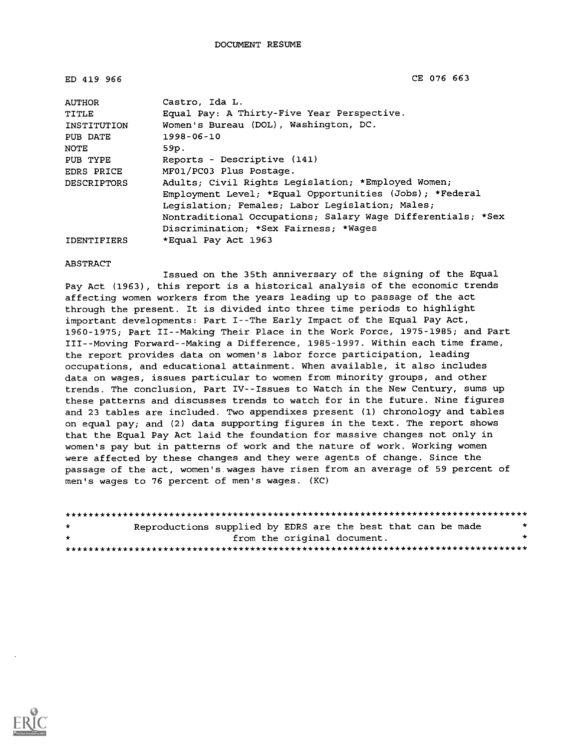DOCUMENT RESUME

| | |
|---|---|
| ED 419 966 | CE 076 663 |

| | |
|---|---|
| AUTHOR | Castro, Ida L. |
| TITLE | Equal Pay: A Thirty-Five Year Perspective. |
| INSTITUTION | Women's Bureau (DOL), Washington, DC. |
| PUB DATE | 1998-06-10 |
| NOTE | 59p. |
| PUB TYPE | Reports - Descriptive (141) |
| EDRS PRICE | MF01/PC03 Plus Postage. |
| DESCRIPTORS | Adults; Civil Rights Legislation; *Employed Women; Employment Level; *Equal Opportunities (Jobs); *Federal Legislation; Females; Labor Legislation; Males; Nontraditional Occupations; Salary Wage Differentials; *Sex Discrimination; *Sex Fairness; *Wages |
| IDENTIFIERS | *Equal Pay Act 1963 |

ABSTRACT

Issued on the 35th anniversary of the signing of the Equal Pay Act (1963), this report is a historical analysis of the economic trends affecting women workers from the years leading up to passage of the act through the present. It is divided into three time periods to highlight important developments: Part I--The Early Impact of the Equal Pay Act, 1960-1975; Part II--Making Their Place in the Work Force, 1975-1985; and Part III--Moving Forward--Making a Difference, 1985-1997. Within each time frame, the report provides data on women's labor force participation, leading occupations, and educational attainment. When available, it also includes data on wages, issues particular to women from minority groups, and other trends. The conclusion, Part IV--Issues to Watch in the New Century, sums up these patterns and discusses trends to watch for in the future. Nine figures and 23 tables are included. Two appendixes present (1) chronology and tables on equal pay; and (2) data supporting figures in the text. The report shows that the Equal Pay Act laid the foundation for massive changes not only in women's pay but in patterns of work and the nature of work. Working women were affected by these changes and they were agents of change. Since the passage of the act, women's wages have risen from an average of 59 percent of men's wages to 76 percent of men's wages. (KC)

********************************************************************************
* Reproductions supplied by EDRS are the best that can be made *
* from the original document. *
********************************************************************************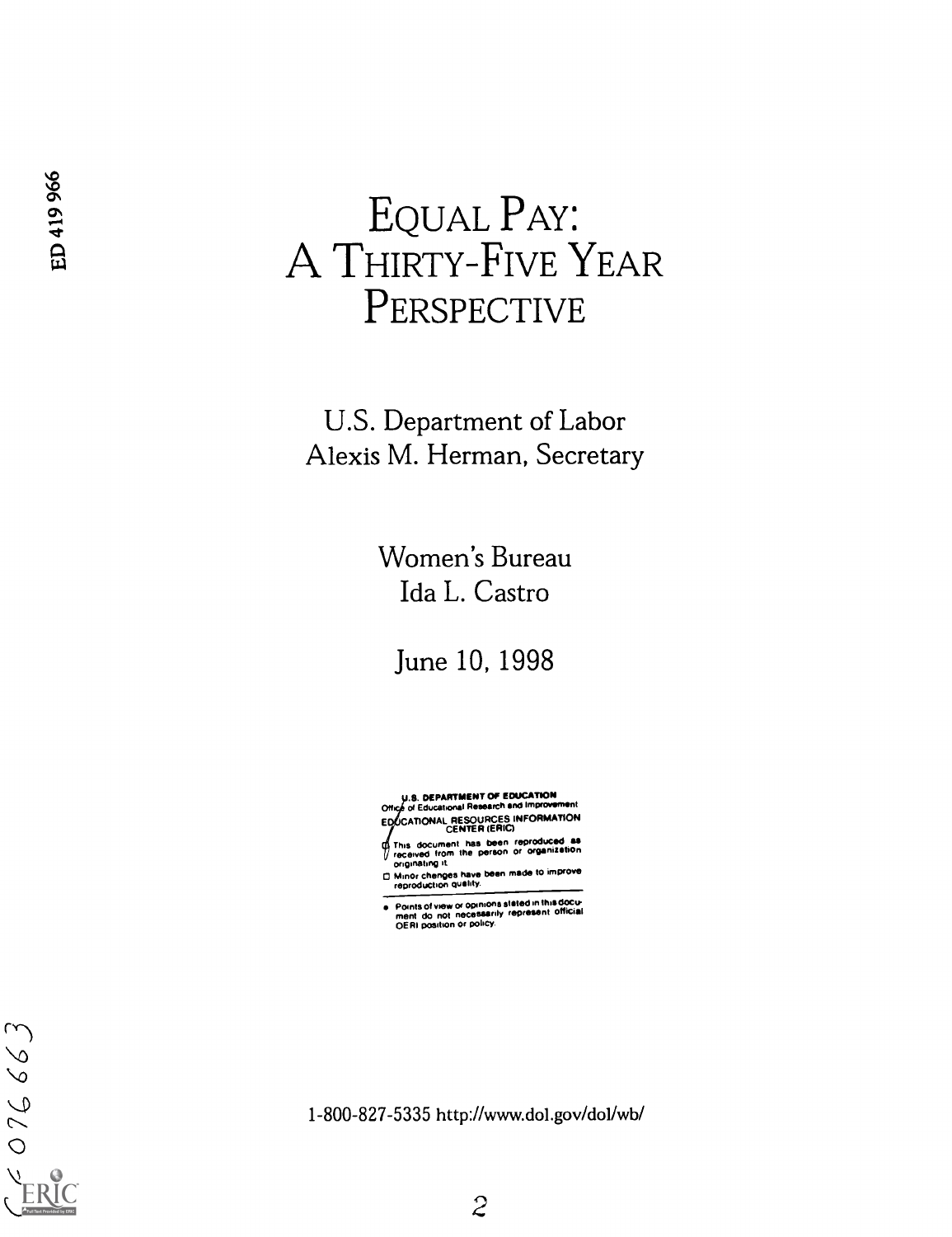# EQUAL PAY: A THIRTY-FIVE YEAR PERSPECTIVE

U.S. Department of Labor
Alexis M. Herman, Secretary

Women's Bureau
Ida L. Castro

June 10, 1998

U.S. DEPARTMENT OF EDUCATION
Office of Educational Research and Improvement
EDUCATIONAL RESOURCES INFORMATION CENTER (ERIC)

- This document has been reproduced as received from the person or organization originating it.
- Minor changes have been made to improve reproduction quality.

- Points of view or opinions stated in this document do not necessarily represent official OERI position or policy.

1-800-827-5335 http://www.dol.gov/dol/wb/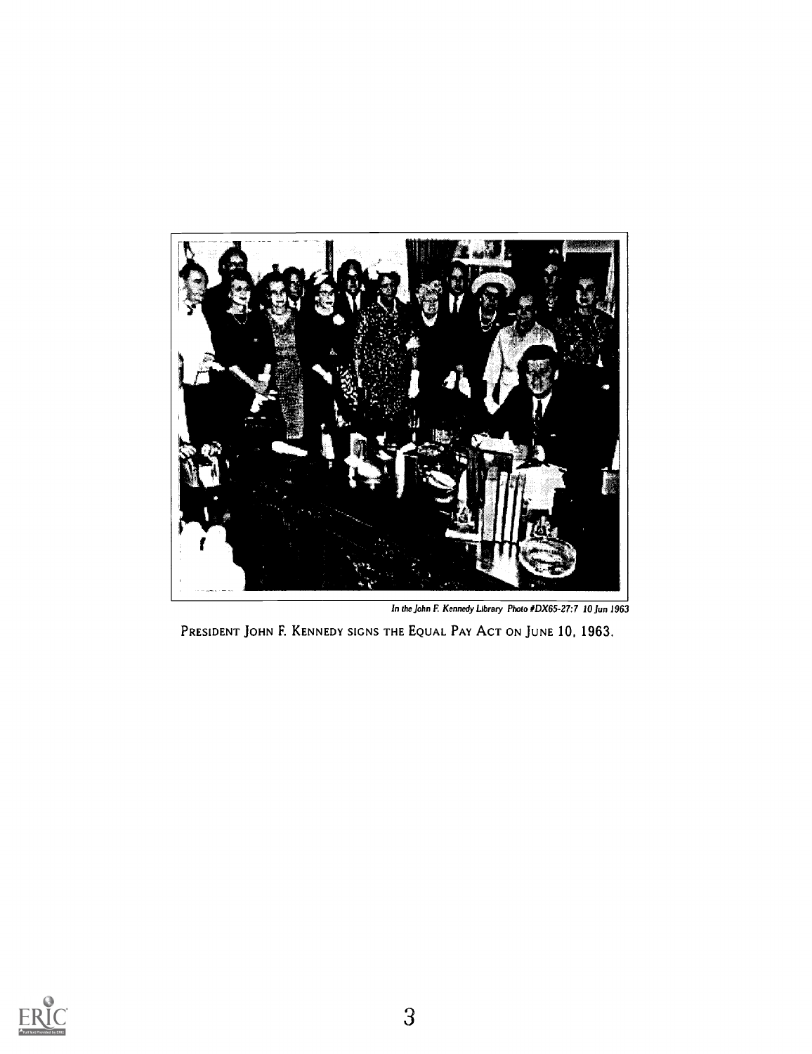*In the John F. Kennedy Library Photo #DX65-27:7 10 Jun 1963*

PRESIDENT JOHN F. KENNEDY SIGNS THE EQUAL PAY ACT ON JUNE 10, 1963.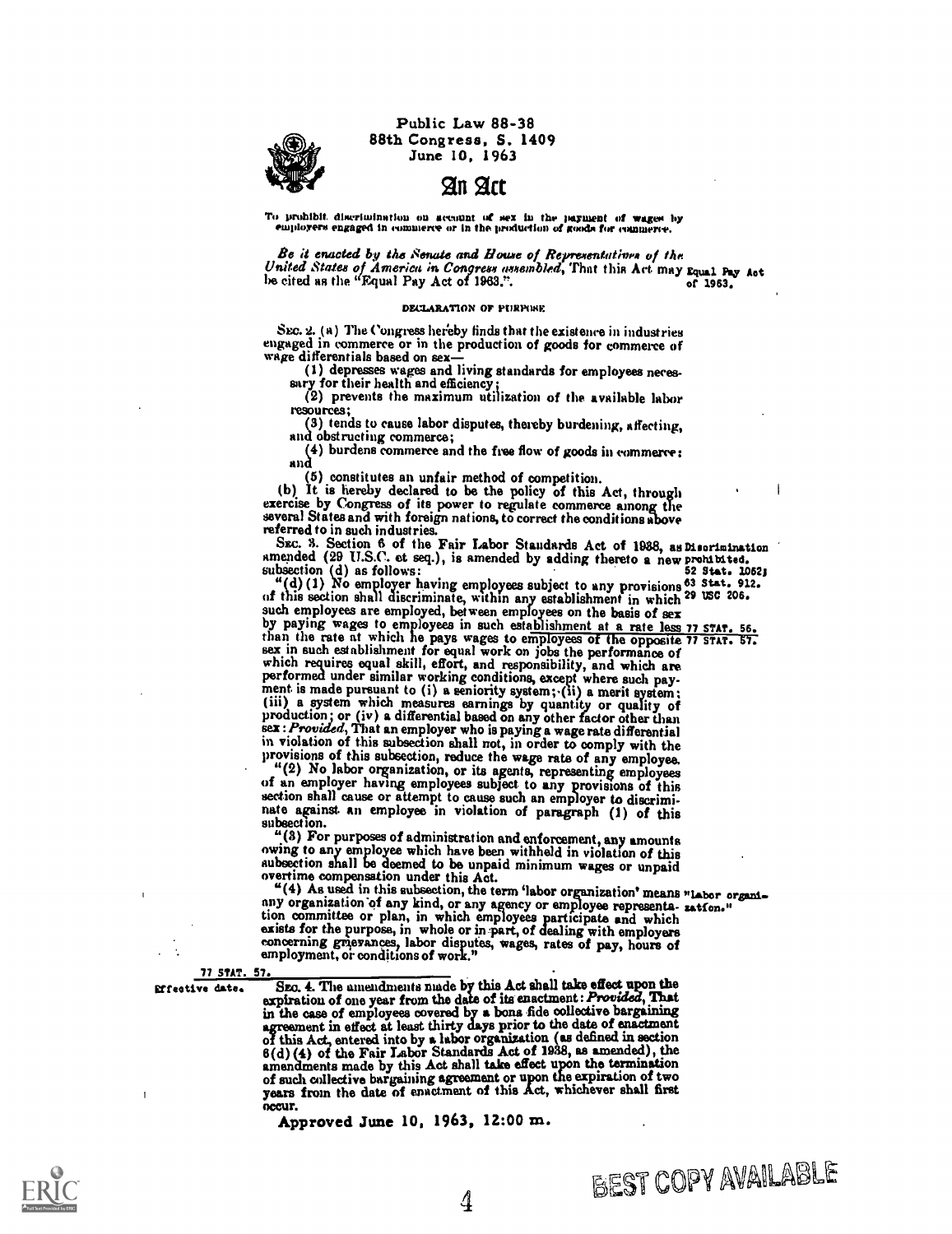Public Law 88-38
88th Congress, S. 1409
June 10, 1963

# An Act

To prohibit discrimination on account of sex in the payment of wages by employers engaged in commerce or in the production of goods for commerce.

*Be it enacted by the Senate and House of Representatives of the United States of America in Congress assembled*, That this Act may be cited as the "Equal Pay Act of 1963.".

Equal Pay Act of 1963.

## DECLARATION OF PURPOSE

SEC. 2. (a) The Congress hereby finds that the existence in industries engaged in commerce or in the production of goods for commerce of wage differentials based on sex—

(1) depresses wages and living standards for employees necessary for their health and efficiency;

(2) prevents the maximum utilization of the available labor resources;

(3) tends to cause labor disputes, thereby burdening, affecting, and obstructing commerce;

(4) burdens commerce and the free flow of goods in commerce; and

(5) constitutes an unfair method of competition.

(b) It is hereby declared to be the policy of this Act, through exercise by Congress of its power to regulate commerce among the several States and with foreign nations, to correct the conditions above referred to in such industries.

SEC. 3. Section 6 of the Fair Labor Standards Act of 1938, as amended (29 U.S.C. et seq.), is amended by adding thereto a new subsection (d) as follows:

Discrimination prohibited. 52 Stat. 1062; 63 Stat. 912. 29 USC 206.

"(d) (1) No employer having employees subject to any provisions of this section shall discriminate, within any establishment in which such employees are employed, between employees on the basis of sex by paying wages to employees in such establishment at a rate less than the rate at which he pays wages to employees of the opposite sex in such establishment for equal work on jobs the performance of which requires equal skill, effort, and responsibility, and which are performed under similar working conditions, except where such payment is made pursuant to (i) a seniority system; (ii) a merit system; (iii) a system which measures earnings by quantity or quality of production; or (iv) a differential based on any other factor other than sex: *Provided*, That an employer who is paying a wage rate differential in violation of this subsection shall not, in order to comply with the provisions of this subsection, reduce the wage rate of any employee.

77 STAT. 56. 77 STAT. 57.

"(2) No labor organization, or its agents, representing employees of an employer having employees subject to any provisions of this section shall cause or attempt to cause such an employer to discriminate against an employee in violation of paragraph (1) of this subsection.

"(3) For purposes of administration and enforcement, any amounts owing to any employee which have been withheld in violation of this subsection shall be deemed to be unpaid minimum wages or unpaid overtime compensation under this Act.

"(4) As used in this subsection, the term 'labor organization' means any organization of any kind, or any agency or employee representation committee or plan, in which employees participate and which exists for the purpose, in whole or in part, of dealing with employers concerning grievances, labor disputes, wages, rates of pay, hours of employment, or conditions of work."

"Labor organization."

77 STAT. 57.

Effective date.

SEC. 4. The amendments made by this Act shall take effect upon the expiration of one year from the date of its enactment: *Provided*, That in the case of employees covered by a bona fide collective bargaining agreement in effect at least thirty days prior to the date of enactment of this Act, entered into by a labor organization (as defined in section 6(d)(4) of the Fair Labor Standards Act of 1938, as amended), the amendments made by this Act shall take effect upon the termination of such collective bargaining agreement or upon the expiration of two years from the date of enactment of this Act, whichever shall first occur.

Approved June 10, 1963, 12:00 m.

BEST COPY AVAILABLE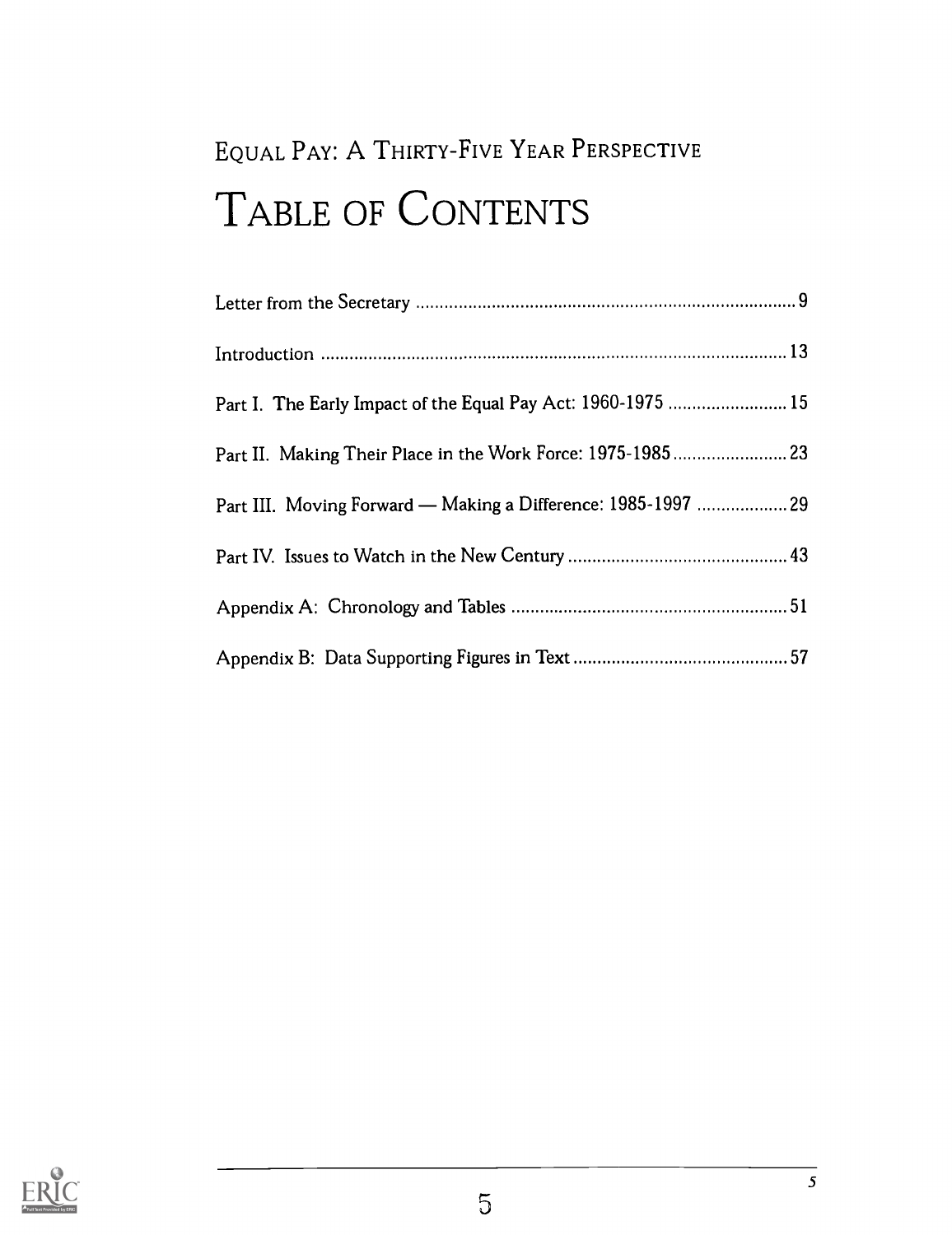# Equal Pay: A Thirty-Five Year Perspective

# Table of Contents

Letter from the Secretary ........................................................................................ 9

Introduction ........................................................................................................ 13

Part I. The Early Impact of the Equal Pay Act: 1960-1975 ......................... 15

Part II. Making Their Place in the Work Force: 1975-1985 ........................ 23

Part III. Moving Forward — Making a Difference: 1985-1997 ................... 29

Part IV. Issues to Watch in the New Century ............................................... 43

Appendix A: Chronology and Tables ............................................................. 51

Appendix B: Data Supporting Figures in Text ............................................. 57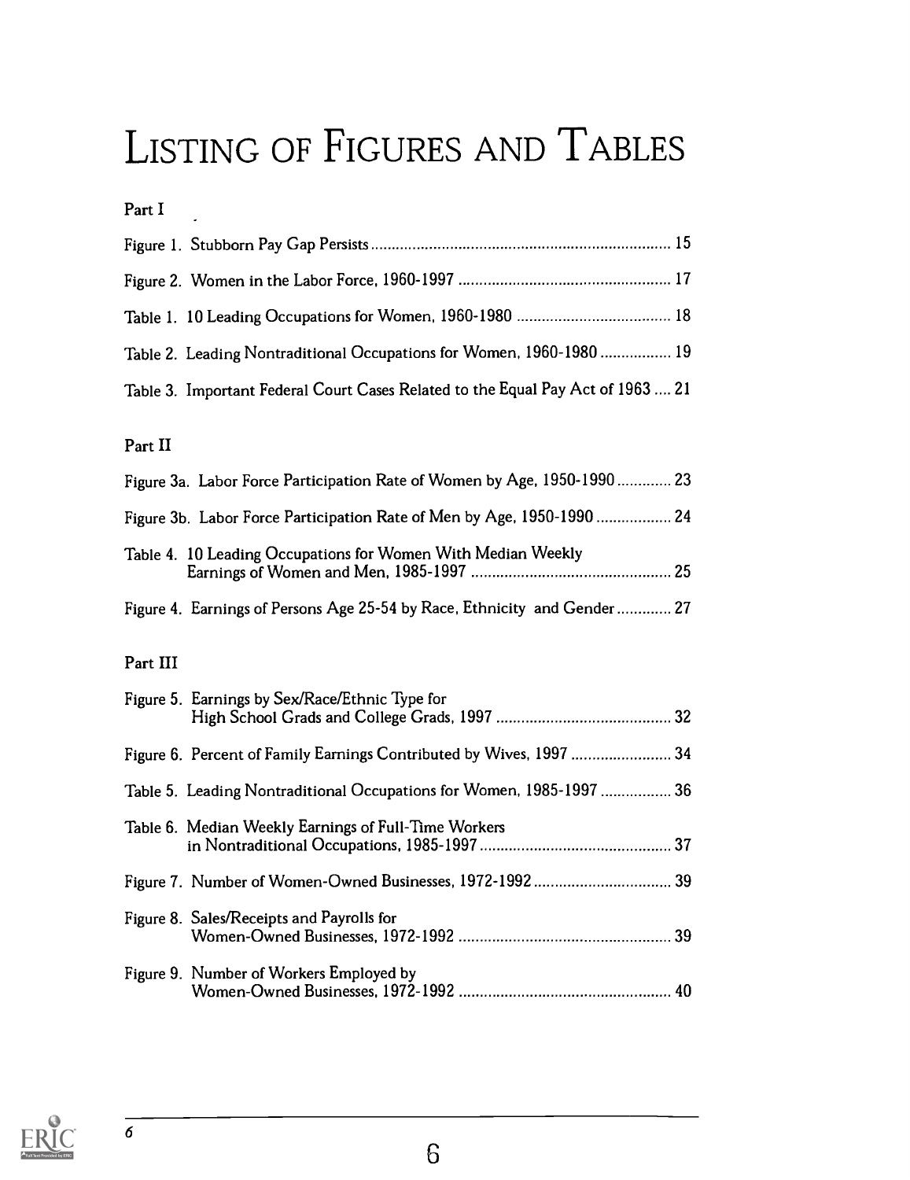# Listing of Figures and Tables

## Part I

Figure 1. Stubborn Pay Gap Persists ........................................................................ 15

Figure 2. Women in the Labor Force, 1960-1997 ................................................... 17

Table 1. 10 Leading Occupations for Women, 1960-1980 ..................................... 18

Table 2. Leading Nontraditional Occupations for Women, 1960-1980 ................. 19

Table 3. Important Federal Court Cases Related to the Equal Pay Act of 1963 .... 21

## Part II

Figure 3a. Labor Force Participation Rate of Women by Age, 1950-1990 ............. 23

Figure 3b. Labor Force Participation Rate of Men by Age, 1950-1990 .................. 24

Table 4. 10 Leading Occupations for Women With Median Weekly Earnings of Women and Men, 1985-1997 ................................................ 25

Figure 4. Earnings of Persons Age 25-54 by Race, Ethnicity and Gender ............. 27

## Part III

Figure 5. Earnings by Sex/Race/Ethnic Type for High School Grads and College Grads, 1997 .......................................... 32

Figure 6. Percent of Family Earnings Contributed by Wives, 1997 ........................ 34

Table 5. Leading Nontraditional Occupations for Women, 1985-1997 ................. 36

Table 6. Median Weekly Earnings of Full-Time Workers in Nontraditional Occupations, 1985-1997 .............................................. 37

Figure 7. Number of Women-Owned Businesses, 1972-1992 ................................. 39

Figure 8. Sales/Receipts and Payrolls for Women-Owned Businesses, 1972-1992 ................................................... 39

Figure 9. Number of Workers Employed by Women-Owned Businesses, 1972-1992 ................................................... 40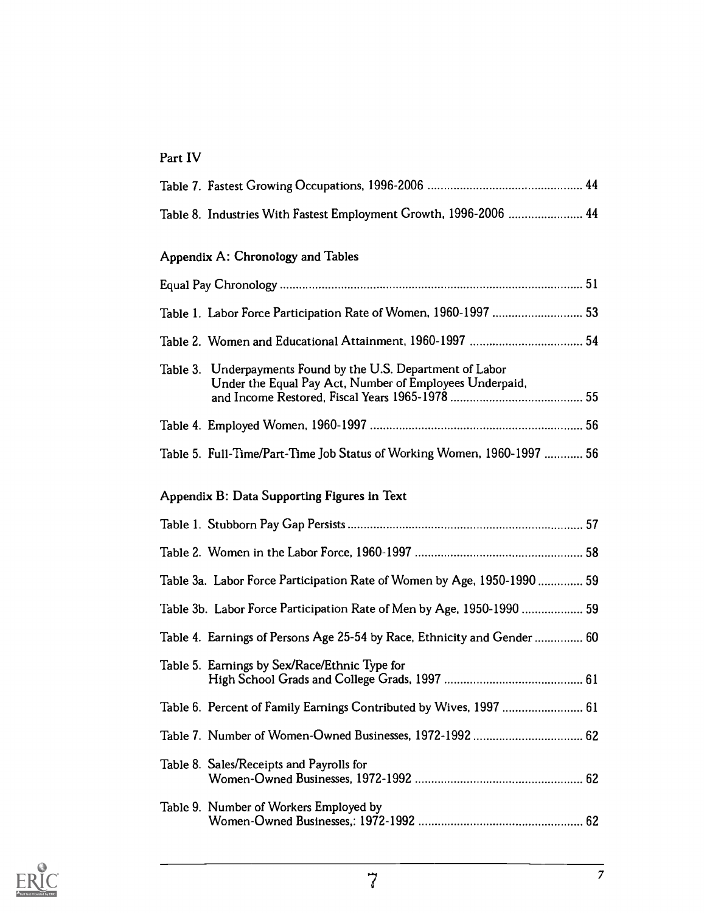Part IV

Table 7. Fastest Growing Occupations, 1996-2006 ........ 44

Table 8. Industries With Fastest Employment Growth, 1996-2006 ........ 44

Appendix A: Chronology and Tables

Equal Pay Chronology ........ 51

Table 1. Labor Force Participation Rate of Women, 1960-1997 ........ 53

Table 2. Women and Educational Attainment, 1960-1997 ........ 54

Table 3. Underpayments Found by the U.S. Department of Labor Under the Equal Pay Act, Number of Employees Underpaid, and Income Restored, Fiscal Years 1965-1978 ........ 55

Table 4. Employed Women, 1960-1997 ........ 56

Table 5. Full-Time/Part-Time Job Status of Working Women, 1960-1997 ........ 56

Appendix B: Data Supporting Figures in Text

Table 1. Stubborn Pay Gap Persists ........ 57

Table 2. Women in the Labor Force, 1960-1997 ........ 58

Table 3a. Labor Force Participation Rate of Women by Age, 1950-1990 ........ 59

Table 3b. Labor Force Participation Rate of Men by Age, 1950-1990 ........ 59

Table 4. Earnings of Persons Age 25-54 by Race, Ethnicity and Gender ........ 60

Table 5. Earnings by Sex/Race/Ethnic Type for High School Grads and College Grads, 1997 ........ 61

Table 6. Percent of Family Earnings Contributed by Wives, 1997 ........ 61

Table 7. Number of Women-Owned Businesses, 1972-1992 ........ 62

Table 8. Sales/Receipts and Payrolls for Women-Owned Businesses, 1972-1992 ........ 62

Table 9. Number of Workers Employed by Women-Owned Businesses,: 1972-1992 ........ 62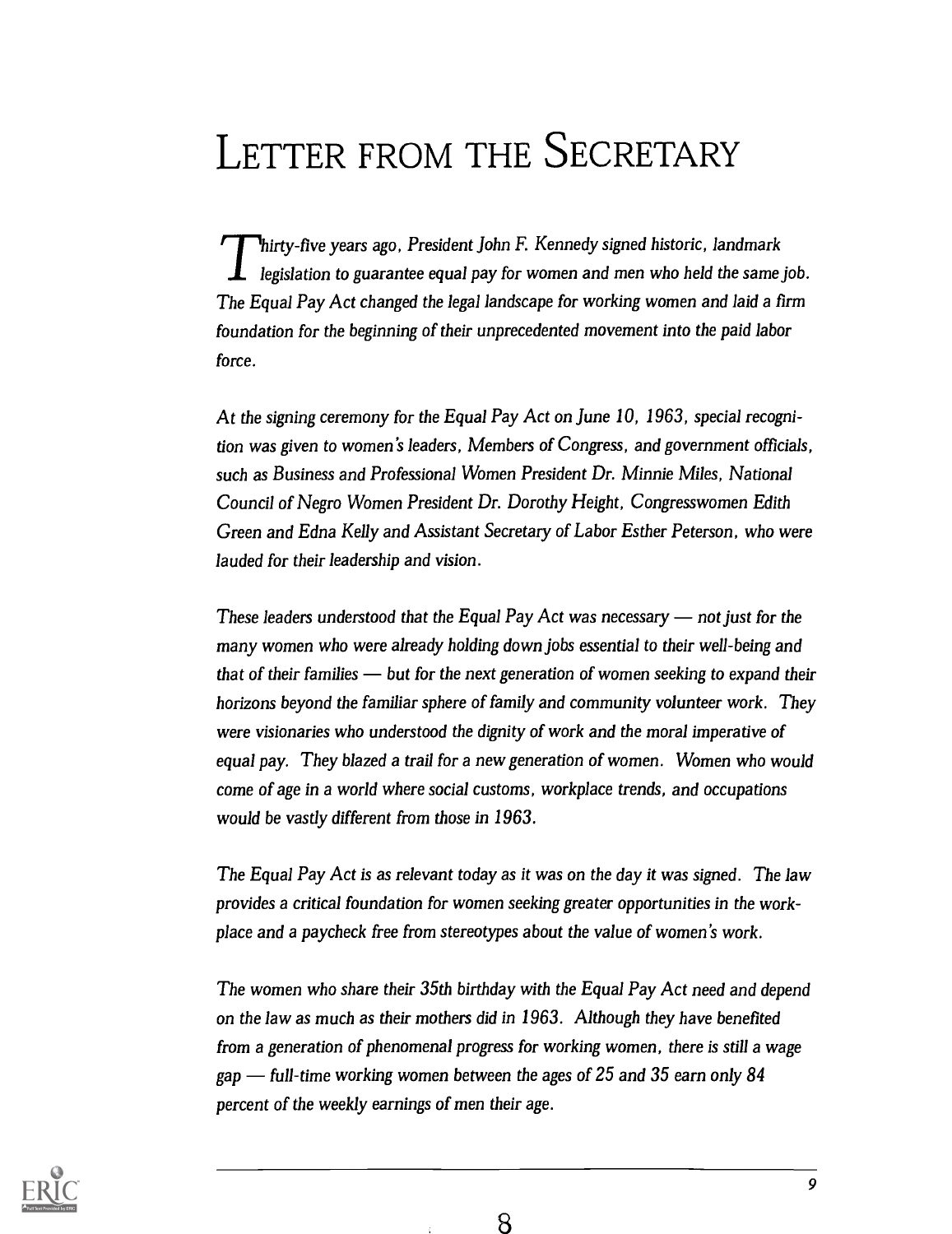# LETTER FROM THE SECRETARY

*Thirty-five years ago, President John F. Kennedy signed historic, landmark legislation to guarantee equal pay for women and men who held the same job. The Equal Pay Act changed the legal landscape for working women and laid a firm foundation for the beginning of their unprecedented movement into the paid labor force.*

*At the signing ceremony for the Equal Pay Act on June 10, 1963, special recognition was given to women's leaders, Members of Congress, and government officials, such as Business and Professional Women President Dr. Minnie Miles, National Council of Negro Women President Dr. Dorothy Height, Congresswomen Edith Green and Edna Kelly and Assistant Secretary of Labor Esther Peterson, who were lauded for their leadership and vision.*

*These leaders understood that the Equal Pay Act was necessary — not just for the many women who were already holding down jobs essential to their well-being and that of their families — but for the next generation of women seeking to expand their horizons beyond the familiar sphere of family and community volunteer work. They were visionaries who understood the dignity of work and the moral imperative of equal pay. They blazed a trail for a new generation of women. Women who would come of age in a world where social customs, workplace trends, and occupations would be vastly different from those in 1963.*

*The Equal Pay Act is as relevant today as it was on the day it was signed. The law provides a critical foundation for women seeking greater opportunities in the workplace and a paycheck free from stereotypes about the value of women's work.*

*The women who share their 35th birthday with the Equal Pay Act need and depend on the law as much as their mothers did in 1963. Although they have benefited from a generation of phenomenal progress for working women, there is still a wage gap — full-time working women between the ages of 25 and 35 earn only 84 percent of the weekly earnings of men their age.*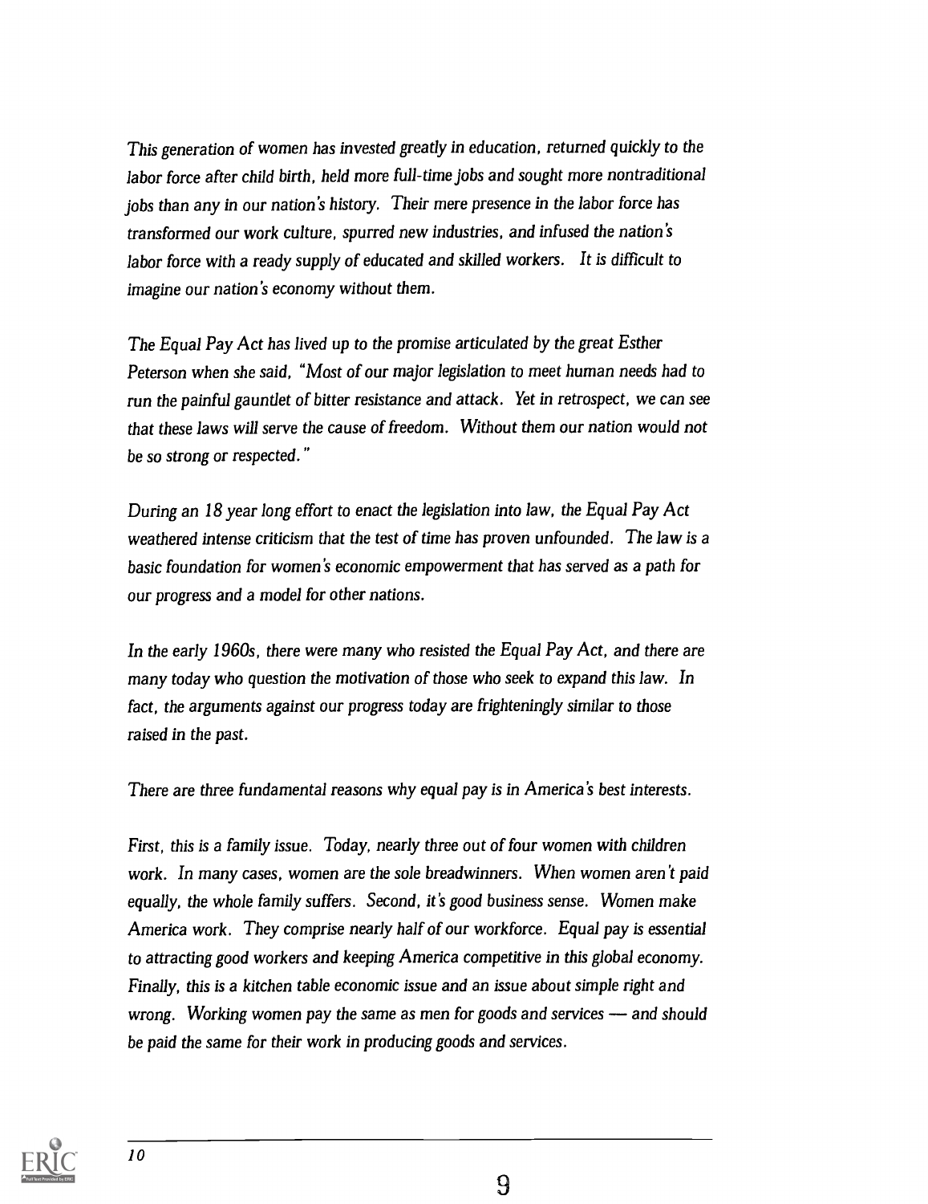*This generation of women has invested greatly in education, returned quickly to the labor force after child birth, held more full-time jobs and sought more nontraditional jobs than any in our nation's history. Their mere presence in the labor force has transformed our work culture, spurred new industries, and infused the nation's labor force with a ready supply of educated and skilled workers. It is difficult to imagine our nation's economy without them.*

*The Equal Pay Act has lived up to the promise articulated by the great Esther Peterson when she said, "Most of our major legislation to meet human needs had to run the painful gauntlet of bitter resistance and attack. Yet in retrospect, we can see that these laws will serve the cause of freedom. Without them our nation would not be so strong or respected."*

*During an 18 year long effort to enact the legislation into law, the Equal Pay Act weathered intense criticism that the test of time has proven unfounded. The law is a basic foundation for women's economic empowerment that has served as a path for our progress and a model for other nations.*

*In the early 1960s, there were many who resisted the Equal Pay Act, and there are many today who question the motivation of those who seek to expand this law. In fact, the arguments against our progress today are frighteningly similar to those raised in the past.*

*There are three fundamental reasons why equal pay is in America's best interests.*

*First, this is a family issue. Today, nearly three out of four women with children work. In many cases, women are the sole breadwinners. When women aren't paid equally, the whole family suffers. Second, it's good business sense. Women make America work. They comprise nearly half of our workforce. Equal pay is essential to attracting good workers and keeping America competitive in this global economy. Finally, this is a kitchen table economic issue and an issue about simple right and wrong. Working women pay the same as men for goods and services — and should be paid the same for their work in producing goods and services.*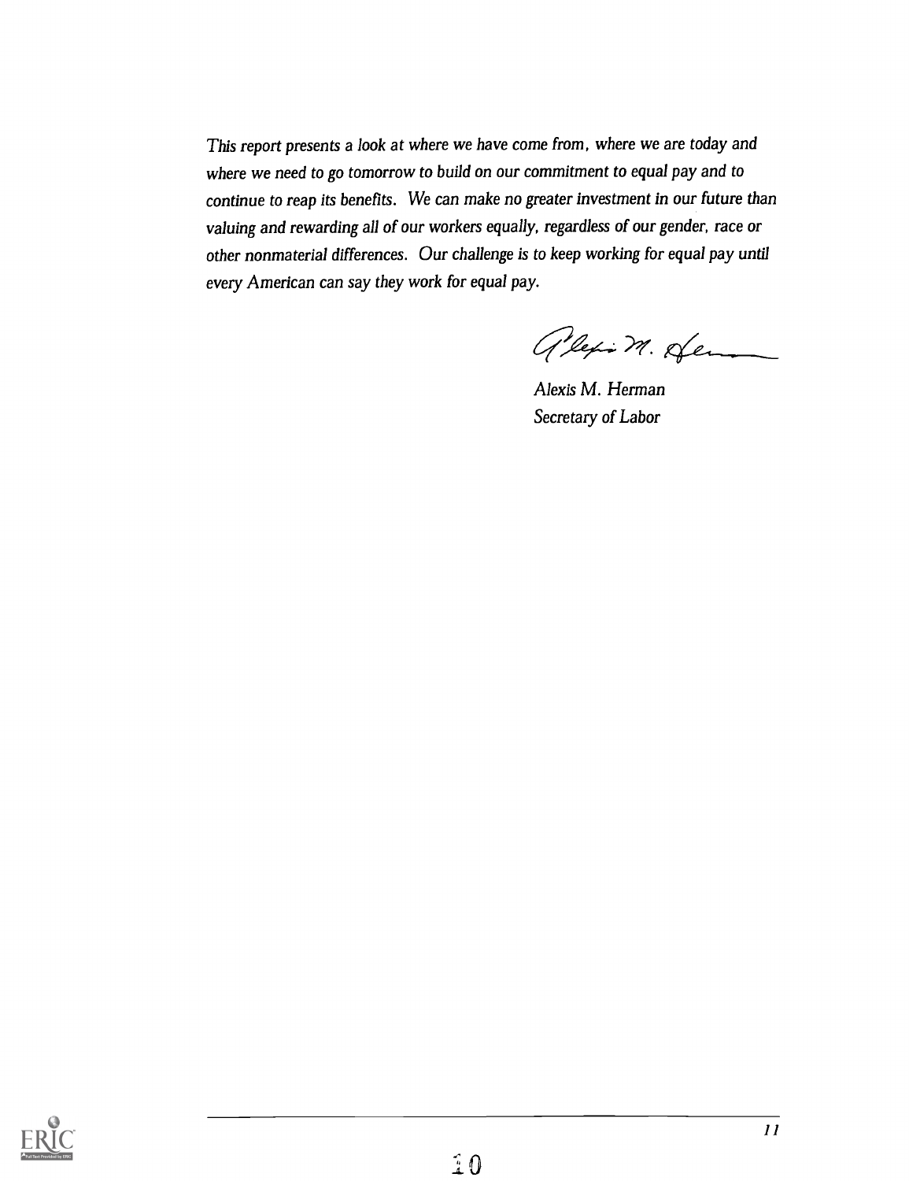*This report presents a look at where we have come from, where we are today and where we need to go tomorrow to build on our commitment to equal pay and to continue to reap its benefits. We can make no greater investment in our future than valuing and rewarding all of our workers equally, regardless of our gender, race or other nonmaterial differences. Our challenge is to keep working for equal pay until every American can say they work for equal pay.*

Alexis M. Herman
*Secretary of Labor*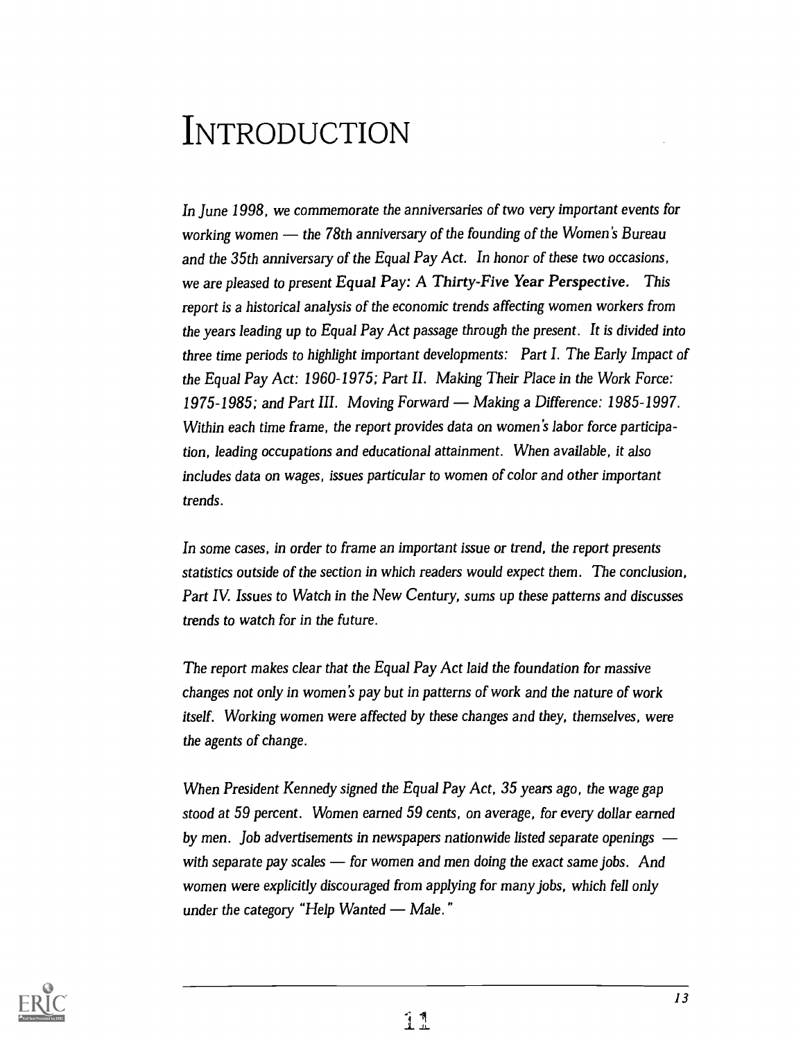# INTRODUCTION

*In June 1998, we commemorate the anniversaries of two very important events for working women — the 78th anniversary of the founding of the Women's Bureau and the 35th anniversary of the Equal Pay Act. In honor of these two occasions, we are pleased to present* **Equal Pay: A Thirty-Five Year Perspective.** *This report is a historical analysis of the economic trends affecting women workers from the years leading up to Equal Pay Act passage through the present. It is divided into three time periods to highlight important developments: Part I. The Early Impact of the Equal Pay Act: 1960-1975; Part II. Making Their Place in the Work Force: 1975-1985; and Part III. Moving Forward — Making a Difference: 1985-1997. Within each time frame, the report provides data on women's labor force participation, leading occupations and educational attainment. When available, it also includes data on wages, issues particular to women of color and other important trends.*

*In some cases, in order to frame an important issue or trend, the report presents statistics outside of the section in which readers would expect them. The conclusion, Part IV. Issues to Watch in the New Century, sums up these patterns and discusses trends to watch for in the future.*

*The report makes clear that the Equal Pay Act laid the foundation for massive changes not only in women's pay but in patterns of work and the nature of work itself. Working women were affected by these changes and they, themselves, were the agents of change.*

*When President Kennedy signed the Equal Pay Act, 35 years ago, the wage gap stood at 59 percent. Women earned 59 cents, on average, for every dollar earned by men. Job advertisements in newspapers nationwide listed separate openings — with separate pay scales — for women and men doing the exact same jobs. And women were explicitly discouraged from applying for many jobs, which fell only under the category "Help Wanted — Male."*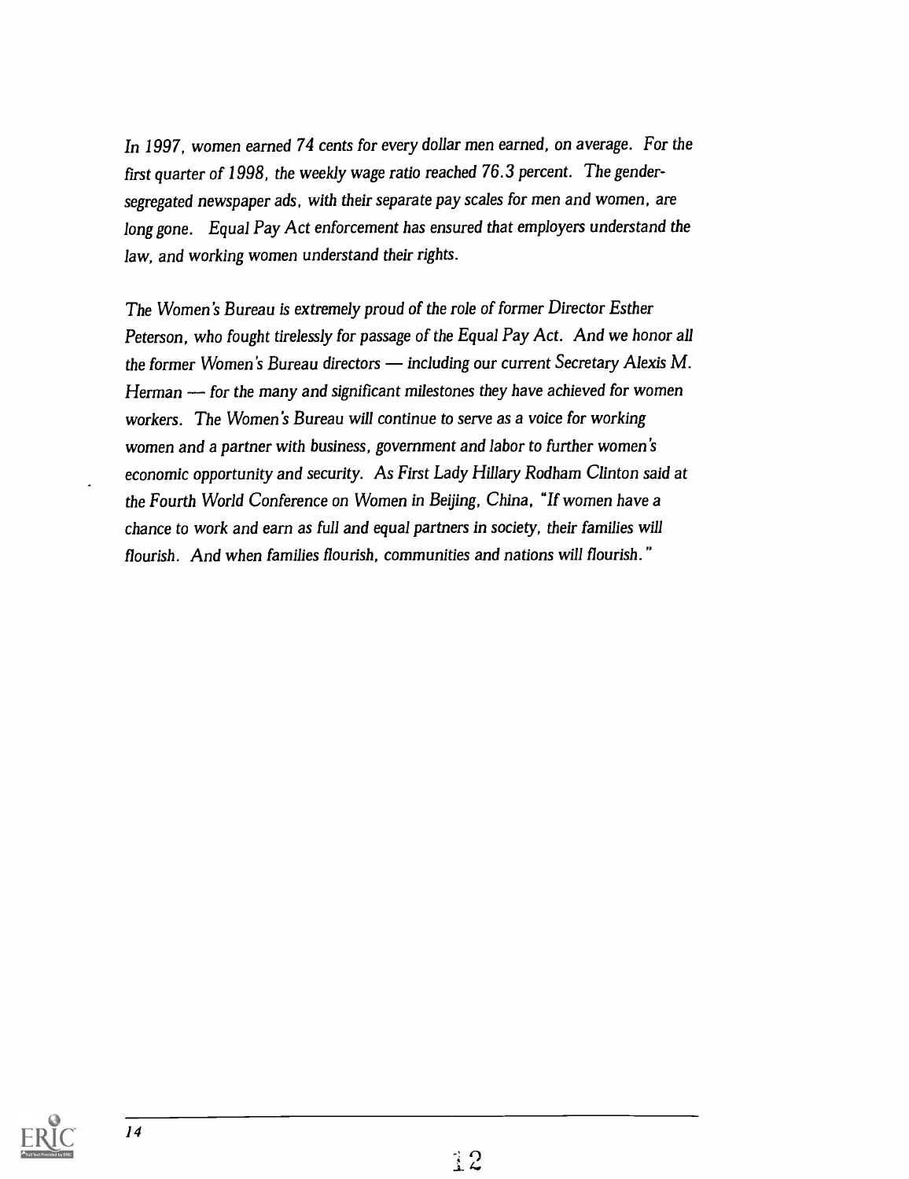*In 1997, women earned 74 cents for every dollar men earned, on average. For the first quarter of 1998, the weekly wage ratio reached 76.3 percent. The gender-segregated newspaper ads, with their separate pay scales for men and women, are long gone. Equal Pay Act enforcement has ensured that employers understand the law, and working women understand their rights.*

*The Women's Bureau is extremely proud of the role of former Director Esther Peterson, who fought tirelessly for passage of the Equal Pay Act. And we honor all the former Women's Bureau directors — including our current Secretary Alexis M. Herman — for the many and significant milestones they have achieved for women workers. The Women's Bureau will continue to serve as a voice for working women and a partner with business, government and labor to further women's economic opportunity and security. As First Lady Hillary Rodham Clinton said at the Fourth World Conference on Women in Beijing, China, "If women have a chance to work and earn as full and equal partners in society, their families will flourish. And when families flourish, communities and nations will flourish."*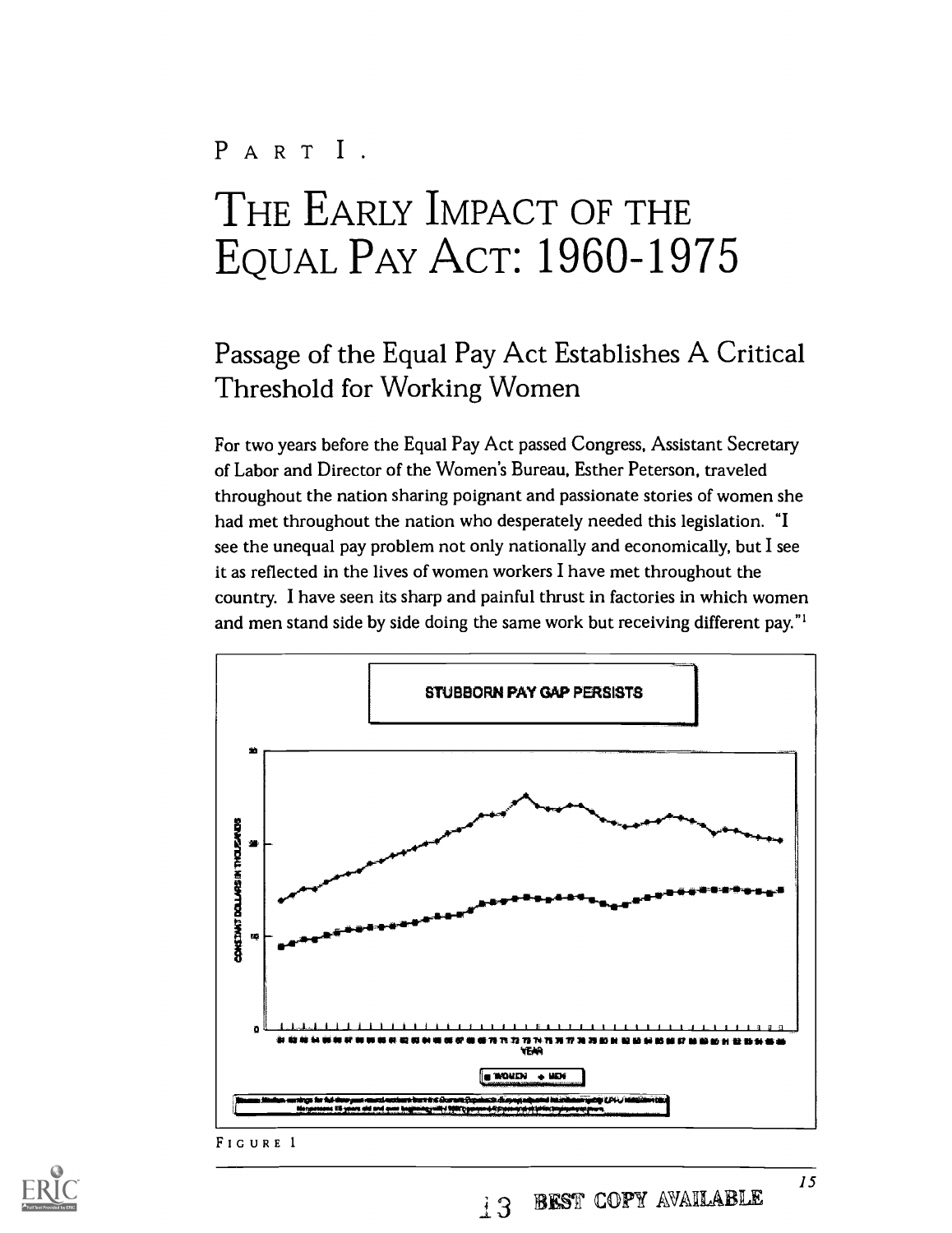PART I.

# THE EARLY IMPACT OF THE EQUAL PAY ACT: 1960-1975

## Passage of the Equal Pay Act Establishes A Critical Threshold for Working Women

For two years before the Equal Pay Act passed Congress, Assistant Secretary of Labor and Director of the Women's Bureau, Esther Peterson, traveled throughout the nation sharing poignant and passionate stories of women she had met throughout the nation who desperately needed this legislation. "I see the unequal pay problem not only nationally and economically, but I see it as reflected in the lives of women workers I have met throughout the country. I have seen its sharp and painful thrust in factories in which women and men stand side by side doing the same work but receiving different pay."[1]

STUBBORN PAY GAP PERSISTS

FIGURE 1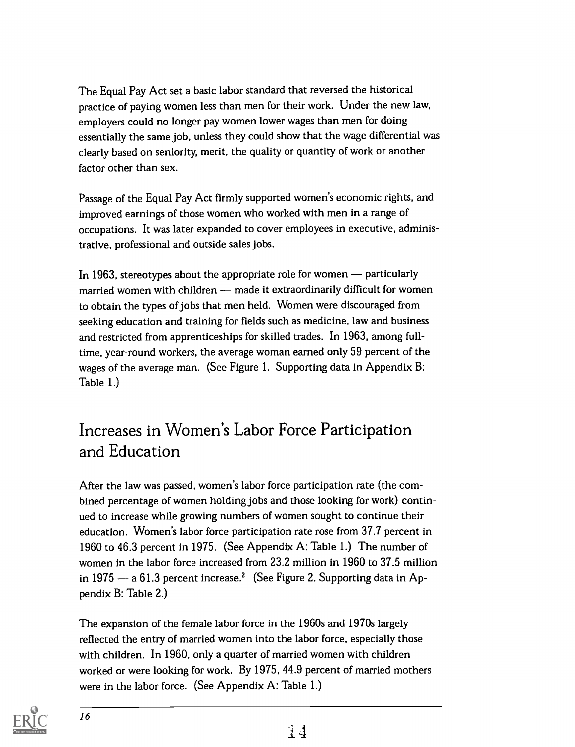The Equal Pay Act set a basic labor standard that reversed the historical practice of paying women less than men for their work. Under the new law, employers could no longer pay women lower wages than men for doing essentially the same job, unless they could show that the wage differential was clearly based on seniority, merit, the quality or quantity of work or another factor other than sex.

Passage of the Equal Pay Act firmly supported women's economic rights, and improved earnings of those women who worked with men in a range of occupations. It was later expanded to cover employees in executive, administrative, professional and outside sales jobs.

In 1963, stereotypes about the appropriate role for women — particularly married women with children — made it extraordinarily difficult for women to obtain the types of jobs that men held. Women were discouraged from seeking education and training for fields such as medicine, law and business and restricted from apprenticeships for skilled trades. In 1963, among full-time, year-round workers, the average woman earned only 59 percent of the wages of the average man. (See Figure 1. Supporting data in Appendix B: Table 1.)

## Increases in Women's Labor Force Participation and Education

After the law was passed, women's labor force participation rate (the combined percentage of women holding jobs and those looking for work) continued to increase while growing numbers of women sought to continue their education. Women's labor force participation rate rose from 37.7 percent in 1960 to 46.3 percent in 1975. (See Appendix A: Table 1.) The number of women in the labor force increased from 23.2 million in 1960 to 37.5 million in 1975 — a 61.3 percent increase.[2] (See Figure 2. Supporting data in Appendix B: Table 2.)

The expansion of the female labor force in the 1960s and 1970s largely reflected the entry of married women into the labor force, especially those with children. In 1960, only a quarter of married women with children worked or were looking for work. By 1975, 44.9 percent of married mothers were in the labor force. (See Appendix A: Table 1.)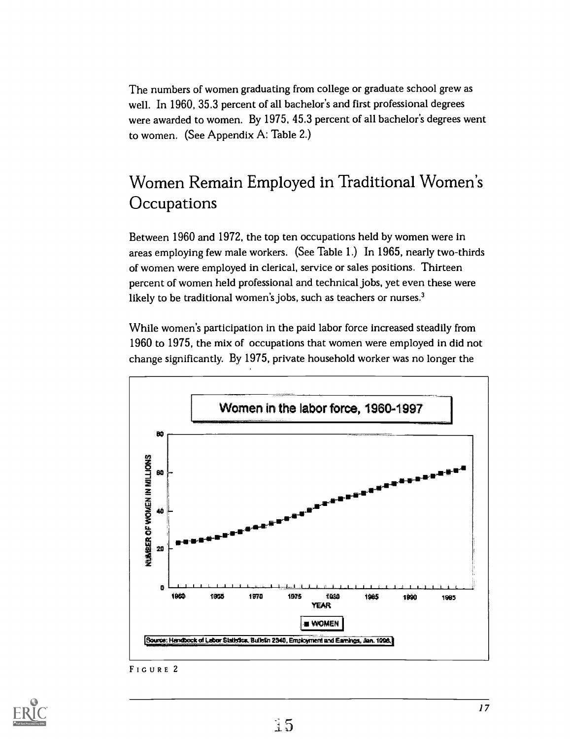The numbers of women graduating from college or graduate school grew as well. In 1960, 35.3 percent of all bachelor's and first professional degrees were awarded to women. By 1975, 45.3 percent of all bachelor's degrees went to women. (See Appendix A: Table 2.)

## Women Remain Employed in Traditional Women's Occupations

Between 1960 and 1972, the top ten occupations held by women were in areas employing few male workers. (See Table 1.) In 1965, nearly two-thirds of women were employed in clerical, service or sales positions. Thirteen percent of women held professional and technical jobs, yet even these were likely to be traditional women's jobs, such as teachers or nurses.[3]

While women's participation in the paid labor force increased steadily from 1960 to 1975, the mix of occupations that women were employed in did not change significantly. By 1975, private household worker was no longer the

FIGURE 2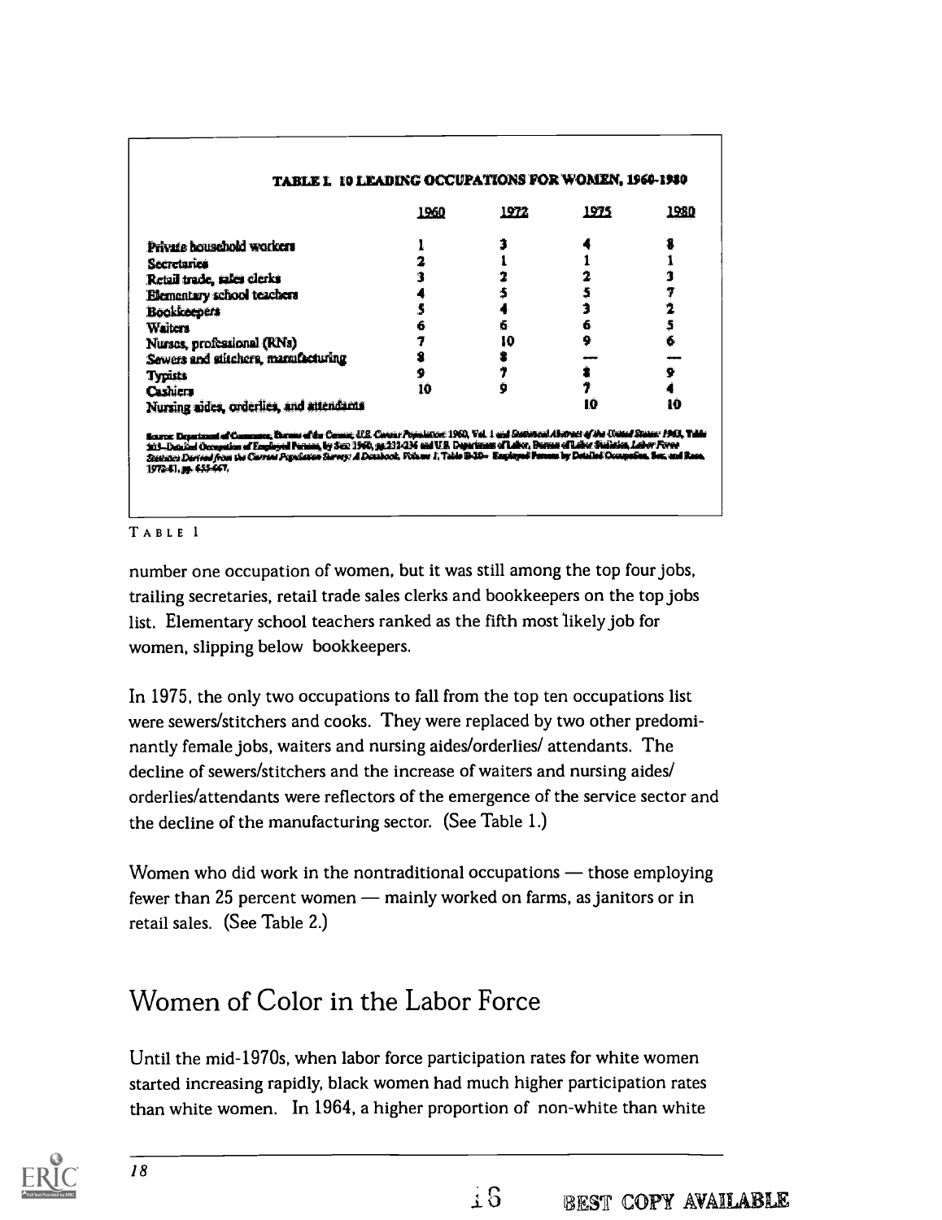**TABLE 1. 10 LEADING OCCUPATIONS FOR WOMEN, 1960-1980**

| | 1960 | 1972 | 1975 | 1980 |
|---|---|---|---|---|
| Private household workers | 1 | 3 | 4 | 8 |
| Secretaries | 2 | 1 | 1 | 1 |
| Retail trade, sales clerks | 3 | 2 | 2 | 3 |
| Elementary school teachers | 4 | 5 | 5 | 7 |
| Bookkeepers | 5 | 4 | 3 | 2 |
| Waiters | 6 | 6 | 6 | 5 |
| Nurses, professional (RNs) | 7 | 10 | 9 | 6 |
| Sewers and stitchers, manufacturing | 8 | 8 | — | — |
| Typists | 9 | 7 | 8 | 9 |
| Cashiers | 10 | 9 | 7 | 4 |
| Nursing aides, orderlies, and attendants | | | 10 | 10 |

Source: Department of Commerce, Bureau of the Census, *U.S. Census Population: 1960*, Vol. 1 and *Statistical Abstract of the United States: 1963*, Table 303—Detailed Occupation of Employed Persons, by Sex: 1960, pp.232-236 and U.S. Department of Labor, Bureau of Labor Statistics, *Labor Force Statistics Derived from the Current Population Survey: A Databook*, Volume 1, Table B-20— Employed Persons by Detailed Occupation, Sex, and Race, 1972-81, pp. 655-667.

TABLE 1

number one occupation of women, but it was still among the top four jobs, trailing secretaries, retail trade sales clerks and bookkeepers on the top jobs list. Elementary school teachers ranked as the fifth most likely job for women, slipping below bookkeepers.

In 1975, the only two occupations to fall from the top ten occupations list were sewers/stitchers and cooks. They were replaced by two other predominantly female jobs, waiters and nursing aides/orderlies/ attendants. The decline of sewers/stitchers and the increase of waiters and nursing aides/ orderlies/attendants were reflectors of the emergence of the service sector and the decline of the manufacturing sector. (See Table 1.)

Women who did work in the nontraditional occupations — those employing fewer than 25 percent women — mainly worked on farms, as janitors or in retail sales. (See Table 2.)

## Women of Color in the Labor Force

Until the mid-1970s, when labor force participation rates for white women started increasing rapidly, black women had much higher participation rates than white women. In 1964, a higher proportion of non-white than white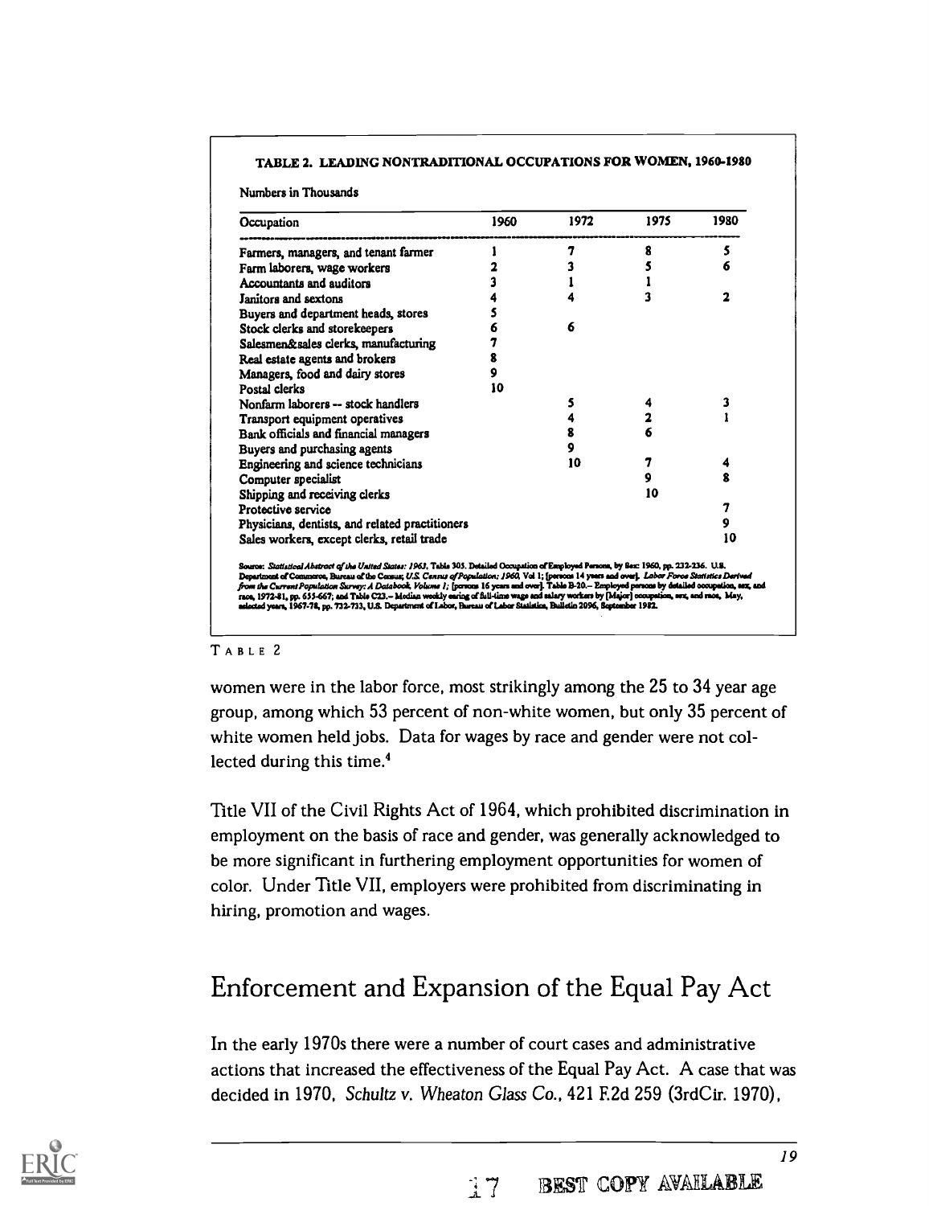**TABLE 2. LEADING NONTRADITIONAL OCCUPATIONS FOR WOMEN, 1960-1980**

Numbers in Thousands

| Occupation | 1960 | 1972 | 1975 | 1980 |
|---|---|---|---|---|
| Farmers, managers, and tenant farmer | 1 | 7 | 8 | 5 |
| Farm laborers, wage workers | 2 | 3 | 5 | 6 |
| Accountants and auditors | 3 | 1 | 1 | |
| Janitors and sextons | 4 | 4 | 3 | 2 |
| Buyers and department heads, stores | 5 | | | |
| Stock clerks and storekeepers | 6 | 6 | | |
| Salesmen&sales clerks, manufacturing | 7 | | | |
| Real estate agents and brokers | 8 | | | |
| Managers, food and dairy stores | 9 | | | |
| Postal clerks | 10 | | | |
| Nonfarm laborers -- stock handlers | | 5 | 4 | 3 |
| Transport equipment operatives | | 4 | 2 | 1 |
| Bank officials and financial managers | | 8 | 6 | |
| Buyers and purchasing agents | | 9 | | |
| Engineering and science technicians | | 10 | 7 | 4 |
| Computer specialist | | | 9 | 8 |
| Shipping and receiving clerks | | | 10 | |
| Protective service | | | | 7 |
| Physicians, dentists, and related practitioners | | | | 9 |
| Sales workers, except clerks, retail trade | | | | 10 |

Source: *Statistical Abstract of the United States: 1963*, Table 305. Detailed Occupation of Employed Persons, by Sex: 1960, pp. 232-236. U.S. Department of Commerce, Bureau of the Census; *U.S. Census of Population: 1960*, Vol 1; [persons 14 years and over]. *Labor Force Statistics Derived from the Current Population Survey: A Databook, Volume 1*; [persons 16 years and over]. Table B-20.-- Employed persons by detailed occupation, sex, and race, 1972-81, pp. 655-667; and Table C23.-- Median weekly earing of full-time wage and salary workers by [Major] occupation, sex, and race, May, selected years, 1967-78, pp. 732-733, U.S. Department of Labor, Bureau of Labor Statistics, Bulletin 2096, September 1982.

TABLE 2

women were in the labor force, most strikingly among the 25 to 34 year age group, among which 53 percent of non-white women, but only 35 percent of white women held jobs. Data for wages by race and gender were not collected during this time.[4]

Title VII of the Civil Rights Act of 1964, which prohibited discrimination in employment on the basis of race and gender, was generally acknowledged to be more significant in furthering employment opportunities for women of color. Under Title VII, employers were prohibited from discriminating in hiring, promotion and wages.

## Enforcement and Expansion of the Equal Pay Act

In the early 1970s there were a number of court cases and administrative actions that increased the effectiveness of the Equal Pay Act. A case that was decided in 1970, *Schultz v. Wheaton Glass Co.*, 421 F.2d 259 (3rdCir. 1970),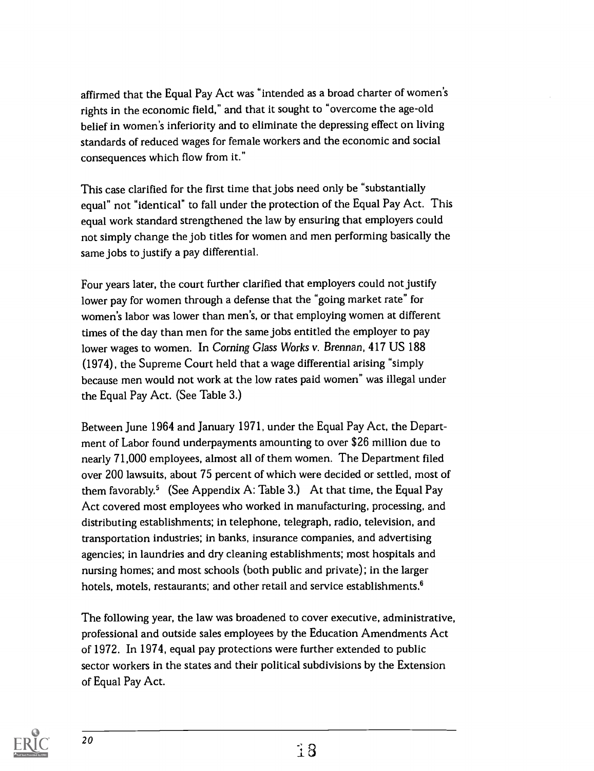affirmed that the Equal Pay Act was "intended as a broad charter of women's rights in the economic field," and that it sought to "overcome the age-old belief in women's inferiority and to eliminate the depressing effect on living standards of reduced wages for female workers and the economic and social consequences which flow from it."

This case clarified for the first time that jobs need only be "substantially equal" not "identical" to fall under the protection of the Equal Pay Act. This equal work standard strengthened the law by ensuring that employers could not simply change the job titles for women and men performing basically the same jobs to justify a pay differential.

Four years later, the court further clarified that employers could not justify lower pay for women through a defense that the "going market rate" for women's labor was lower than men's, or that employing women at different times of the day than men for the same jobs entitled the employer to pay lower wages to women. In *Corning Glass Works v. Brennan*, 417 US 188 (1974), the Supreme Court held that a wage differential arising "simply because men would not work at the low rates paid women" was illegal under the Equal Pay Act. (See Table 3.)

Between June 1964 and January 1971, under the Equal Pay Act, the Department of Labor found underpayments amounting to over $26 million due to nearly 71,000 employees, almost all of them women. The Department filed over 200 lawsuits, about 75 percent of which were decided or settled, most of them favorably.[5] (See Appendix A: Table 3.) At that time, the Equal Pay Act covered most employees who worked in manufacturing, processing, and distributing establishments; in telephone, telegraph, radio, television, and transportation industries; in banks, insurance companies, and advertising agencies; in laundries and dry cleaning establishments; most hospitals and nursing homes; and most schools (both public and private); in the larger hotels, motels, restaurants; and other retail and service establishments.[6]

The following year, the law was broadened to cover executive, administrative, professional and outside sales employees by the Education Amendments Act of 1972. In 1974, equal pay protections were further extended to public sector workers in the states and their political subdivisions by the Extension of Equal Pay Act.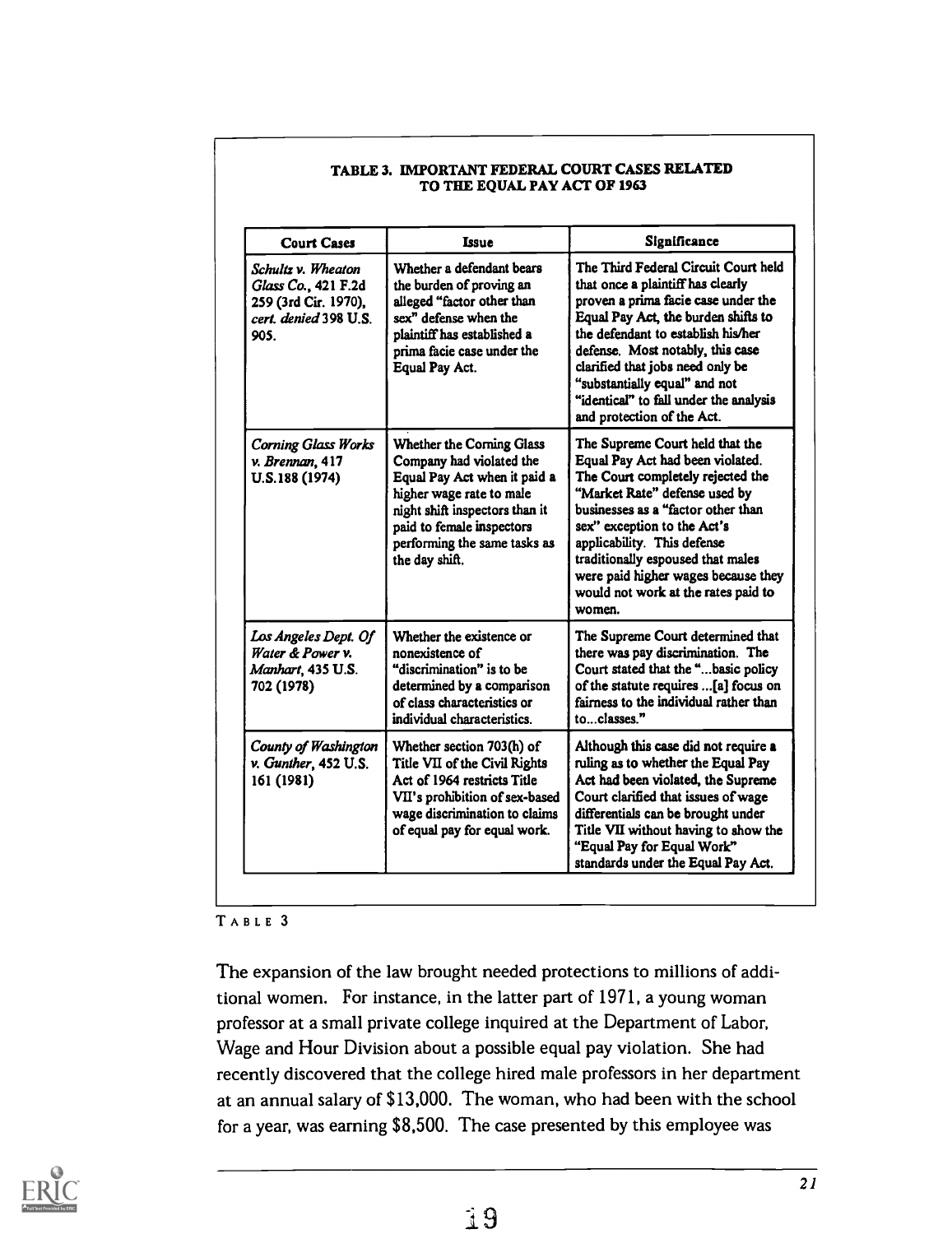**TABLE 3. IMPORTANT FEDERAL COURT CASES RELATED TO THE EQUAL PAY ACT OF 1963**

| Court Cases | Issue | Significance |
|---|---|---|
| *Schultz v. Wheaton Glass Co.*, 421 F.2d 259 (3rd Cir. 1970), *cert. denied* 398 U.S. 905. | Whether a defendant bears the burden of proving an alleged "factor other than sex" defense when the plaintiff has established a prima facie case under the Equal Pay Act. | The Third Federal Circuit Court held that once a plaintiff has clearly proven a prima facie case under the Equal Pay Act, the burden shifts to the defendant to establish his/her defense. Most notably, this case clarified that jobs need only be "substantially equal" and not "identical" to fall under the analysis and protection of the Act. |
| *Corning Glass Works v. Brennan*, 417 U.S.188 (1974) | Whether the Corning Glass Company had violated the Equal Pay Act when it paid a higher wage rate to male night shift inspectors than it paid to female inspectors performing the same tasks as the day shift. | The Supreme Court held that the Equal Pay Act had been violated. The Court completely rejected the "Market Rate" defense used by businesses as a "factor other than sex" exception to the Act's applicability. This defense traditionally espoused that males were paid higher wages because they would not work at the rates paid to women. |
| *Los Angeles Dept. Of Water & Power v. Manhart*, 435 U.S. 702 (1978) | Whether the existence or nonexistence of "discrimination" is to be determined by a comparison of class characteristics or individual characteristics. | The Supreme Court determined that there was pay discrimination. The Court stated that the "...basic policy of the statute requires ...[a] focus on fairness to the individual rather than to...classes." |
| *County of Washington v. Gunther*, 452 U.S. 161 (1981) | Whether section 703(h) of Title VII of the Civil Rights Act of 1964 restricts Title VII's prohibition of sex-based wage discrimination to claims of equal pay for equal work. | Although this case did not require a ruling as to whether the Equal Pay Act had been violated, the Supreme Court clarified that issues of wage differentials can be brought under Title VII without having to show the "Equal Pay for Equal Work" standards under the Equal Pay Act. |

TABLE 3

The expansion of the law brought needed protections to millions of additional women. For instance, in the latter part of 1971, a young woman professor at a small private college inquired at the Department of Labor, Wage and Hour Division about a possible equal pay violation. She had recently discovered that the college hired male professors in her department at an annual salary of $13,000. The woman, who had been with the school for a year, was earning $8,500. The case presented by this employee was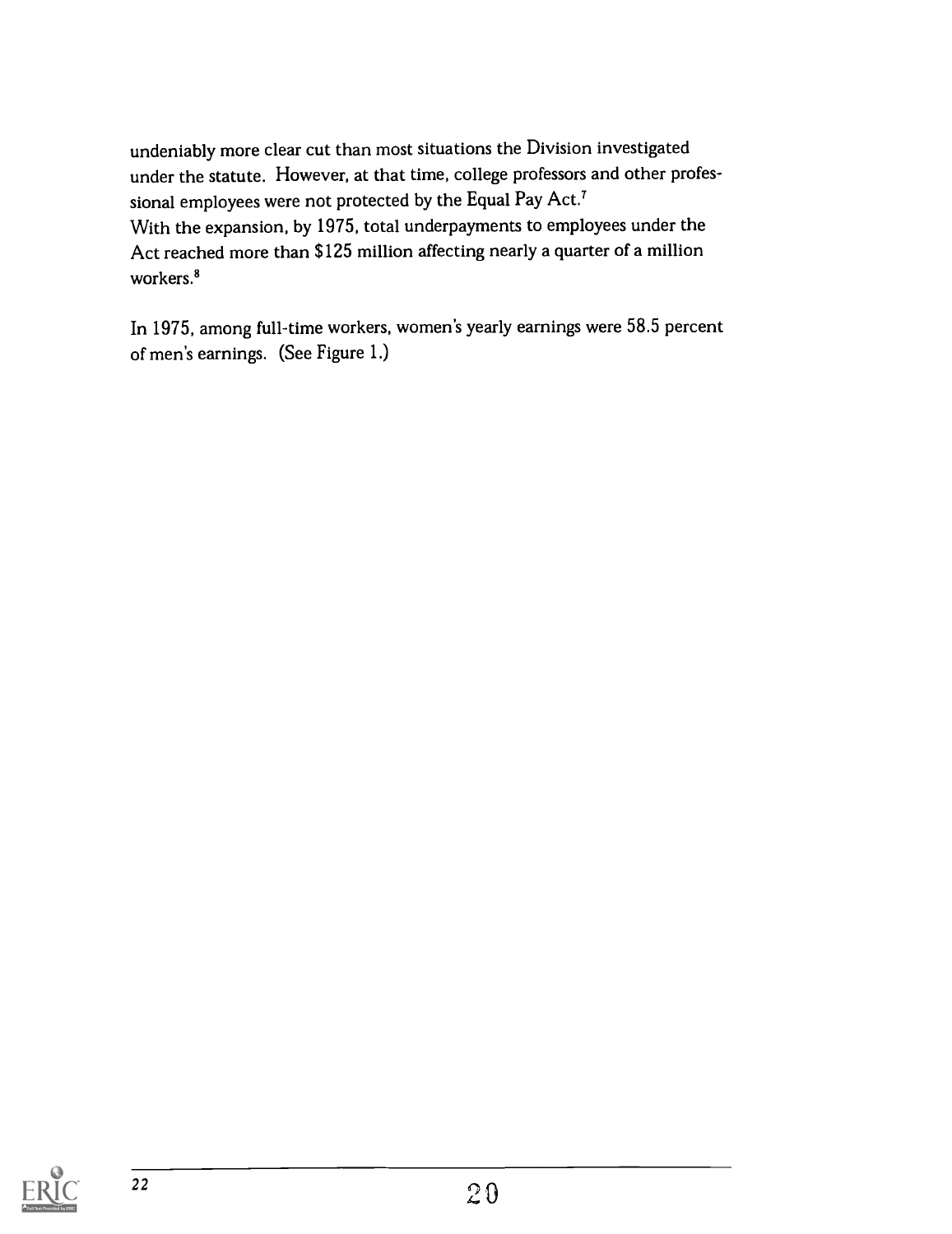undeniably more clear cut than most situations the Division investigated under the statute. However, at that time, college professors and other professional employees were not protected by the Equal Pay Act.[7]

With the expansion, by 1975, total underpayments to employees under the Act reached more than $125 million affecting nearly a quarter of a million workers.[8]

In 1975, among full-time workers, women's yearly earnings were 58.5 percent of men's earnings. (See Figure 1.)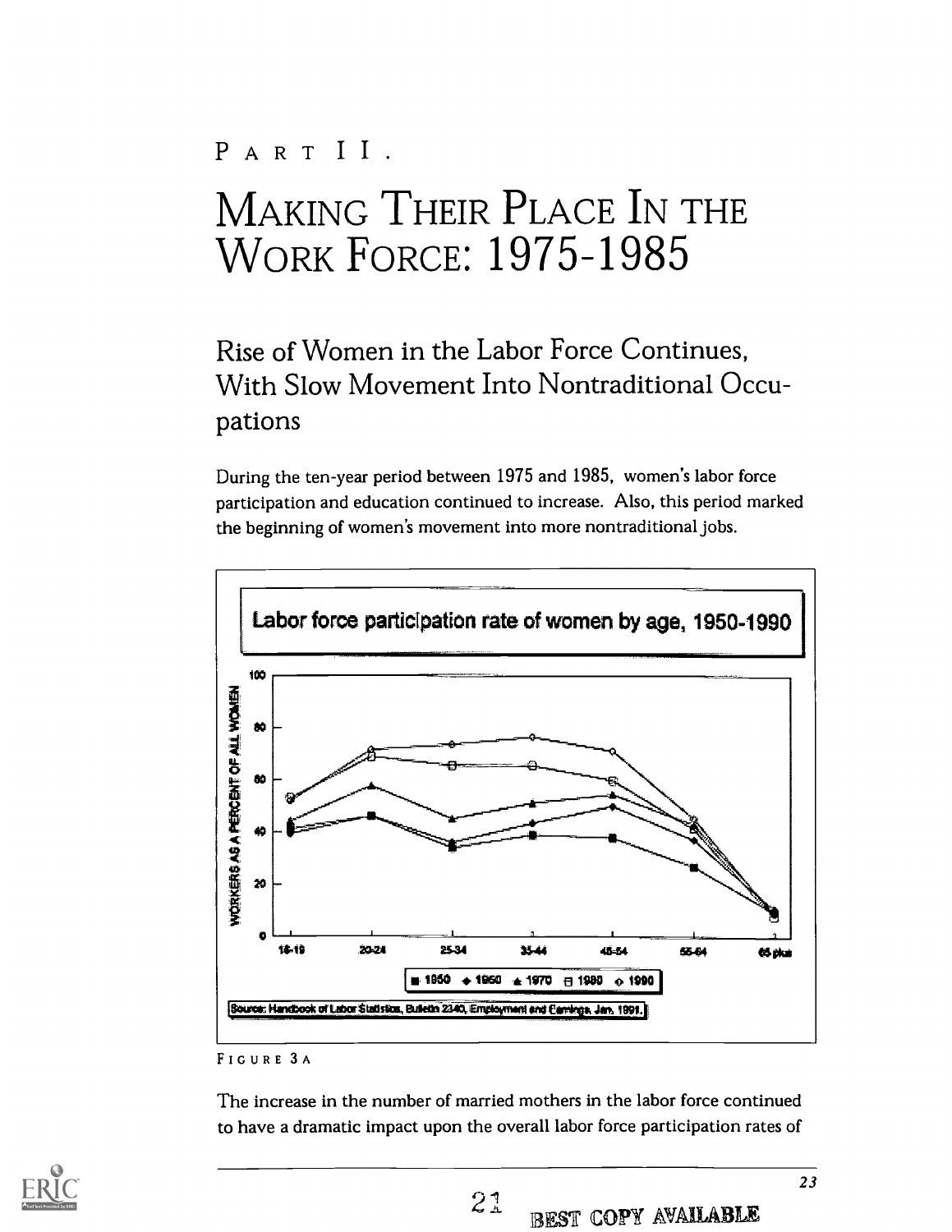# PART II.

# MAKING THEIR PLACE IN THE WORK FORCE: 1975-1985

## Rise of Women in the Labor Force Continues, With Slow Movement Into Nontraditional Occupations

During the ten-year period between 1975 and 1985, women's labor force participation and education continued to increase. Also, this period marked the beginning of women's movement into more nontraditional jobs.

**Labor force participation rate of women by age, 1950-1990**

Source: Handbook of Labor Statistics, Bulletin 2340, Employment and Earnings, Jan. 1991.

FIGURE 3A

The increase in the number of married mothers in the labor force continued to have a dramatic impact upon the overall labor force participation rates of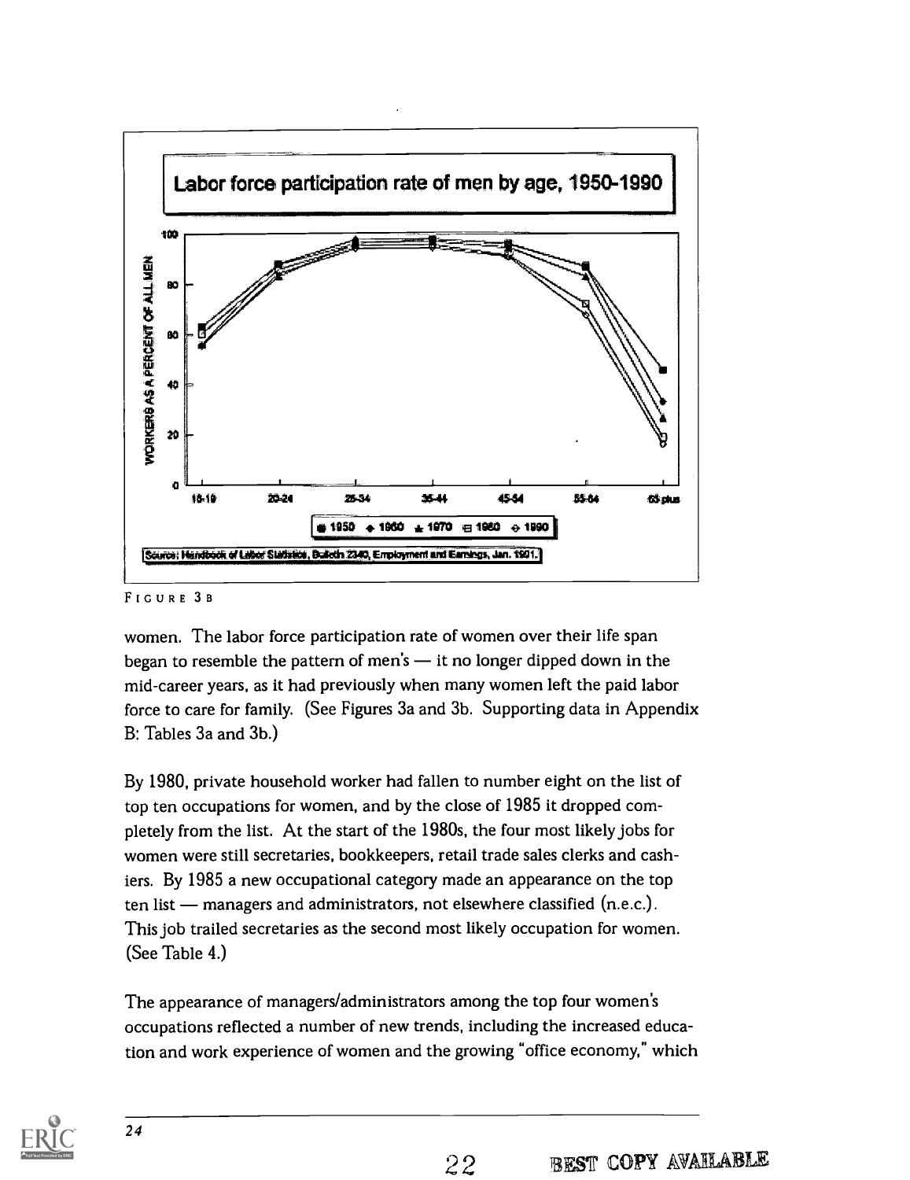Labor force participation rate of men by age, 1950-1990

Source: Handbook of Labor Statistics, Bulletin 2340, Employment and Earnings, Jan. 1991.

FIGURE 3B

women. The labor force participation rate of women over their life span began to resemble the pattern of men's — it no longer dipped down in the mid-career years, as it had previously when many women left the paid labor force to care for family. (See Figures 3a and 3b. Supporting data in Appendix B: Tables 3a and 3b.)

By 1980, private household worker had fallen to number eight on the list of top ten occupations for women, and by the close of 1985 it dropped completely from the list. At the start of the 1980s, the four most likely jobs for women were still secretaries, bookkeepers, retail trade sales clerks and cashiers. By 1985 a new occupational category made an appearance on the top ten list — managers and administrators, not elsewhere classified (n.e.c.). This job trailed secretaries as the second most likely occupation for women. (See Table 4.)

The appearance of managers/administrators among the top four women's occupations reflected a number of new trends, including the increased education and work experience of women and the growing "office economy," which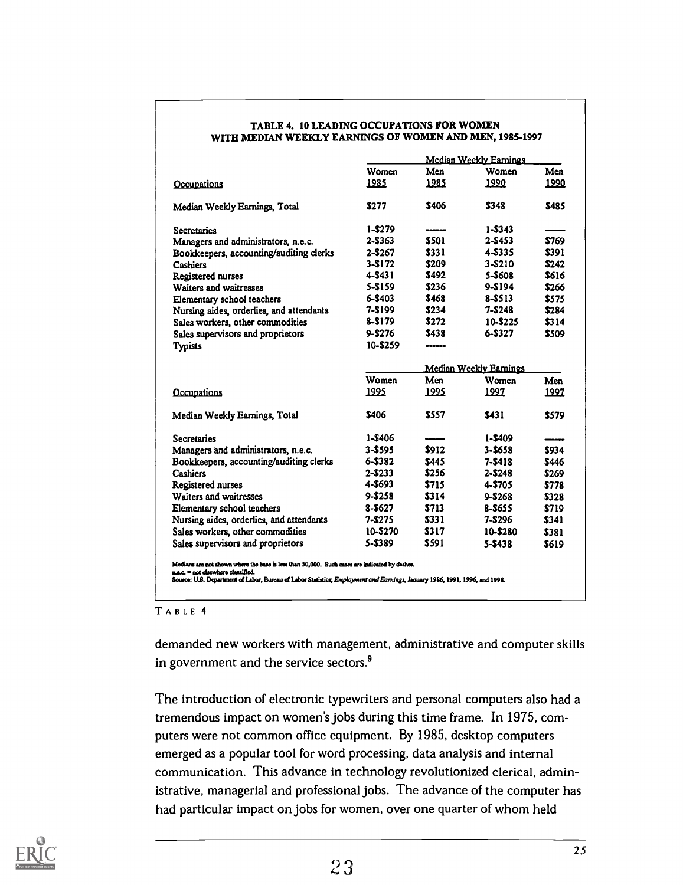**TABLE 4. 10 LEADING OCCUPATIONS FOR WOMEN WITH MEDIAN WEEKLY EARNINGS OF WOMEN AND MEN, 1985-1997**

| | Median Weekly Earnings | | | |
|---|---|---|---|---|
| Occupations | Women 1985 | Men 1985 | Women 1990 | Men 1990 |
| Median Weekly Earnings, Total | $277 | $406 | $348 | $485 |
| Secretaries | 1-$279 | ------ | 1-$343 | ------ |
| Managers and administrators, n.e.c. | 2-$363 | $501 | 2-$453 | $769 |
| Bookkeepers, accounting/auditing clerks | 2-$267 | $331 | 4-$335 | $391 |
| Cashiers | 3-$172 | $209 | 3-$210 | $242 |
| Registered nurses | 4-$431 | $492 | 5-$608 | $616 |
| Waiters and waitresses | 5-$159 | $236 | 9-$194 | $266 |
| Elementary school teachers | 6-$403 | $468 | 8-$513 | $575 |
| Nursing aides, orderlies, and attendants | 7-$199 | $234 | 7-$248 | $284 |
| Sales workers, other commodities | 8-$179 | $272 | 10-$225 | $314 |
| Sales supervisors and proprietors | 9-$276 | $438 | 6-$327 | $509 |
| Typists | 10-$259 | ------ | | |

| | Median Weekly Earnings | | | |
|---|---|---|---|---|
| Occupations | Women 1995 | Men 1995 | Women 1997 | Men 1997 |
| Median Weekly Earnings, Total | $406 | $557 | $431 | $579 |
| Secretaries | 1-$406 | ------ | 1-$409 | ------ |
| Managers and administrators, n.e.c. | 3-$595 | $912 | 3-$658 | $934 |
| Bookkeepers, accounting/auditing clerks | 6-$382 | $445 | 7-$418 | $446 |
| Cashiers | 2-$233 | $256 | 2-$248 | $269 |
| Registered nurses | 4-$693 | $715 | 4-$705 | $778 |
| Waiters and waitresses | 9-$258 | $314 | 9-$268 | $328 |
| Elementary school teachers | 8-$627 | $713 | 8-$655 | $719 |
| Nursing aides, orderlies, and attendants | 7-$275 | $331 | 7-$296 | $341 |
| Sales workers, other commodities | 10-$270 | $317 | 10-$280 | $381 |
| Sales supervisors and proprietors | 5-$389 | $591 | 5-$438 | $619 |

Medians are not shown where the base is less than 50,000. Such cases are indicated by dashes.
n.e.c. = not elsewhere classified.
Source: U.S. Department of Labor, Bureau of Labor Statistics; *Employment and Earnings*, January 1986, 1991, 1996, and 1998.

TABLE 4

demanded new workers with management, administrative and computer skills in government and the service sectors.[9]

The introduction of electronic typewriters and personal computers also had a tremendous impact on women's jobs during this time frame. In 1975, computers were not common office equipment. By 1985, desktop computers emerged as a popular tool for word processing, data analysis and internal communication. This advance in technology revolutionized clerical, administrative, managerial and professional jobs. The advance of the computer has had particular impact on jobs for women, over one quarter of whom held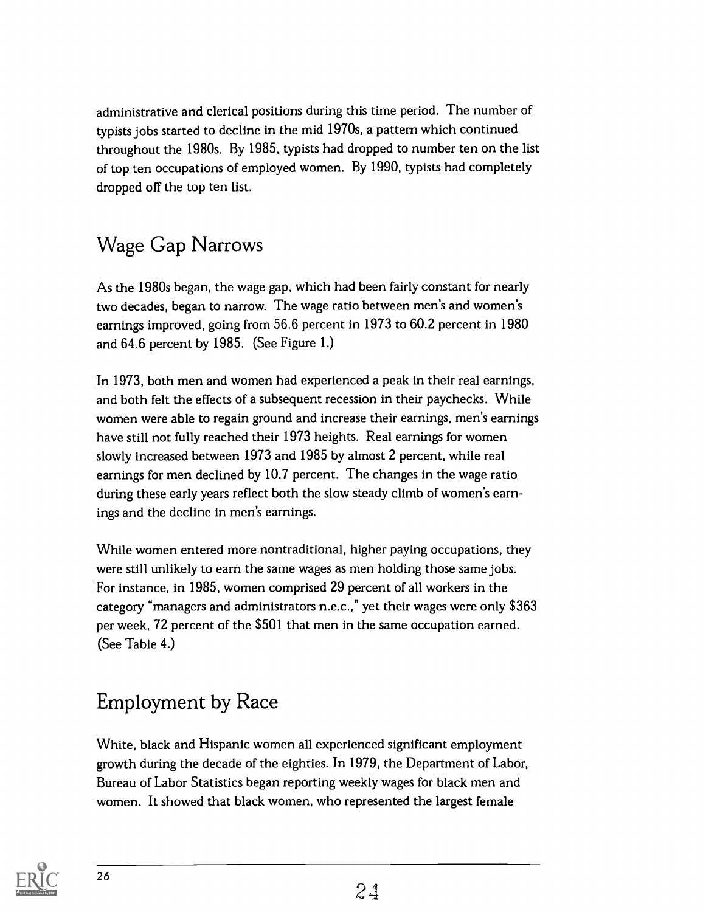administrative and clerical positions during this time period. The number of typists jobs started to decline in the mid 1970s, a pattern which continued throughout the 1980s. By 1985, typists had dropped to number ten on the list of top ten occupations of employed women. By 1990, typists had completely dropped off the top ten list.

## Wage Gap Narrows

As the 1980s began, the wage gap, which had been fairly constant for nearly two decades, began to narrow. The wage ratio between men's and women's earnings improved, going from 56.6 percent in 1973 to 60.2 percent in 1980 and 64.6 percent by 1985. (See Figure 1.)

In 1973, both men and women had experienced a peak in their real earnings, and both felt the effects of a subsequent recession in their paychecks. While women were able to regain ground and increase their earnings, men's earnings have still not fully reached their 1973 heights. Real earnings for women slowly increased between 1973 and 1985 by almost 2 percent, while real earnings for men declined by 10.7 percent. The changes in the wage ratio during these early years reflect both the slow steady climb of women's earnings and the decline in men's earnings.

While women entered more nontraditional, higher paying occupations, they were still unlikely to earn the same wages as men holding those same jobs. For instance, in 1985, women comprised 29 percent of all workers in the category "managers and administrators n.e.c.," yet their wages were only $363 per week, 72 percent of the $501 that men in the same occupation earned. (See Table 4.)

## Employment by Race

White, black and Hispanic women all experienced significant employment growth during the decade of the eighties. In 1979, the Department of Labor, Bureau of Labor Statistics began reporting weekly wages for black men and women. It showed that black women, who represented the largest female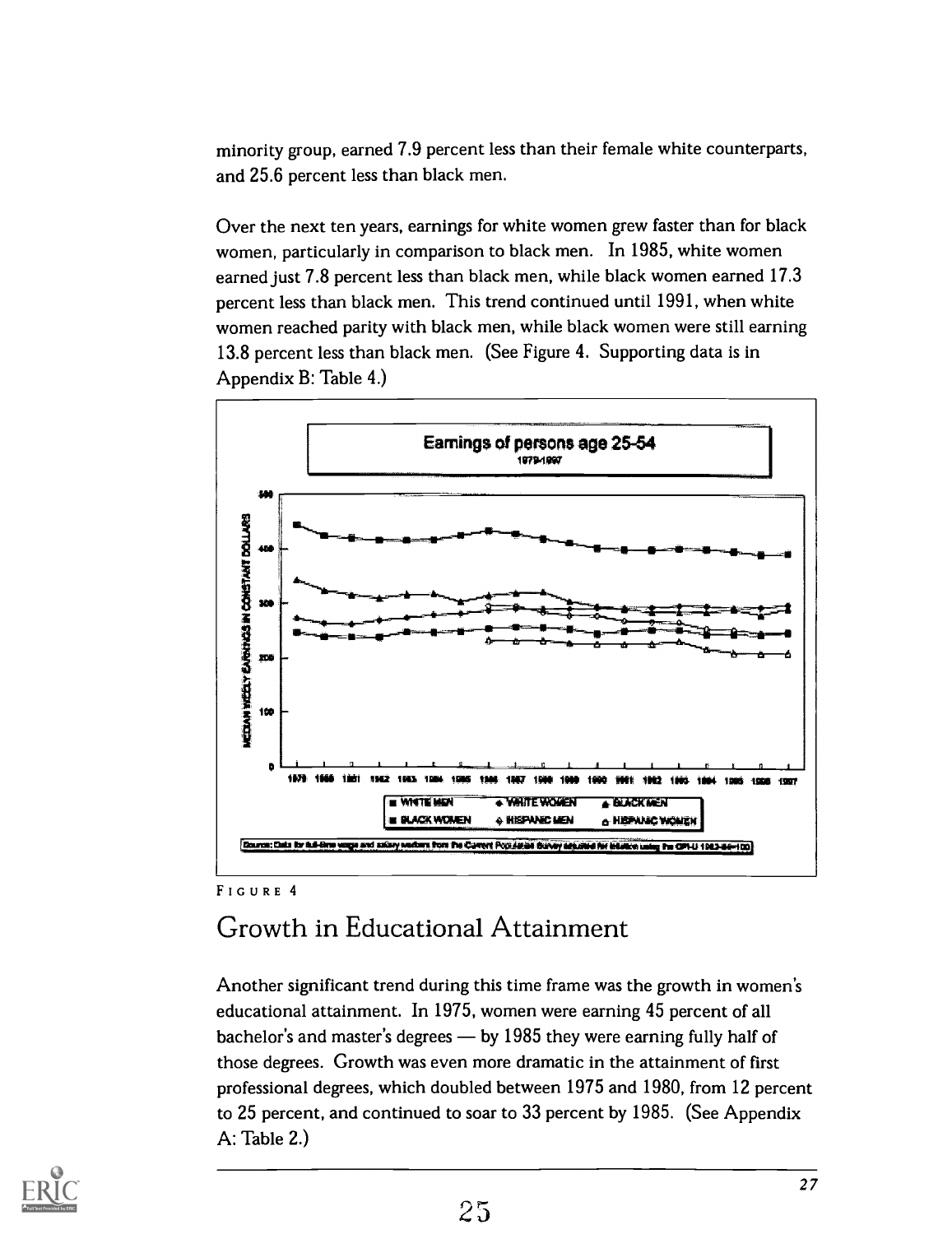minority group, earned 7.9 percent less than their female white counterparts, and 25.6 percent less than black men.

Over the next ten years, earnings for white women grew faster than for black women, particularly in comparison to black men. In 1985, white women earned just 7.8 percent less than black men, while black women earned 17.3 percent less than black men. This trend continued until 1991, when white women reached parity with black men, while black women were still earning 13.8 percent less than black men. (See Figure 4. Supporting data is in Appendix B: Table 4.)

FIGURE 4

## Growth in Educational Attainment

Another significant trend during this time frame was the growth in women's educational attainment. In 1975, women were earning 45 percent of all bachelor's and master's degrees — by 1985 they were earning fully half of those degrees. Growth was even more dramatic in the attainment of first professional degrees, which doubled between 1975 and 1980, from 12 percent to 25 percent, and continued to soar to 33 percent by 1985. (See Appendix A: Table 2.)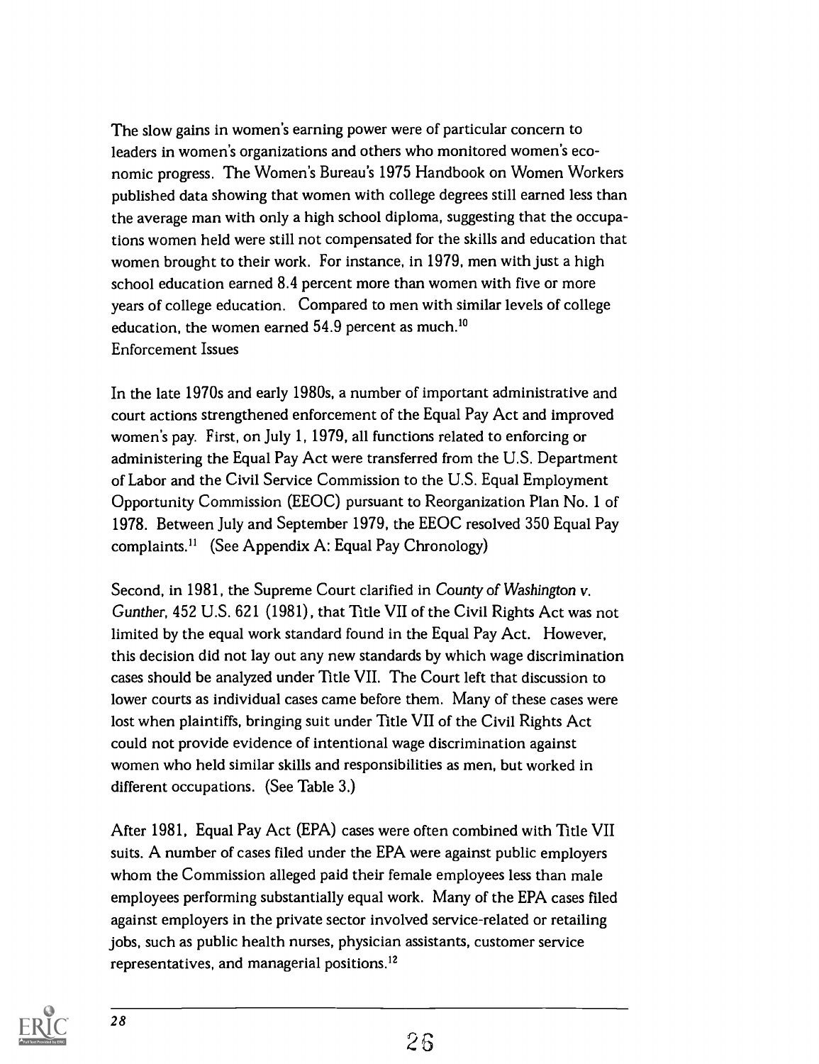The slow gains in women's earning power were of particular concern to leaders in women's organizations and others who monitored women's economic progress. The Women's Bureau's 1975 Handbook on Women Workers published data showing that women with college degrees still earned less than the average man with only a high school diploma, suggesting that the occupations women held were still not compensated for the skills and education that women brought to their work. For instance, in 1979, men with just a high school education earned 8.4 percent more than women with five or more years of college education. Compared to men with similar levels of college education, the women earned 54.9 percent as much.[10]

## Enforcement Issues

In the late 1970s and early 1980s, a number of important administrative and court actions strengthened enforcement of the Equal Pay Act and improved women's pay. First, on July 1, 1979, all functions related to enforcing or administering the Equal Pay Act were transferred from the U.S. Department of Labor and the Civil Service Commission to the U.S. Equal Employment Opportunity Commission (EEOC) pursuant to Reorganization Plan No. 1 of 1978. Between July and September 1979, the EEOC resolved 350 Equal Pay complaints.[11] (See Appendix A: Equal Pay Chronology)

Second, in 1981, the Supreme Court clarified in *County of Washington v. Gunther*, 452 U.S. 621 (1981), that Title VII of the Civil Rights Act was not limited by the equal work standard found in the Equal Pay Act. However, this decision did not lay out any new standards by which wage discrimination cases should be analyzed under Title VII. The Court left that discussion to lower courts as individual cases came before them. Many of these cases were lost when plaintiffs, bringing suit under Title VII of the Civil Rights Act could not provide evidence of intentional wage discrimination against women who held similar skills and responsibilities as men, but worked in different occupations. (See Table 3.)

After 1981, Equal Pay Act (EPA) cases were often combined with Title VII suits. A number of cases filed under the EPA were against public employers whom the Commission alleged paid their female employees less than male employees performing substantially equal work. Many of the EPA cases filed against employers in the private sector involved service-related or retailing jobs, such as public health nurses, physician assistants, customer service representatives, and managerial positions.[12]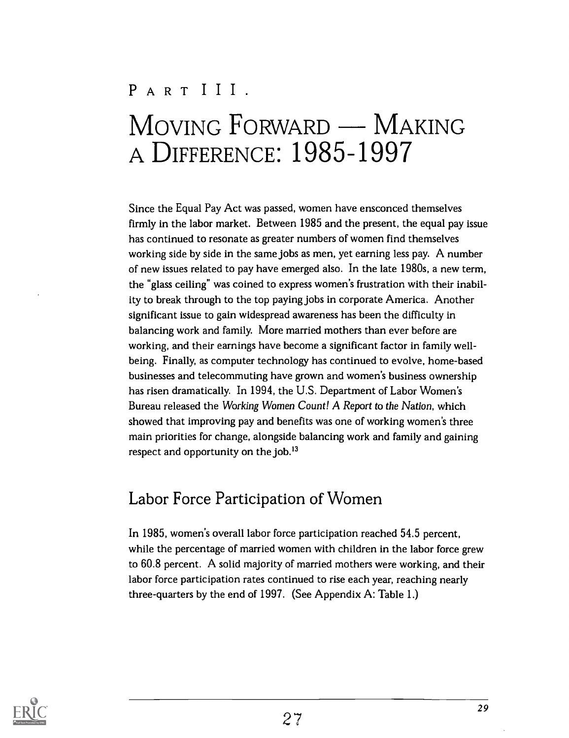PART III.

# MOVING FORWARD — MAKING A DIFFERENCE: 1985-1997

Since the Equal Pay Act was passed, women have ensconced themselves firmly in the labor market. Between 1985 and the present, the equal pay issue has continued to resonate as greater numbers of women find themselves working side by side in the same jobs as men, yet earning less pay. A number of new issues related to pay have emerged also. In the late 1980s, a new term, the "glass ceiling" was coined to express women's frustration with their inability to break through to the top paying jobs in corporate America. Another significant issue to gain widespread awareness has been the difficulty in balancing work and family. More married mothers than ever before are working, and their earnings have become a significant factor in family well-being. Finally, as computer technology has continued to evolve, home-based businesses and telecommuting have grown and women's business ownership has risen dramatically. In 1994, the U.S. Department of Labor Women's Bureau released the *Working Women Count! A Report to the Nation*, which showed that improving pay and benefits was one of working women's three main priorities for change, alongside balancing work and family and gaining respect and opportunity on the job.[13]

## Labor Force Participation of Women

In 1985, women's overall labor force participation reached 54.5 percent, while the percentage of married women with children in the labor force grew to 60.8 percent. A solid majority of married mothers were working, and their labor force participation rates continued to rise each year, reaching nearly three-quarters by the end of 1997. (See Appendix A: Table 1.)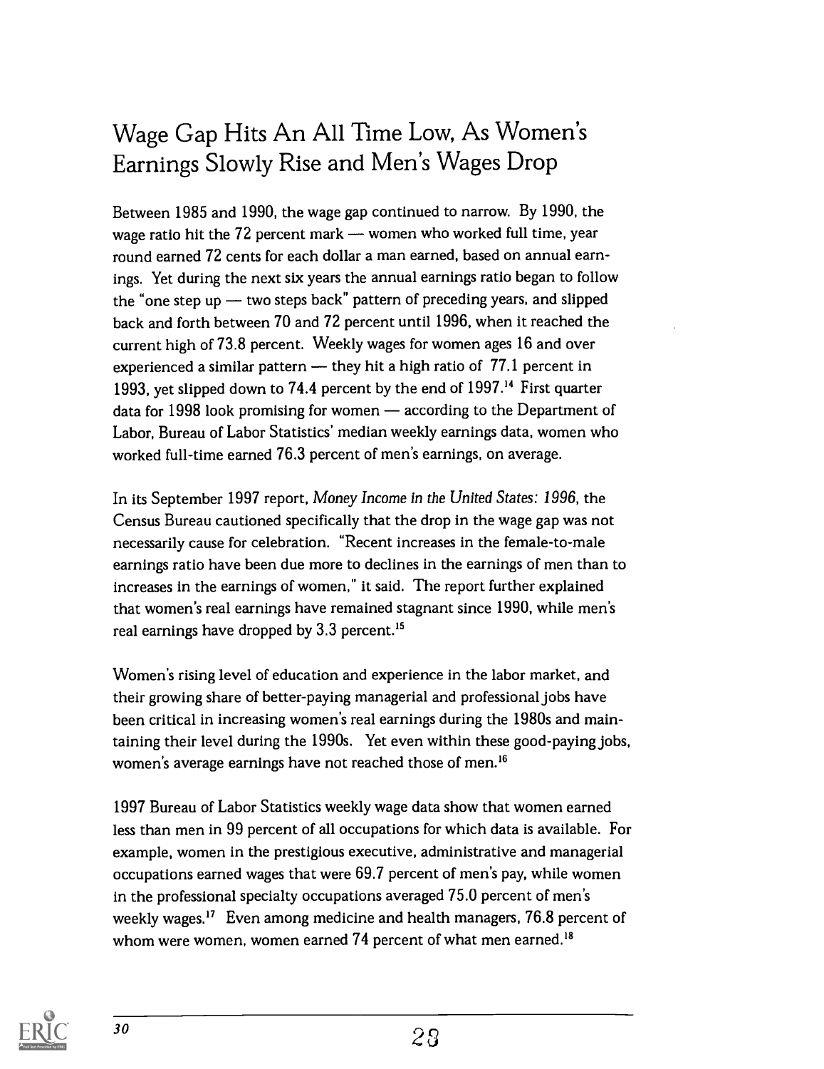## Wage Gap Hits An All Time Low, As Women's Earnings Slowly Rise and Men's Wages Drop

Between 1985 and 1990, the wage gap continued to narrow. By 1990, the wage ratio hit the 72 percent mark — women who worked full time, year round earned 72 cents for each dollar a man earned, based on annual earnings. Yet during the next six years the annual earnings ratio began to follow the "one step up — two steps back" pattern of preceding years, and slipped back and forth between 70 and 72 percent until 1996, when it reached the current high of 73.8 percent. Weekly wages for women ages 16 and over experienced a similar pattern — they hit a high ratio of 77.1 percent in 1993, yet slipped down to 74.4 percent by the end of 1997.[14] First quarter data for 1998 look promising for women — according to the Department of Labor, Bureau of Labor Statistics' median weekly earnings data, women who worked full-time earned 76.3 percent of men's earnings, on average.

In its September 1997 report, *Money Income in the United States: 1996*, the Census Bureau cautioned specifically that the drop in the wage gap was not necessarily cause for celebration. "Recent increases in the female-to-male earnings ratio have been due more to declines in the earnings of men than to increases in the earnings of women," it said. The report further explained that women's real earnings have remained stagnant since 1990, while men's real earnings have dropped by 3.3 percent.[15]

Women's rising level of education and experience in the labor market, and their growing share of better-paying managerial and professional jobs have been critical in increasing women's real earnings during the 1980s and maintaining their level during the 1990s. Yet even within these good-paying jobs, women's average earnings have not reached those of men.[16]

1997 Bureau of Labor Statistics weekly wage data show that women earned less than men in 99 percent of all occupations for which data is available. For example, women in the prestigious executive, administrative and managerial occupations earned wages that were 69.7 percent of men's pay, while women in the professional specialty occupations averaged 75.0 percent of men's weekly wages.[17] Even among medicine and health managers, 76.8 percent of whom were women, women earned 74 percent of what men earned.[18]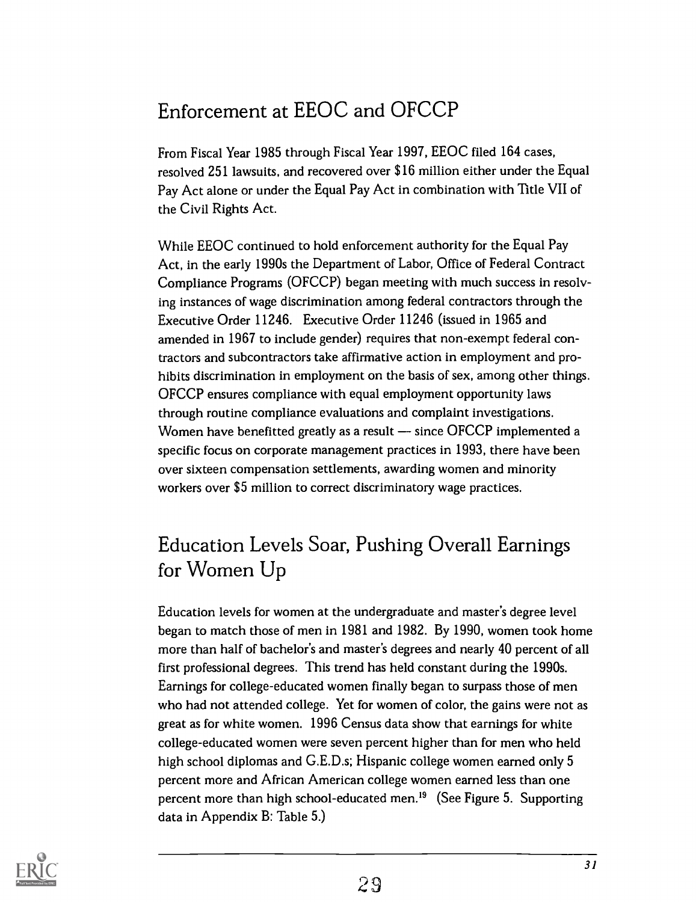## Enforcement at EEOC and OFCCP

From Fiscal Year 1985 through Fiscal Year 1997, EEOC filed 164 cases, resolved 251 lawsuits, and recovered over $16 million either under the Equal Pay Act alone or under the Equal Pay Act in combination with Title VII of the Civil Rights Act.

While EEOC continued to hold enforcement authority for the Equal Pay Act, in the early 1990s the Department of Labor, Office of Federal Contract Compliance Programs (OFCCP) began meeting with much success in resolving instances of wage discrimination among federal contractors through the Executive Order 11246. Executive Order 11246 (issued in 1965 and amended in 1967 to include gender) requires that non-exempt federal contractors and subcontractors take affirmative action in employment and prohibits discrimination in employment on the basis of sex, among other things. OFCCP ensures compliance with equal employment opportunity laws through routine compliance evaluations and complaint investigations. Women have benefitted greatly as a result — since OFCCP implemented a specific focus on corporate management practices in 1993, there have been over sixteen compensation settlements, awarding women and minority workers over $5 million to correct discriminatory wage practices.

## Education Levels Soar, Pushing Overall Earnings for Women Up

Education levels for women at the undergraduate and master's degree level began to match those of men in 1981 and 1982. By 1990, women took home more than half of bachelor's and master's degrees and nearly 40 percent of all first professional degrees. This trend has held constant during the 1990s. Earnings for college-educated women finally began to surpass those of men who had not attended college. Yet for women of color, the gains were not as great as for white women. 1996 Census data show that earnings for white college-educated women were seven percent higher than for men who held high school diplomas and G.E.D.s; Hispanic college women earned only 5 percent more and African American college women earned less than one percent more than high school-educated men.[19] (See Figure 5. Supporting data in Appendix B: Table 5.)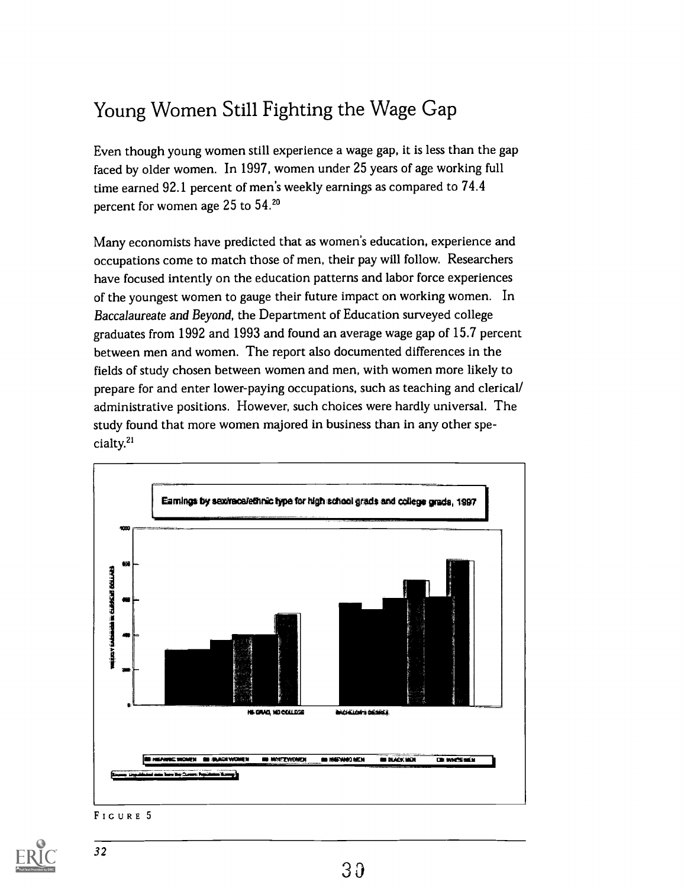# Young Women Still Fighting the Wage Gap

Even though young women still experience a wage gap, it is less than the gap faced by older women. In 1997, women under 25 years of age working full time earned 92.1 percent of men's weekly earnings as compared to 74.4 percent for women age 25 to 54.[20]

Many economists have predicted that as women's education, experience and occupations come to match those of men, their pay will follow. Researchers have focused intently on the education patterns and labor force experiences of the youngest women to gauge their future impact on working women. In *Baccalaureate and Beyond*, the Department of Education surveyed college graduates from 1992 and 1993 and found an average wage gap of 15.7 percent between men and women. The report also documented differences in the fields of study chosen between women and men, with women more likely to prepare for and enter lower-paying occupations, such as teaching and clerical/administrative positions. However, such choices were hardly universal. The study found that more women majored in business than in any other specialty.[21]

Earnings by sex/race/ethnic type for high school grads and college grads, 1997

FIGURE 5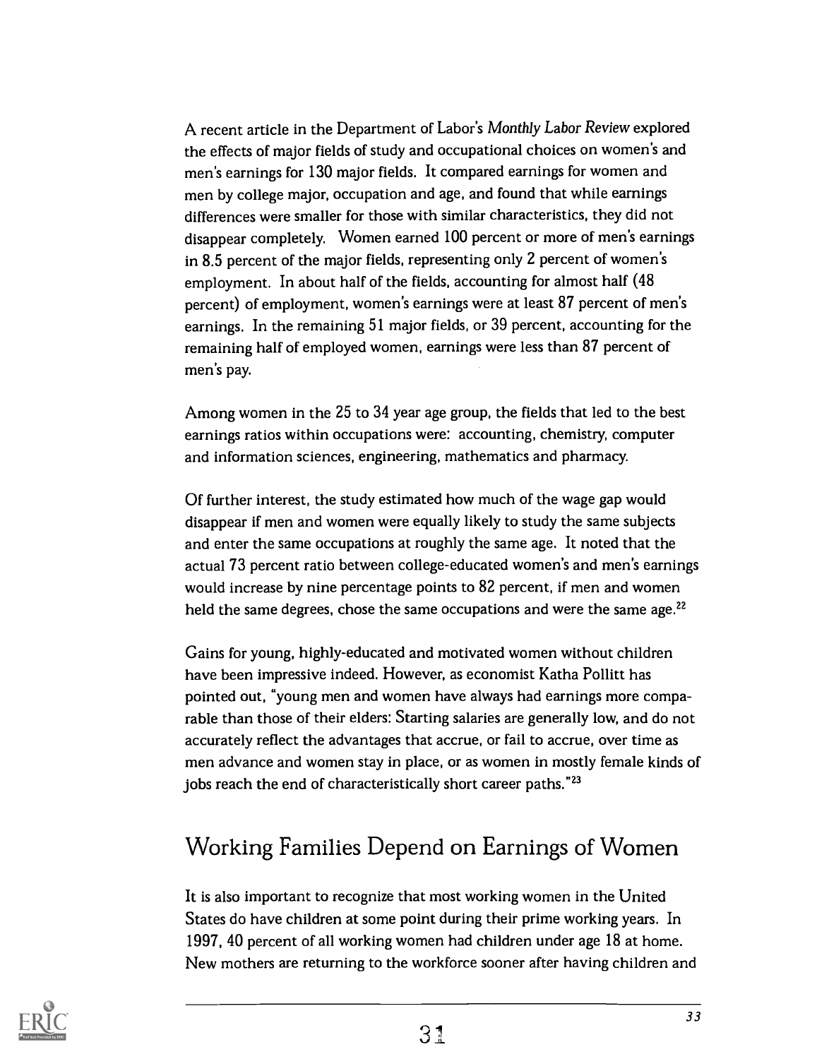A recent article in the Department of Labor's *Monthly Labor Review* explored the effects of major fields of study and occupational choices on women's and men's earnings for 130 major fields. It compared earnings for women and men by college major, occupation and age, and found that while earnings differences were smaller for those with similar characteristics, they did not disappear completely. Women earned 100 percent or more of men's earnings in 8.5 percent of the major fields, representing only 2 percent of women's employment. In about half of the fields, accounting for almost half (48 percent) of employment, women's earnings were at least 87 percent of men's earnings. In the remaining 51 major fields, or 39 percent, accounting for the remaining half of employed women, earnings were less than 87 percent of men's pay.

Among women in the 25 to 34 year age group, the fields that led to the best earnings ratios within occupations were: accounting, chemistry, computer and information sciences, engineering, mathematics and pharmacy.

Of further interest, the study estimated how much of the wage gap would disappear if men and women were equally likely to study the same subjects and enter the same occupations at roughly the same age. It noted that the actual 73 percent ratio between college-educated women's and men's earnings would increase by nine percentage points to 82 percent, if men and women held the same degrees, chose the same occupations and were the same age.[22]

Gains for young, highly-educated and motivated women without children have been impressive indeed. However, as economist Katha Pollitt has pointed out, "young men and women have always had earnings more comparable than those of their elders: Starting salaries are generally low, and do not accurately reflect the advantages that accrue, or fail to accrue, over time as men advance and women stay in place, or as women in mostly female kinds of jobs reach the end of characteristically short career paths."[23]

## Working Families Depend on Earnings of Women

It is also important to recognize that most working women in the United States do have children at some point during their prime working years. In 1997, 40 percent of all working women had children under age 18 at home. New mothers are returning to the workforce sooner after having children and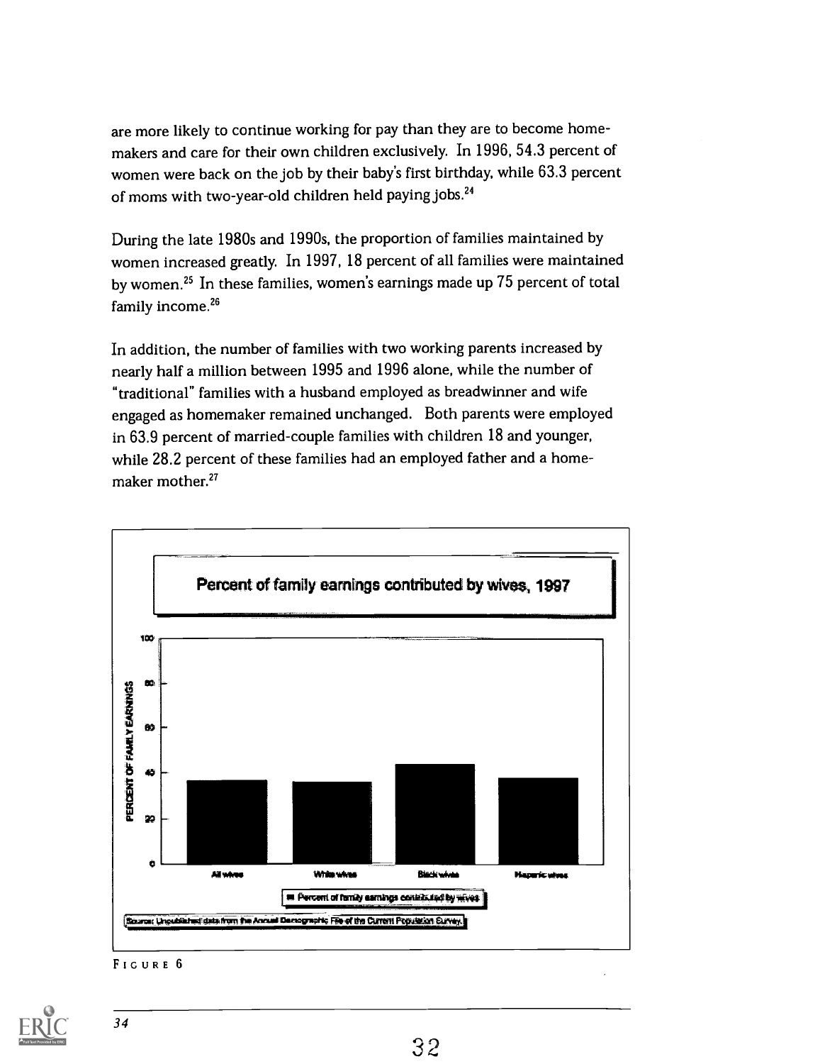are more likely to continue working for pay than they are to become homemakers and care for their own children exclusively. In 1996, 54.3 percent of women were back on the job by their baby's first birthday, while 63.3 percent of moms with two-year-old children held paying jobs.[24]

During the late 1980s and 1990s, the proportion of families maintained by women increased greatly. In 1997, 18 percent of all families were maintained by women.[25] In these families, women's earnings made up 75 percent of total family income.[26]

In addition, the number of families with two working parents increased by nearly half a million between 1995 and 1996 alone, while the number of "traditional" families with a husband employed as breadwinner and wife engaged as homemaker remained unchanged. Both parents were employed in 63.9 percent of married-couple families with children 18 and younger, while 28.2 percent of these families had an employed father and a homemaker mother.[27]

**Percent of family earnings contributed by wives, 1997**

PERCENT OF FAMILY EARNINGS

All wives | White wives | Black wives | Hispanic wives

■ Percent of family earnings contributed by wives

Source: Unpublished data from the Annual Demographic File of the Current Population Survey.

FIGURE 6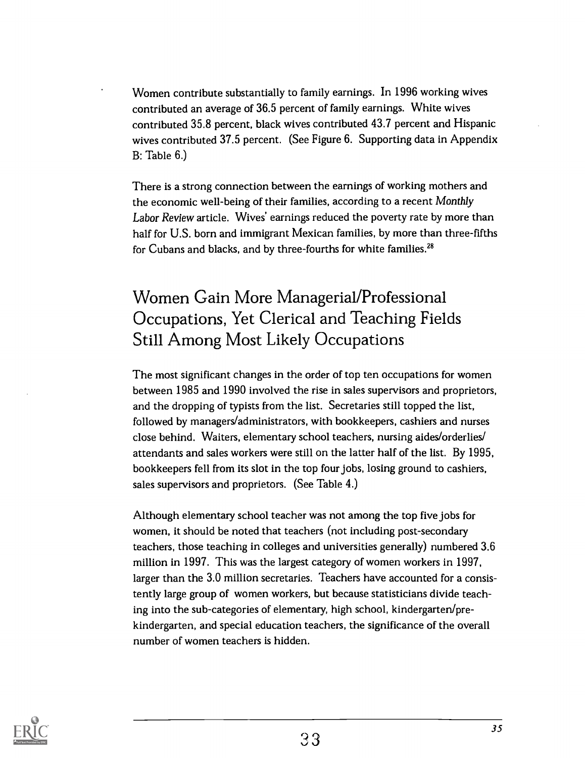Women contribute substantially to family earnings. In 1996 working wives contributed an average of 36.5 percent of family earnings. White wives contributed 35.8 percent, black wives contributed 43.7 percent and Hispanic wives contributed 37.5 percent. (See Figure 6. Supporting data in Appendix B: Table 6.)

There is a strong connection between the earnings of working mothers and the economic well-being of their families, according to a recent *Monthly Labor Review* article. Wives' earnings reduced the poverty rate by more than half for U.S. born and immigrant Mexican families, by more than three-fifths for Cubans and blacks, and by three-fourths for white families.[28]

## Women Gain More Managerial/Professional Occupations, Yet Clerical and Teaching Fields Still Among Most Likely Occupations

The most significant changes in the order of top ten occupations for women between 1985 and 1990 involved the rise in sales supervisors and proprietors, and the dropping of typists from the list. Secretaries still topped the list, followed by managers/administrators, with bookkeepers, cashiers and nurses close behind. Waiters, elementary school teachers, nursing aides/orderlies/attendants and sales workers were still on the latter half of the list. By 1995, bookkeepers fell from its slot in the top four jobs, losing ground to cashiers, sales supervisors and proprietors. (See Table 4.)

Although elementary school teacher was not among the top five jobs for women, it should be noted that teachers (not including post-secondary teachers, those teaching in colleges and universities generally) numbered 3.6 million in 1997. This was the largest category of women workers in 1997, larger than the 3.0 million secretaries. Teachers have accounted for a consistently large group of women workers, but because statisticians divide teaching into the sub-categories of elementary, high school, kindergarten/pre-kindergarten, and special education teachers, the significance of the overall number of women teachers is hidden.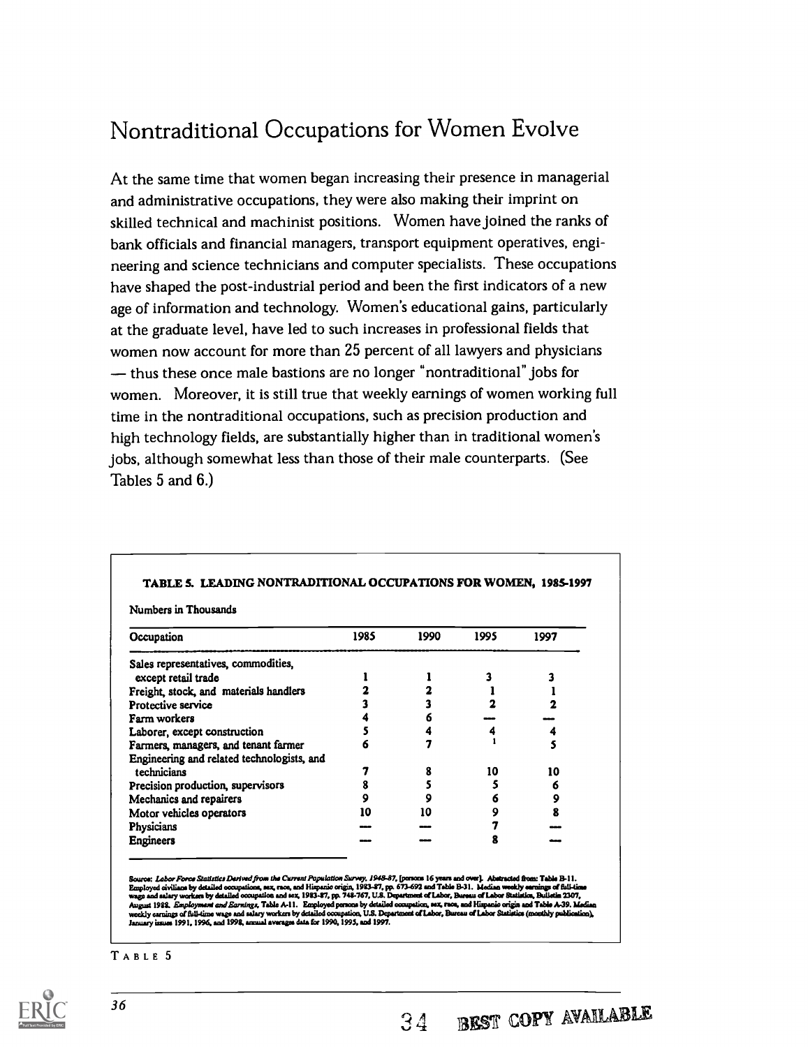# Nontraditional Occupations for Women Evolve

At the same time that women began increasing their presence in managerial and administrative occupations, they were also making their imprint on skilled technical and machinist positions. Women have joined the ranks of bank officials and financial managers, transport equipment operatives, engineering and science technicians and computer specialists. These occupations have shaped the post-industrial period and been the first indicators of a new age of information and technology. Women's educational gains, particularly at the graduate level, have led to such increases in professional fields that women now account for more than 25 percent of all lawyers and physicians — thus these once male bastions are no longer "nontraditional" jobs for women. Moreover, it is still true that weekly earnings of women working full time in the nontraditional occupations, such as precision production and high technology fields, are substantially higher than in traditional women's jobs, although somewhat less than those of their male counterparts. (See Tables 5 and 6.)

**TABLE 5. LEADING NONTRADITIONAL OCCUPATIONS FOR WOMEN, 1985-1997**

Numbers in Thousands

| Occupation | 1985 | 1990 | 1995 | 1997 |
|---|---|---|---|---|
| Sales representatives, commodities, except retail trade | 1 | 1 | 3 | 3 |
| Freight, stock, and materials handlers | 2 | 2 | 1 | 1 |
| Protective service | 3 | 3 | 2 | 2 |
| Farm workers | 4 | 6 | — | — |
| Laborer, except construction | 5 | 4 | 4 | 4 |
| Farmers, managers, and tenant farmer | 6 | 7 | 1 | 5 |
| Engineering and related technologists, and technicians | 7 | 8 | 10 | 10 |
| Precision production, supervisors | 8 | 5 | 5 | 6 |
| Mechanics and repairers | 9 | 9 | 6 | 9 |
| Motor vehicles operators | 10 | 10 | 9 | 8 |
| Physicians | — | — | 7 | — |
| Engineers | — | — | 8 | — |

Source: *Labor Force Statistics Derived from the Current Population Survey, 1948-87*, [persons 16 years and over]. Abstracted from: Table B-11. Employed civilians by detailed occupations, sex, race, and Hispanic origin, 1983-87, pp. 673-692 and Table B-31. Median weekly earnings of full-time wage and salary workers by detailed occupation and sex, 1983-87, pp. 748-767, U.S. Department of Labor, Bureau of Labor Statistics, Bulletin 2307, August 1988. *Employment and Earnings*, Table A-11. Employed persons by detailed occupation, sex, race, and Hispanic origin and Table A-39. Median weekly earnings of full-time wage and salary workers by detailed occupation, U.S. Department of Labor, Bureau of Labor Statistics (monthly publication), January issues 1991, 1996, and 1998, annual average data for 1990, 1995, and 1997.

TABLE 5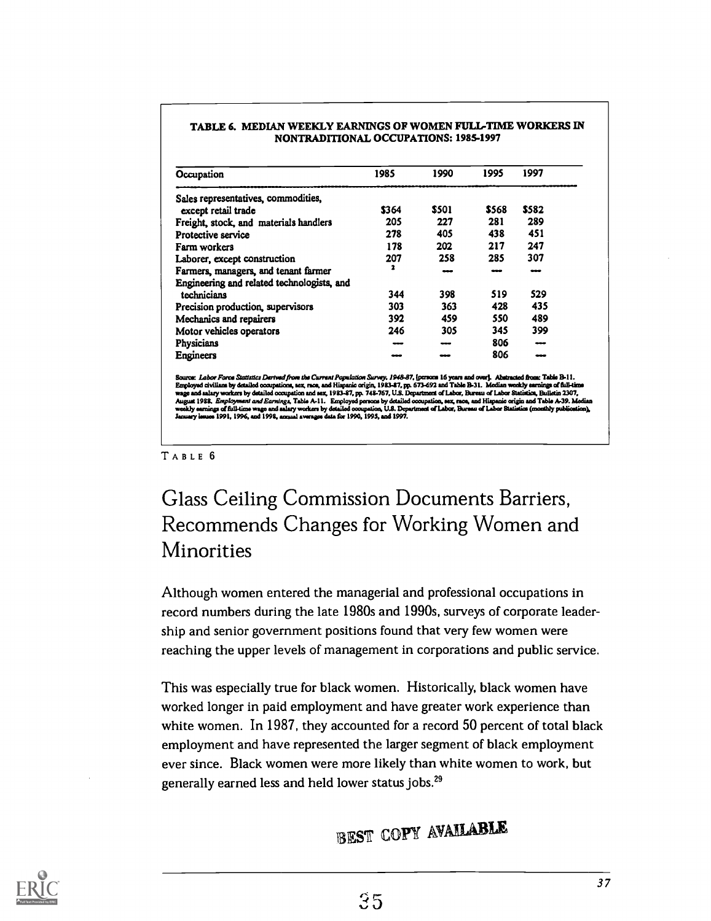**TABLE 6. MEDIAN WEEKLY EARNINGS OF WOMEN FULL-TIME WORKERS IN NONTRADITIONAL OCCUPATIONS: 1985-1997**

| Occupation | 1985 | 1990 | 1995 | 1997 |
|---|---|---|---|---|
| Sales representatives, commodities, except retail trade | $364 | $501 | $568 | $582 |
| Freight, stock, and materials handlers | 205 | 227 | 281 | 289 |
| Protective service | 278 | 405 | 438 | 451 |
| Farm workers | 178 | 202 | 217 | 247 |
| Laborer, except construction | 207 | 258 | 285 | 307 |
| Farmers, managers, and tenant farmer | [1] | --- | --- | --- |
| Engineering and related technologists, and technicians | 344 | 398 | 519 | 529 |
| Precision production, supervisors | 303 | 363 | 428 | 435 |
| Mechanics and repairers | 392 | 459 | 550 | 489 |
| Motor vehicles operators | 246 | 305 | 345 | 399 |
| Physicians | --- | --- | 806 | --- |
| Engineers | --- | --- | 806 | --- |

Source: *Labor Force Statistics Derived from the Current Population Survey, 1948-87*, [persons 16 years and over]. Abstracted from: Table B-11. Employed civilians by detailed occupations, sex, race, and Hispanic origin, 1983-87, pp. 673-692 and Table B-31. Median weekly earnings of full-time wage and salary workers by detailed occupation and sex, 1983-87, pp. 748-767, U.S. Department of Labor, Bureau of Labor Statistics, Bulletin 2307, August 1988. *Employment and Earnings*, Table A-11. Employed persons by detailed occupation, sex, race, and Hispanic origin and Table A-39. Median weekly earnings of full-time wage and salary workers by detailed occupation, U.S. Department of Labor, Bureau of Labor Statistics (monthly publication), January issues 1991, 1996, and 1998, annual averages data for 1990, 1995, and 1997.

TABLE 6

# Glass Ceiling Commission Documents Barriers, Recommends Changes for Working Women and Minorities

Although women entered the managerial and professional occupations in record numbers during the late 1980s and 1990s, surveys of corporate leadership and senior government positions found that very few women were reaching the upper levels of management in corporations and public service.

This was especially true for black women. Historically, black women have worked longer in paid employment and have greater work experience than white women. In 1987, they accounted for a record 50 percent of total black employment and have represented the larger segment of black employment ever since. Black women were more likely than white women to work, but generally earned less and held lower status jobs.[29]

BEST COPY AVAILABLE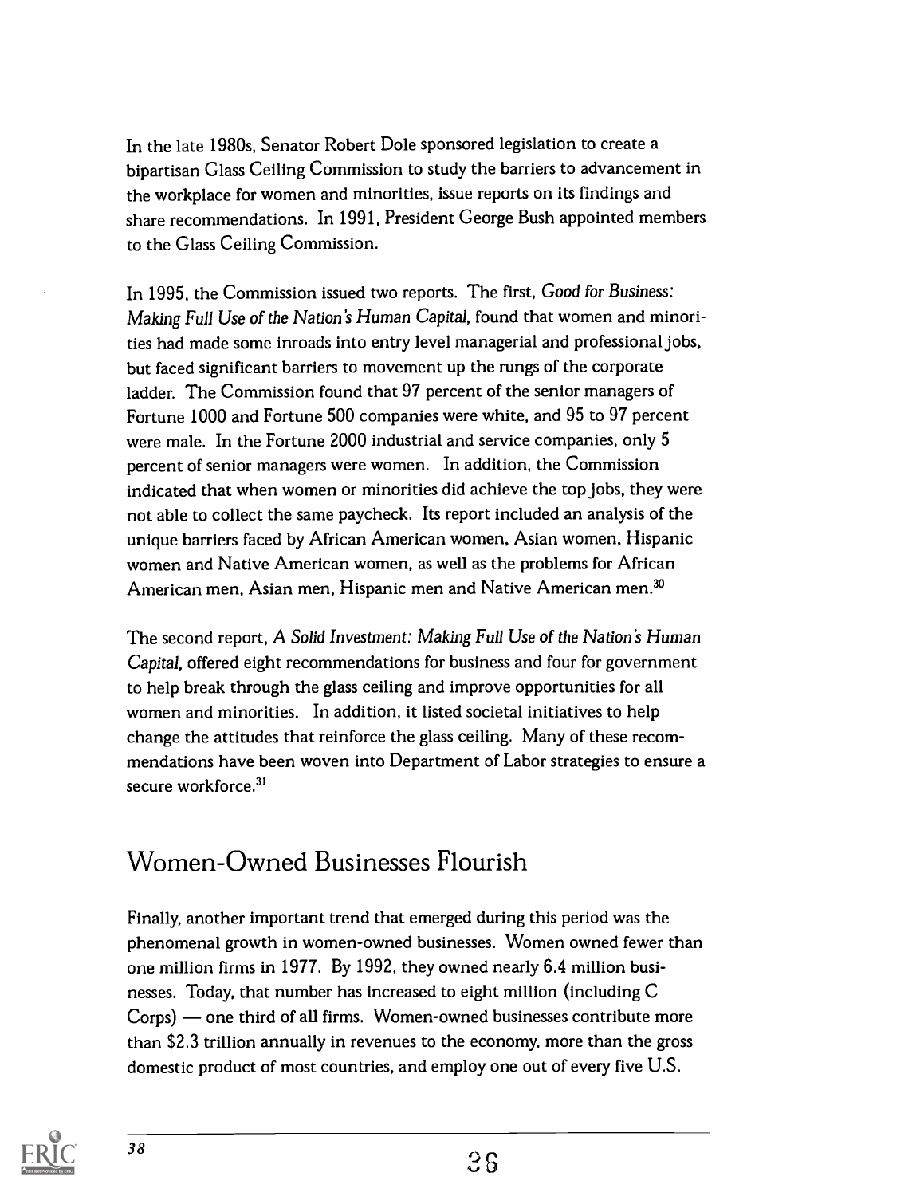In the late 1980s, Senator Robert Dole sponsored legislation to create a bipartisan Glass Ceiling Commission to study the barriers to advancement in the workplace for women and minorities, issue reports on its findings and share recommendations. In 1991, President George Bush appointed members to the Glass Ceiling Commission.

In 1995, the Commission issued two reports. The first, *Good for Business: Making Full Use of the Nation's Human Capital*, found that women and minorities had made some inroads into entry level managerial and professional jobs, but faced significant barriers to movement up the rungs of the corporate ladder. The Commission found that 97 percent of the senior managers of Fortune 1000 and Fortune 500 companies were white, and 95 to 97 percent were male. In the Fortune 2000 industrial and service companies, only 5 percent of senior managers were women. In addition, the Commission indicated that when women or minorities did achieve the top jobs, they were not able to collect the same paycheck. Its report included an analysis of the unique barriers faced by African American women, Asian women, Hispanic women and Native American women, as well as the problems for African American men, Asian men, Hispanic men and Native American men.[30]

The second report, *A Solid Investment: Making Full Use of the Nation's Human Capital*, offered eight recommendations for business and four for government to help break through the glass ceiling and improve opportunities for all women and minorities. In addition, it listed societal initiatives to help change the attitudes that reinforce the glass ceiling. Many of these recommendations have been woven into Department of Labor strategies to ensure a secure workforce.[31]

## Women-Owned Businesses Flourish

Finally, another important trend that emerged during this period was the phenomenal growth in women-owned businesses. Women owned fewer than one million firms in 1977. By 1992, they owned nearly 6.4 million businesses. Today, that number has increased to eight million (including C Corps) — one third of all firms. Women-owned businesses contribute more than $2.3 trillion annually in revenues to the economy, more than the gross domestic product of most countries, and employ one out of every five U.S.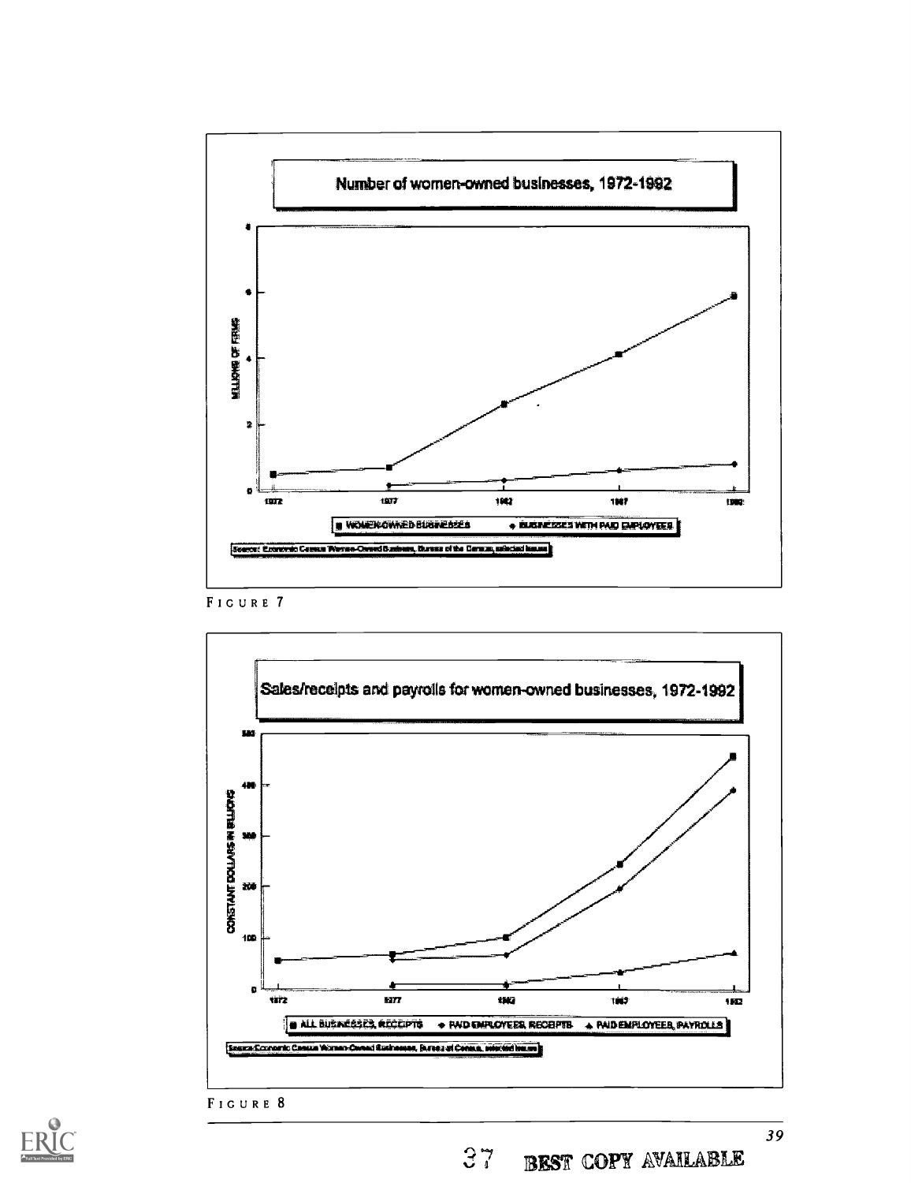Number of women-owned businesses, 1972-1992

MILLIONS OF FIRMS

■ WOMEN-OWNED BUSINESSES ◆ BUSINESSES WITH PAID EMPLOYEES

Source: Economic Census Women-Owned Business, Bureau of the Census, selected issues

FIGURE 7

Sales/receipts and payrolls for women-owned businesses, 1972-1992

CONSTANT DOLLARS IN BILLIONS

■ ALL BUSINESSES, RECEIPTS ◆ PAID EMPLOYEES, RECEIPTS ▲ PAID EMPLOYEES, PAYROLLS

Source: Economic Census Women-Owned Businesses, Bureau of Census, selected issues

FIGURE 8

BEST COPY AVAILABLE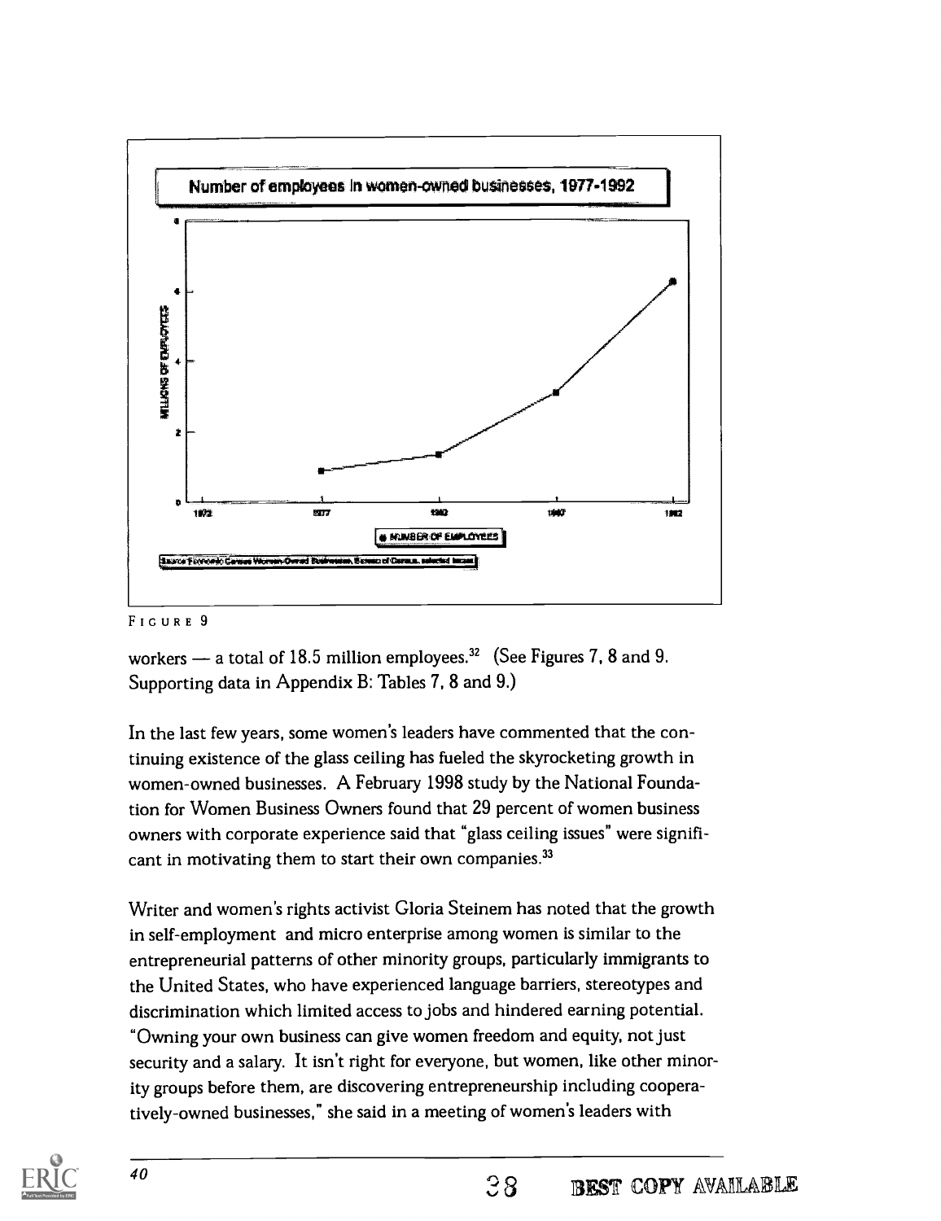Number of employees in women-owned businesses, 1977-1992

FIGURE 9

workers — a total of 18.5 million employees.[32] (See Figures 7, 8 and 9. Supporting data in Appendix B: Tables 7, 8 and 9.)

In the last few years, some women's leaders have commented that the continuing existence of the glass ceiling has fueled the skyrocketing growth in women-owned businesses. A February 1998 study by the National Foundation for Women Business Owners found that 29 percent of women business owners with corporate experience said that "glass ceiling issues" were significant in motivating them to start their own companies.[33]

Writer and women's rights activist Gloria Steinem has noted that the growth in self-employment and micro enterprise among women is similar to the entrepreneurial patterns of other minority groups, particularly immigrants to the United States, who have experienced language barriers, stereotypes and discrimination which limited access to jobs and hindered earning potential. "Owning your own business can give women freedom and equity, not just security and a salary. It isn't right for everyone, but women, like other minority groups before them, are discovering entrepreneurship including cooperatively-owned businesses," she said in a meeting of women's leaders with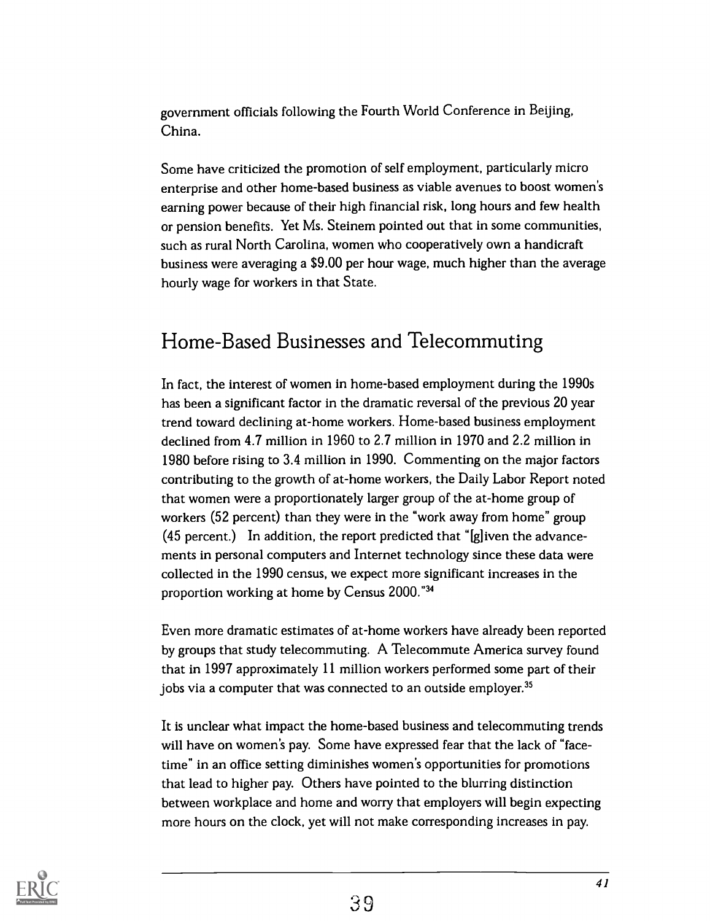government officials following the Fourth World Conference in Beijing, China.

Some have criticized the promotion of self employment, particularly micro enterprise and other home-based business as viable avenues to boost women's earning power because of their high financial risk, long hours and few health or pension benefits. Yet Ms. Steinem pointed out that in some communities, such as rural North Carolina, women who cooperatively own a handicraft business were averaging a $9.00 per hour wage, much higher than the average hourly wage for workers in that State.

## Home-Based Businesses and Telecommuting

In fact, the interest of women in home-based employment during the 1990s has been a significant factor in the dramatic reversal of the previous 20 year trend toward declining at-home workers. Home-based business employment declined from 4.7 million in 1960 to 2.7 million in 1970 and 2.2 million in 1980 before rising to 3.4 million in 1990. Commenting on the major factors contributing to the growth of at-home workers, the Daily Labor Report noted that women were a proportionately larger group of the at-home group of workers (52 percent) than they were in the "work away from home" group (45 percent.) In addition, the report predicted that "[g]iven the advancements in personal computers and Internet technology since these data were collected in the 1990 census, we expect more significant increases in the proportion working at home by Census 2000."[34]

Even more dramatic estimates of at-home workers have already been reported by groups that study telecommuting. A Telecommute America survey found that in 1997 approximately 11 million workers performed some part of their jobs via a computer that was connected to an outside employer.[35]

It is unclear what impact the home-based business and telecommuting trends will have on women's pay. Some have expressed fear that the lack of "face-time" in an office setting diminishes women's opportunities for promotions that lead to higher pay. Others have pointed to the blurring distinction between workplace and home and worry that employers will begin expecting more hours on the clock, yet will not make corresponding increases in pay.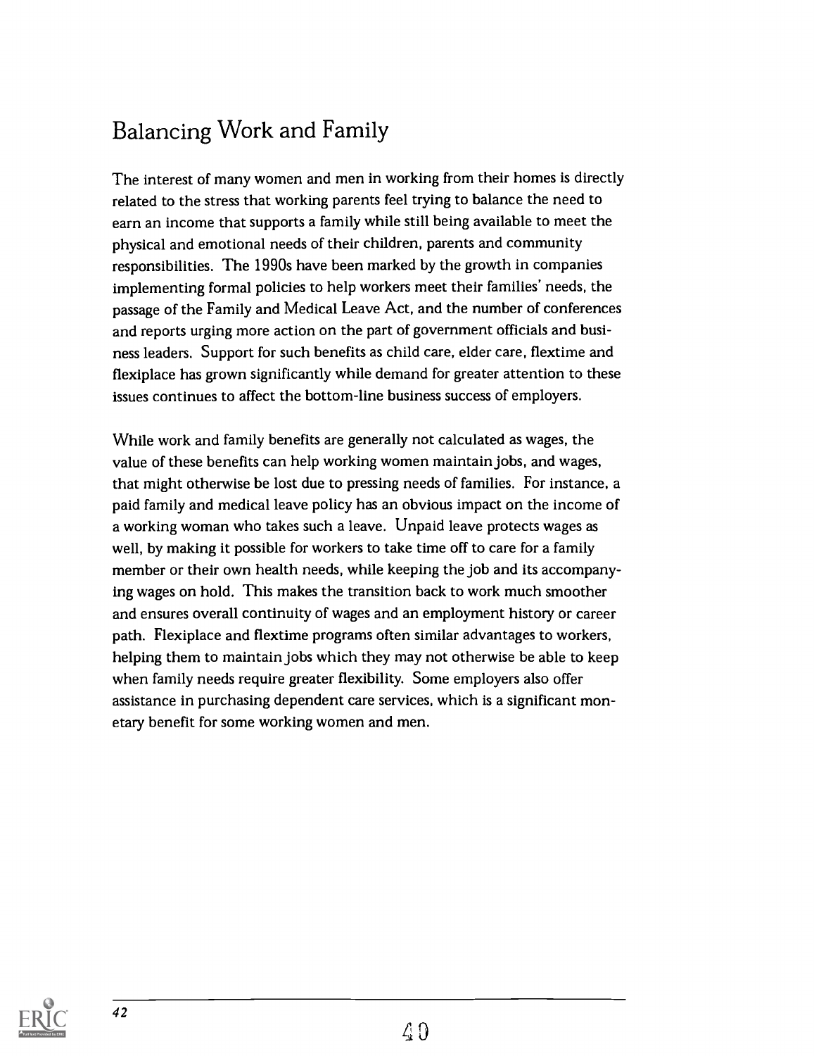## Balancing Work and Family

The interest of many women and men in working from their homes is directly related to the stress that working parents feel trying to balance the need to earn an income that supports a family while still being available to meet the physical and emotional needs of their children, parents and community responsibilities. The 1990s have been marked by the growth in companies implementing formal policies to help workers meet their families' needs, the passage of the Family and Medical Leave Act, and the number of conferences and reports urging more action on the part of government officials and business leaders. Support for such benefits as child care, elder care, flextime and flexiplace has grown significantly while demand for greater attention to these issues continues to affect the bottom-line business success of employers.

While work and family benefits are generally not calculated as wages, the value of these benefits can help working women maintain jobs, and wages, that might otherwise be lost due to pressing needs of families. For instance, a paid family and medical leave policy has an obvious impact on the income of a working woman who takes such a leave. Unpaid leave protects wages as well, by making it possible for workers to take time off to care for a family member or their own health needs, while keeping the job and its accompanying wages on hold. This makes the transition back to work much smoother and ensures overall continuity of wages and an employment history or career path. Flexiplace and flextime programs often similar advantages to workers, helping them to maintain jobs which they may not otherwise be able to keep when family needs require greater flexibility. Some employers also offer assistance in purchasing dependent care services, which is a significant monetary benefit for some working women and men.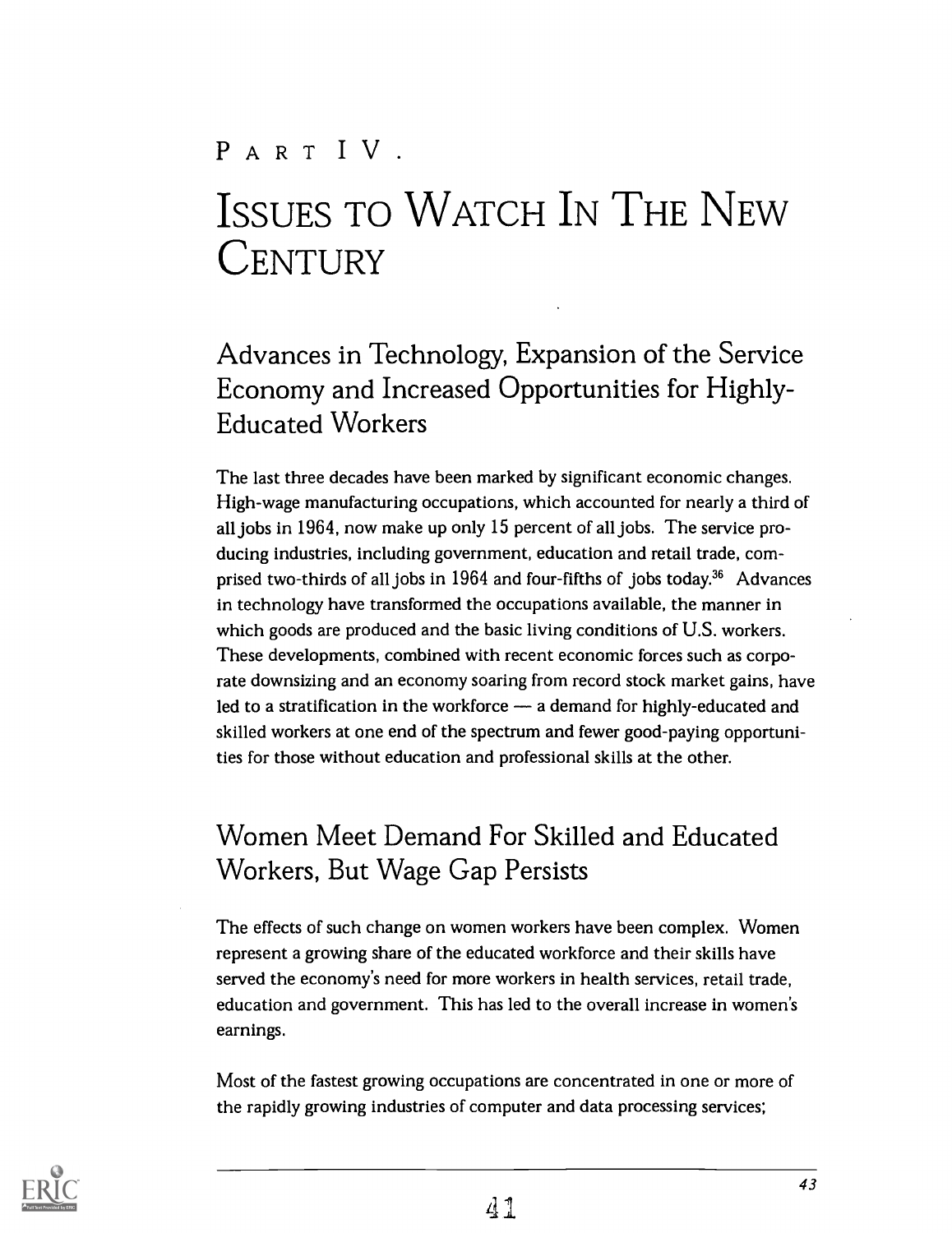# PART IV.

# ISSUES TO WATCH IN THE NEW CENTURY

## Advances in Technology, Expansion of the Service Economy and Increased Opportunities for Highly-Educated Workers

The last three decades have been marked by significant economic changes. High-wage manufacturing occupations, which accounted for nearly a third of all jobs in 1964, now make up only 15 percent of all jobs. The service producing industries, including government, education and retail trade, comprised two-thirds of all jobs in 1964 and four-fifths of jobs today.[36] Advances in technology have transformed the occupations available, the manner in which goods are produced and the basic living conditions of U.S. workers. These developments, combined with recent economic forces such as corporate downsizing and an economy soaring from record stock market gains, have led to a stratification in the workforce — a demand for highly-educated and skilled workers at one end of the spectrum and fewer good-paying opportunities for those without education and professional skills at the other.

## Women Meet Demand For Skilled and Educated Workers, But Wage Gap Persists

The effects of such change on women workers have been complex. Women represent a growing share of the educated workforce and their skills have served the economy's need for more workers in health services, retail trade, education and government. This has led to the overall increase in women's earnings.

Most of the fastest growing occupations are concentrated in one or more of the rapidly growing industries of computer and data processing services;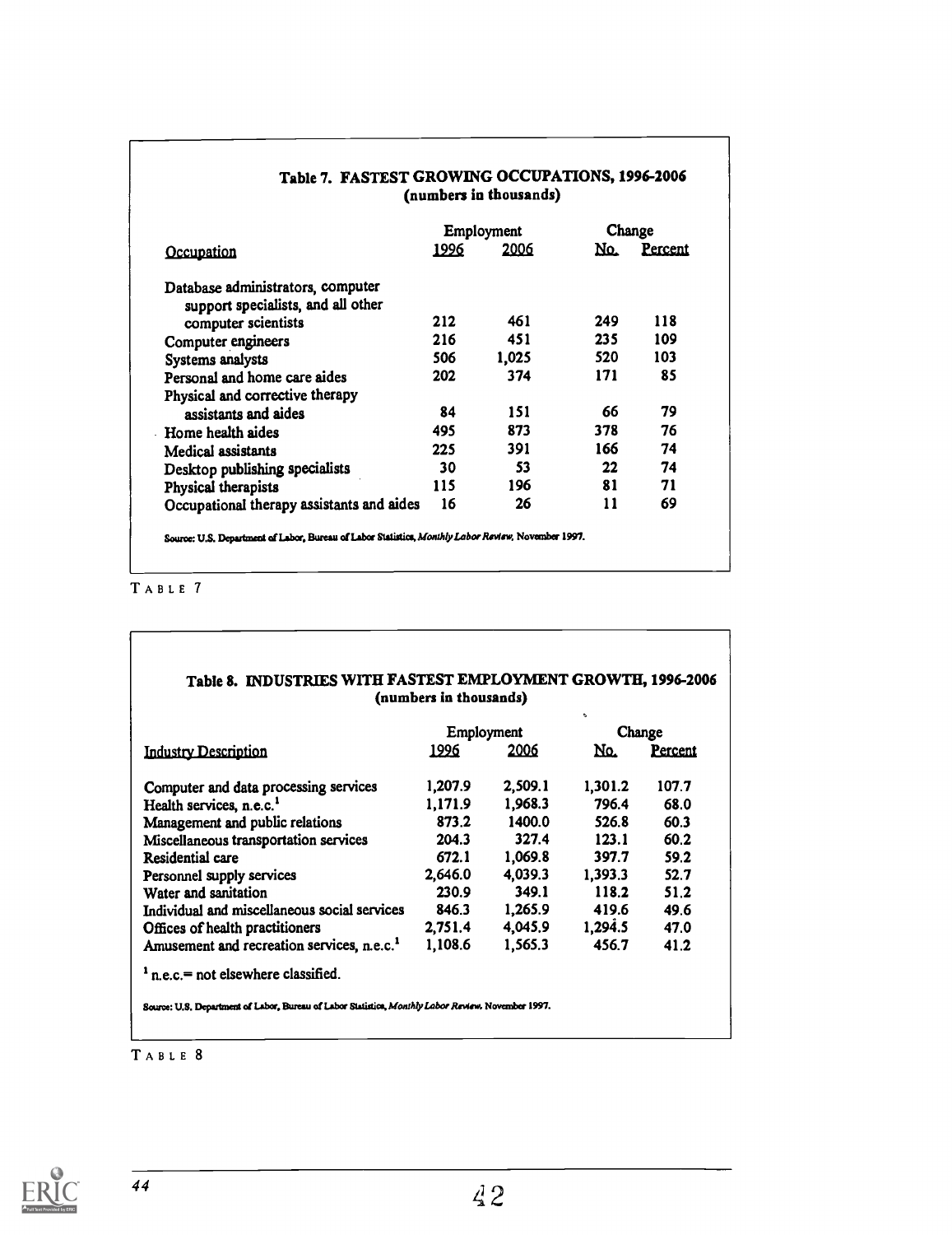### Table 7. FASTEST GROWING OCCUPATIONS, 1996-2006
(numbers in thousands)

| Occupation | Employment | | Change | |
|---|---|---|---|---|
| | 1996 | 2006 | No. | Percent |
| Database administrators, computer support specialists, and all other computer scientists | 212 | 461 | 249 | 118 |
| Computer engineers | 216 | 451 | 235 | 109 |
| Systems analysts | 506 | 1,025 | 520 | 103 |
| Personal and home care aides | 202 | 374 | 171 | 85 |
| Physical and corrective therapy assistants and aides | 84 | 151 | 66 | 79 |
| Home health aides | 495 | 873 | 378 | 76 |
| Medical assistants | 225 | 391 | 166 | 74 |
| Desktop publishing specialists | 30 | 53 | 22 | 74 |
| Physical therapists | 115 | 196 | 81 | 71 |
| Occupational therapy assistants and aides | 16 | 26 | 11 | 69 |

Source: U.S. Department of Labor, Bureau of Labor Statistics, *Monthly Labor Review*, November 1997.

TABLE 7

### Table 8. INDUSTRIES WITH FASTEST EMPLOYMENT GROWTH, 1996-2006
(numbers in thousands)

| Industry Description | Employment | | Change | |
|---|---|---|---|---|
| | 1996 | 2006 | No. | Percent |
| Computer and data processing services | 1,207.9 | 2,509.1 | 1,301.2 | 107.7 |
| Health services, n.e.c.[1] | 1,171.9 | 1,968.3 | 796.4 | 68.0 |
| Management and public relations | 873.2 | 1400.0 | 526.8 | 60.3 |
| Miscellaneous transportation services | 204.3 | 327.4 | 123.1 | 60.2 |
| Residential care | 672.1 | 1,069.8 | 397.7 | 59.2 |
| Personnel supply services | 2,646.0 | 4,039.3 | 1,393.3 | 52.7 |
| Water and sanitation | 230.9 | 349.1 | 118.2 | 51.2 |
| Individual and miscellaneous social services | 846.3 | 1,265.9 | 419.6 | 49.6 |
| Offices of health practitioners | 2,751.4 | 4,045.9 | 1,294.5 | 47.0 |
| Amusement and recreation services, n.e.c.[1] | 1,108.6 | 1,565.3 | 456.7 | 41.2 |

[1] n.e.c.= not elsewhere classified.

Source: U.S. Department of Labor, Bureau of Labor Statistics, *Monthly Labor Review*, November 1997.

TABLE 8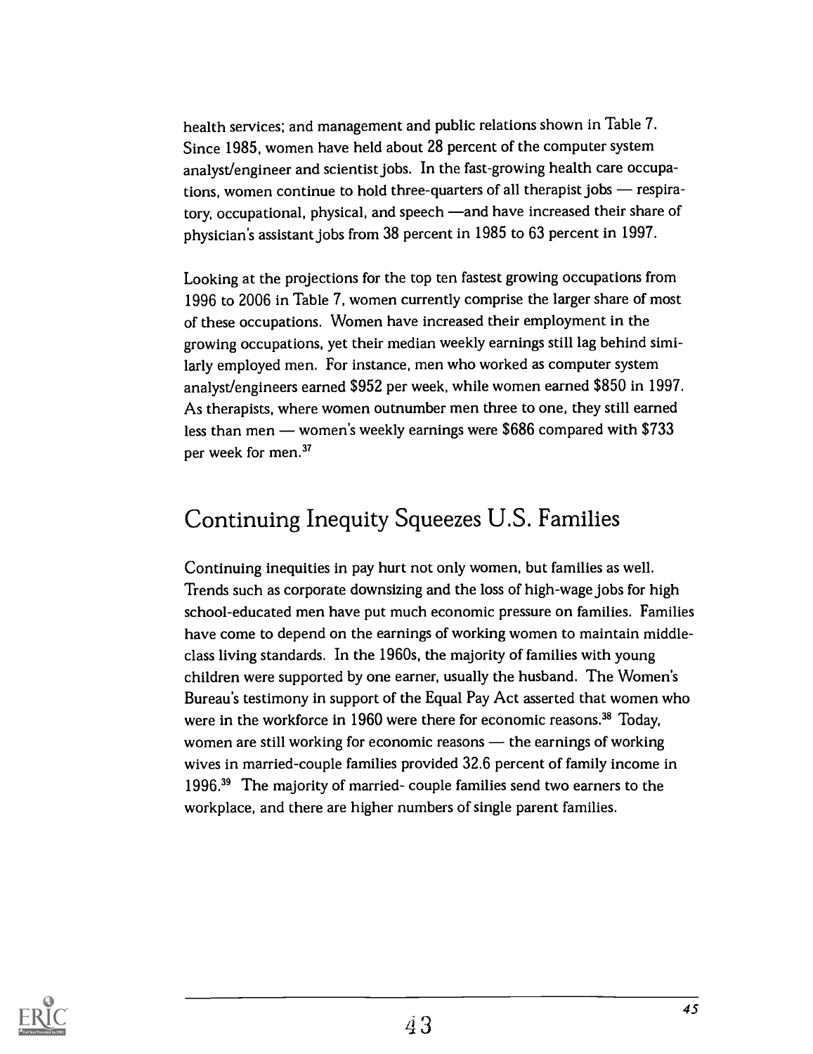health services; and management and public relations shown in Table 7. Since 1985, women have held about 28 percent of the computer system analyst/engineer and scientist jobs. In the fast-growing health care occupations, women continue to hold three-quarters of all therapist jobs — respiratory, occupational, physical, and speech —and have increased their share of physician's assistant jobs from 38 percent in 1985 to 63 percent in 1997.

Looking at the projections for the top ten fastest growing occupations from 1996 to 2006 in Table 7, women currently comprise the larger share of most of these occupations. Women have increased their employment in the growing occupations, yet their median weekly earnings still lag behind similarly employed men. For instance, men who worked as computer system analyst/engineers earned $952 per week, while women earned $850 in 1997. As therapists, where women outnumber men three to one, they still earned less than men — women's weekly earnings were $686 compared with $733 per week for men.[37]

## Continuing Inequity Squeezes U.S. Families

Continuing inequities in pay hurt not only women, but families as well. Trends such as corporate downsizing and the loss of high-wage jobs for high school-educated men have put much economic pressure on families. Families have come to depend on the earnings of working women to maintain middle-class living standards. In the 1960s, the majority of families with young children were supported by one earner, usually the husband. The Women's Bureau's testimony in support of the Equal Pay Act asserted that women who were in the workforce in 1960 were there for economic reasons.[38] Today, women are still working for economic reasons — the earnings of working wives in married-couple families provided 32.6 percent of family income in 1996.[39] The majority of married- couple families send two earners to the workplace, and there are higher numbers of single parent families.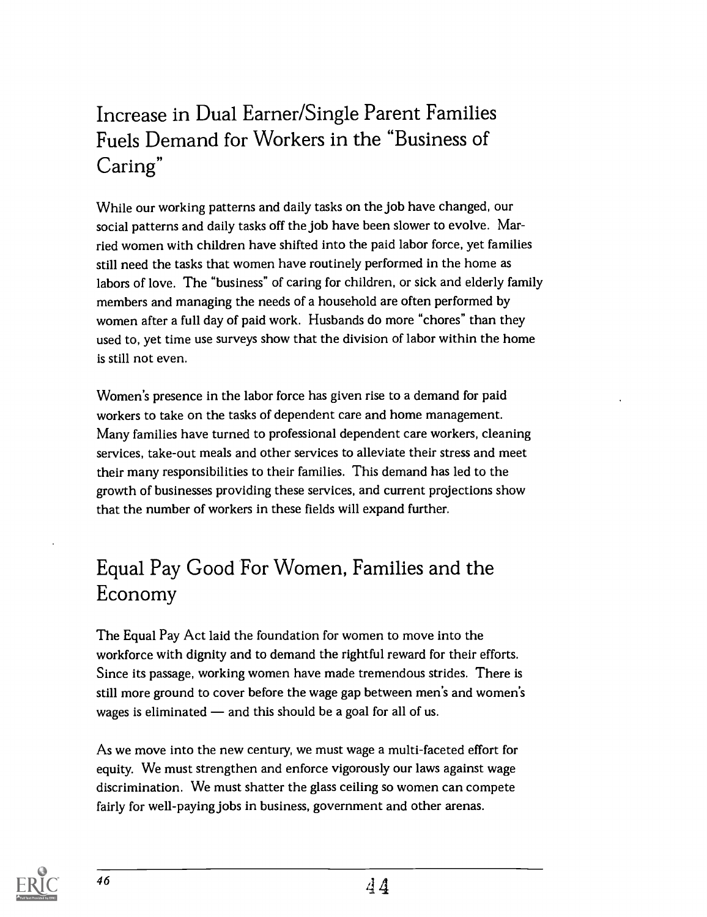## Increase in Dual Earner/Single Parent Families Fuels Demand for Workers in the "Business of Caring"

While our working patterns and daily tasks on the job have changed, our social patterns and daily tasks off the job have been slower to evolve. Married women with children have shifted into the paid labor force, yet families still need the tasks that women have routinely performed in the home as labors of love. The "business" of caring for children, or sick and elderly family members and managing the needs of a household are often performed by women after a full day of paid work. Husbands do more "chores" than they used to, yet time use surveys show that the division of labor within the home is still not even.

Women's presence in the labor force has given rise to a demand for paid workers to take on the tasks of dependent care and home management. Many families have turned to professional dependent care workers, cleaning services, take-out meals and other services to alleviate their stress and meet their many responsibilities to their families. This demand has led to the growth of businesses providing these services, and current projections show that the number of workers in these fields will expand further.

## Equal Pay Good For Women, Families and the Economy

The Equal Pay Act laid the foundation for women to move into the workforce with dignity and to demand the rightful reward for their efforts. Since its passage, working women have made tremendous strides. There is still more ground to cover before the wage gap between men's and women's wages is eliminated — and this should be a goal for all of us.

As we move into the new century, we must wage a multi-faceted effort for equity. We must strengthen and enforce vigorously our laws against wage discrimination. We must shatter the glass ceiling so women can compete fairly for well-paying jobs in business, government and other arenas.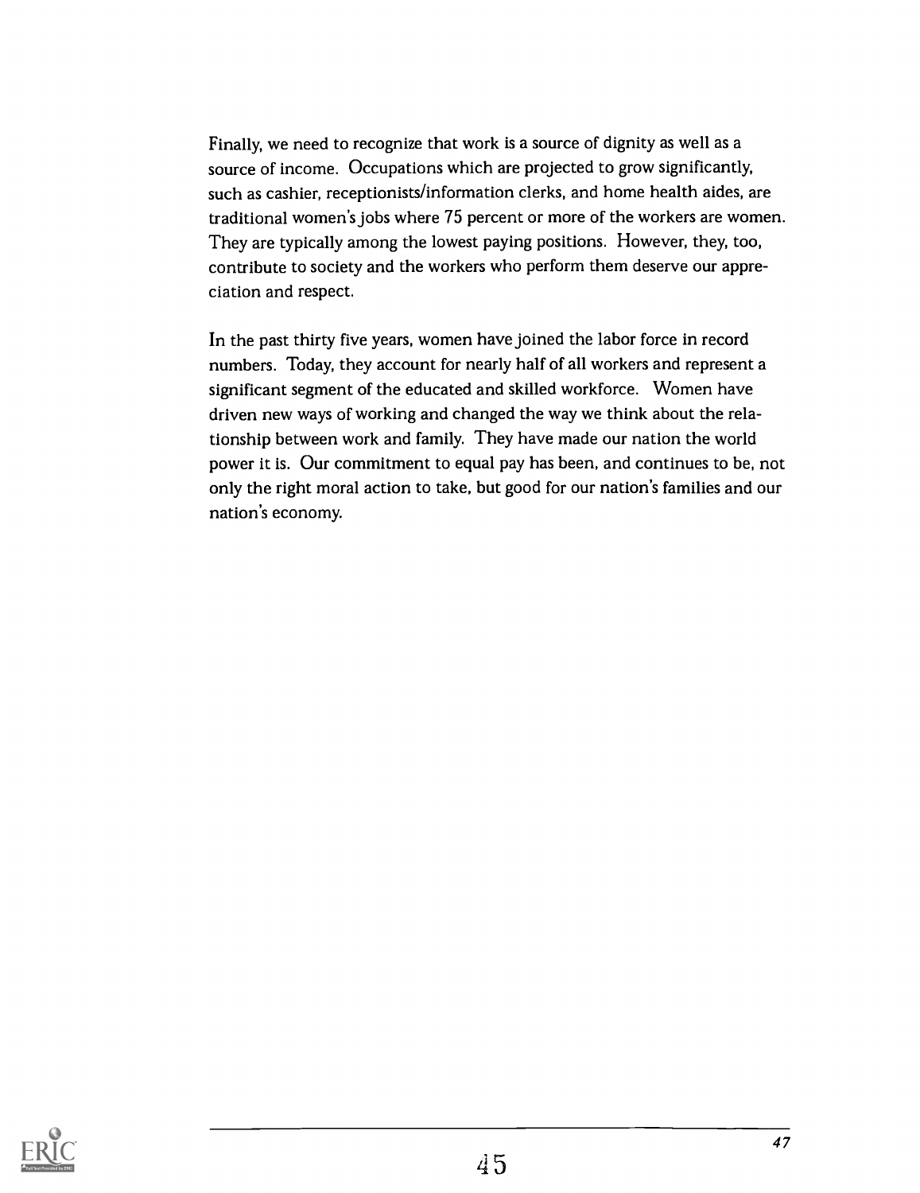Finally, we need to recognize that work is a source of dignity as well as a source of income. Occupations which are projected to grow significantly, such as cashier, receptionists/information clerks, and home health aides, are traditional women's jobs where 75 percent or more of the workers are women. They are typically among the lowest paying positions. However, they, too, contribute to society and the workers who perform them deserve our appreciation and respect.

In the past thirty five years, women have joined the labor force in record numbers. Today, they account for nearly half of all workers and represent a significant segment of the educated and skilled workforce. Women have driven new ways of working and changed the way we think about the relationship between work and family. They have made our nation the world power it is. Our commitment to equal pay has been, and continues to be, not only the right moral action to take, but good for our nation's families and our nation's economy.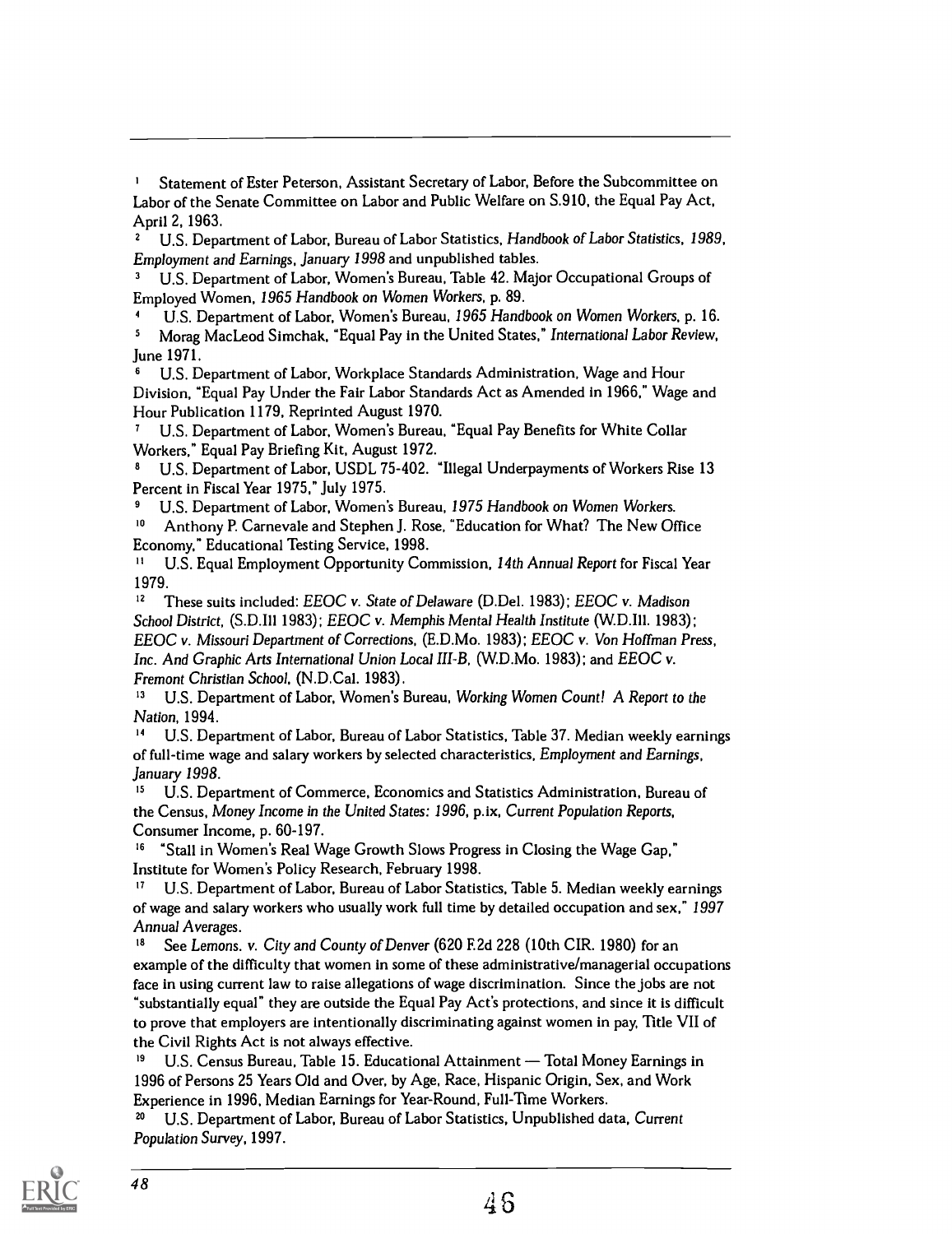[1] Statement of Ester Peterson, Assistant Secretary of Labor, Before the Subcommittee on Labor of the Senate Committee on Labor and Public Welfare on S.910, the Equal Pay Act, April 2, 1963.

[2] U.S. Department of Labor, Bureau of Labor Statistics, *Handbook of Labor Statistics, 1989, Employment and Earnings, January 1998* and unpublished tables.

[3] U.S. Department of Labor, Women's Bureau, Table 42. Major Occupational Groups of Employed Women, *1965 Handbook on Women Workers*, p. 89.

[4] U.S. Department of Labor, Women's Bureau, *1965 Handbook on Women Workers*, p. 16.

[5] Morag MacLeod Simchak, "Equal Pay in the United States," *International Labor Review*, June 1971.

[6] U.S. Department of Labor, Workplace Standards Administration, Wage and Hour Division, "Equal Pay Under the Fair Labor Standards Act as Amended in 1966," Wage and Hour Publication 1179, Reprinted August 1970.

[7] U.S. Department of Labor, Women's Bureau, "Equal Pay Benefits for White Collar Workers," Equal Pay Briefing Kit, August 1972.

[8] U.S. Department of Labor, USDL 75-402. "Illegal Underpayments of Workers Rise 13 Percent in Fiscal Year 1975," July 1975.

[9] U.S. Department of Labor, Women's Bureau, *1975 Handbook on Women Workers*.

[10] Anthony P. Carnevale and Stephen J. Rose, "Education for What? The New Office Economy," Educational Testing Service, 1998.

[11] U.S. Equal Employment Opportunity Commission, *14th Annual Report* for Fiscal Year 1979.

[12] These suits included: *EEOC v. State of Delaware* (D.Del. 1983); *EEOC v. Madison School District*, (S.D.Ill 1983); *EEOC v. Memphis Mental Health Institute* (W.D.Ill. 1983); *EEOC v. Missouri Department of Corrections*, (E.D.Mo. 1983); *EEOC v. Von Hoffman Press, Inc. And Graphic Arts International Union Local III-B*, (W.D.Mo. 1983); and *EEOC v. Fremont Christian School*, (N.D.Cal. 1983).

[13] U.S. Department of Labor, Women's Bureau, *Working Women Count! A Report to the Nation*, 1994.

[14] U.S. Department of Labor, Bureau of Labor Statistics, Table 37. Median weekly earnings of full-time wage and salary workers by selected characteristics, *Employment and Earnings, January 1998*.

[15] U.S. Department of Commerce, Economics and Statistics Administration, Bureau of the Census, *Money Income in the United States: 1996*, p.ix, *Current Population Reports*, Consumer Income, p. 60-197.

[16] "Stall in Women's Real Wage Growth Slows Progress in Closing the Wage Gap," Institute for Women's Policy Research, February 1998.

[17] U.S. Department of Labor, Bureau of Labor Statistics, Table 5. Median weekly earnings of wage and salary workers who usually work full time by detailed occupation and sex," *1997 Annual Averages*.

[18] See *Lemons. v. City and County of Denver* (620 F.2d 228 (10th CIR. 1980) for an example of the difficulty that women in some of these administrative/managerial occupations face in using current law to raise allegations of wage discrimination. Since the jobs are not "substantially equal" they are outside the Equal Pay Act's protections, and since it is difficult to prove that employers are intentionally discriminating against women in pay, Title VII of the Civil Rights Act is not always effective.

[19] U.S. Census Bureau, Table 15. Educational Attainment — Total Money Earnings in 1996 of Persons 25 Years Old and Over, by Age, Race, Hispanic Origin, Sex, and Work Experience in 1996, Median Earnings for Year-Round, Full-Time Workers.

[20] U.S. Department of Labor, Bureau of Labor Statistics, Unpublished data, *Current Population Survey*, 1997.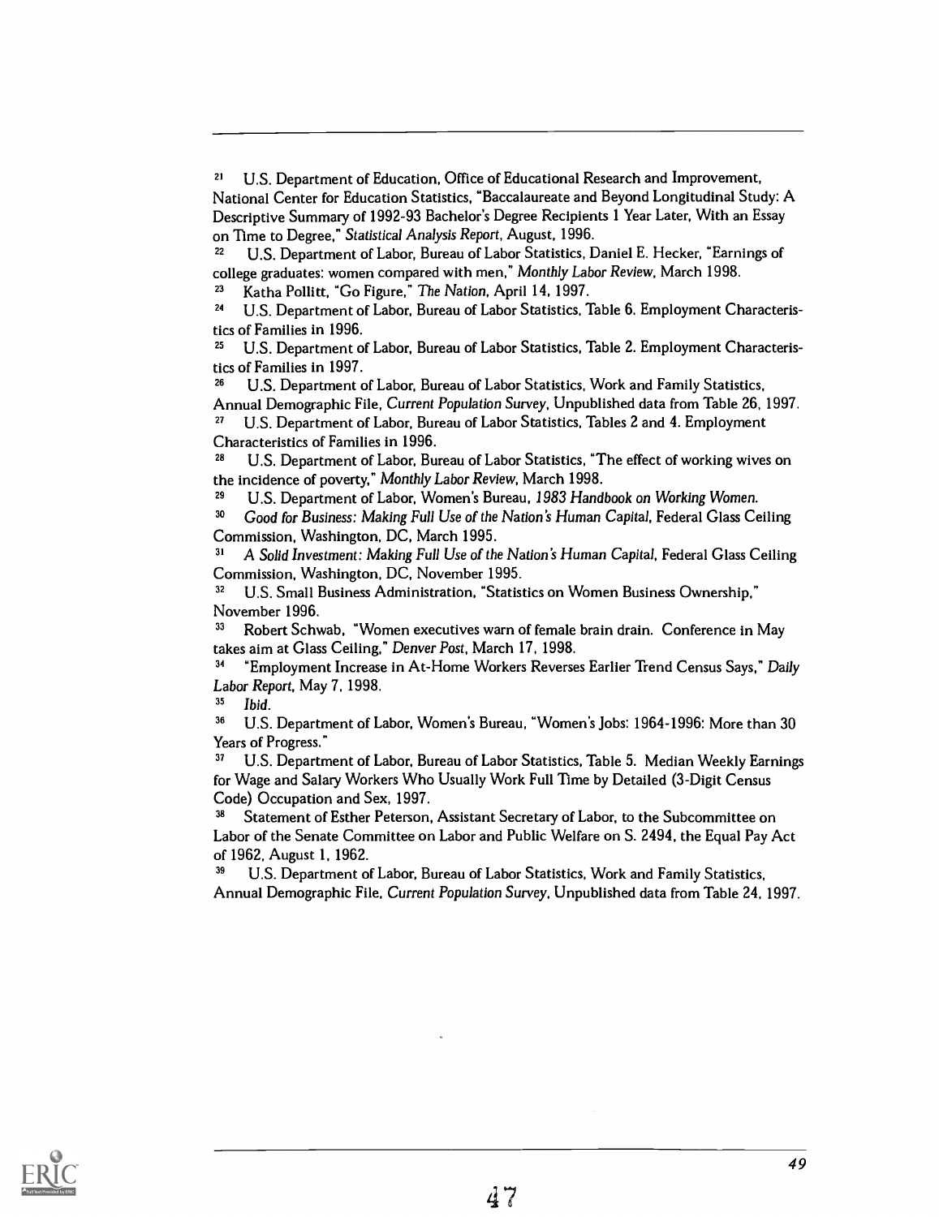[21] U.S. Department of Education, Office of Educational Research and Improvement, National Center for Education Statistics, "Baccalaureate and Beyond Longitudinal Study: A Descriptive Summary of 1992-93 Bachelor's Degree Recipients 1 Year Later, With an Essay on Time to Degree," *Statistical Analysis Report*, August, 1996.

[22] U.S. Department of Labor, Bureau of Labor Statistics, Daniel E. Hecker, "Earnings of college graduates: women compared with men," *Monthly Labor Review*, March 1998.

[23] Katha Pollitt, "Go Figure," *The Nation*, April 14, 1997.

[24] U.S. Department of Labor, Bureau of Labor Statistics, Table 6. Employment Characteristics of Families in 1996.

[25] U.S. Department of Labor, Bureau of Labor Statistics, Table 2. Employment Characteristics of Families in 1997.

[26] U.S. Department of Labor, Bureau of Labor Statistics, Work and Family Statistics, Annual Demographic File, *Current Population Survey*, Unpublished data from Table 26, 1997.

[27] U.S. Department of Labor, Bureau of Labor Statistics, Tables 2 and 4. Employment Characteristics of Families in 1996.

[28] U.S. Department of Labor, Bureau of Labor Statistics, "The effect of working wives on the incidence of poverty," *Monthly Labor Review*, March 1998.

[29] U.S. Department of Labor, Women's Bureau, *1983 Handbook on Working Women*.

[30] *Good for Business: Making Full Use of the Nation's Human Capital*, Federal Glass Ceiling Commission, Washington, DC, March 1995.

[31] *A Solid Investment: Making Full Use of the Nation's Human Capital*, Federal Glass Ceiling Commission, Washington, DC, November 1995.

[32] U.S. Small Business Administration, "Statistics on Women Business Ownership," November 1996.

[33] Robert Schwab, "Women executives warn of female brain drain. Conference in May takes aim at Glass Ceiling," *Denver Post*, March 17, 1998.

[34] "Employment Increase in At-Home Workers Reverses Earlier Trend Census Says," *Daily Labor Report*, May 7, 1998.

[35] *Ibid.*

[36] U.S. Department of Labor, Women's Bureau, "Women's Jobs: 1964-1996: More than 30 Years of Progress."

[37] U.S. Department of Labor, Bureau of Labor Statistics, Table 5. Median Weekly Earnings for Wage and Salary Workers Who Usually Work Full Time by Detailed (3-Digit Census Code) Occupation and Sex, 1997.

[38] Statement of Esther Peterson, Assistant Secretary of Labor, to the Subcommittee on Labor of the Senate Committee on Labor and Public Welfare on S. 2494, the Equal Pay Act of 1962, August 1, 1962.

[39] U.S. Department of Labor, Bureau of Labor Statistics, Work and Family Statistics, Annual Demographic File, *Current Population Survey*, Unpublished data from Table 24, 1997.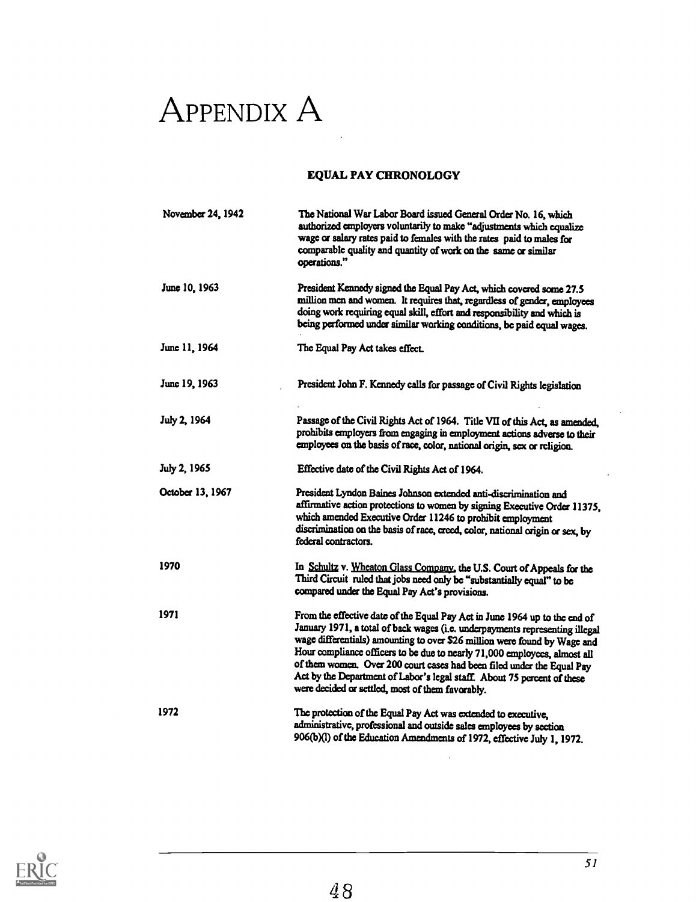# APPENDIX A

## EQUAL PAY CHRONOLOGY

| | |
|---|---|
| November 24, 1942 | The National War Labor Board issued General Order No. 16, which authorized employers voluntarily to make "adjustments which equalize wage or salary rates paid to females with the rates paid to males for comparable quality and quantity of work on the same or similar operations." |
| June 10, 1963 | President Kennedy signed the Equal Pay Act, which covered some 27.5 million men and women. It requires that, regardless of gender, employees doing work requiring equal skill, effort and responsibility and which is being performed under similar working conditions, be paid equal wages. |
| June 11, 1964 | The Equal Pay Act takes effect. |
| June 19, 1963 | President John F. Kennedy calls for passage of Civil Rights legislation |
| July 2, 1964 | Passage of the Civil Rights Act of 1964. Title VII of this Act, as amended, prohibits employers from engaging in employment actions adverse to their employees on the basis of race, color, national origin, sex or religion. |
| July 2, 1965 | Effective date of the Civil Rights Act of 1964. |
| October 13, 1967 | President Lyndon Baines Johnson extended anti-discrimination and affirmative action protections to women by signing Executive Order 11375, which amended Executive Order 11246 to prohibit employment discrimination on the basis of race, creed, color, national origin or sex, by federal contractors. |
| 1970 | In Schultz v. Wheaton Glass Company, the U.S. Court of Appeals for the Third Circuit ruled that jobs need only be "substantially equal" to be compared under the Equal Pay Act's provisions. |
| 1971 | From the effective date of the Equal Pay Act in June 1964 up to the end of January 1971, a total of back wages (i.e. underpayments representing illegal wage differentials) amounting to over $26 million were found by Wage and Hour compliance officers to be due to nearly 71,000 employees, almost all of them women. Over 200 court cases had been filed under the Equal Pay Act by the Department of Labor's legal staff. About 75 percent of these were decided or settled, most of them favorably. |
| 1972 | The protection of the Equal Pay Act was extended to executive, administrative, professional and outside sales employees by section 906(b)(l) of the Education Amendments of 1972, effective July 1, 1972. |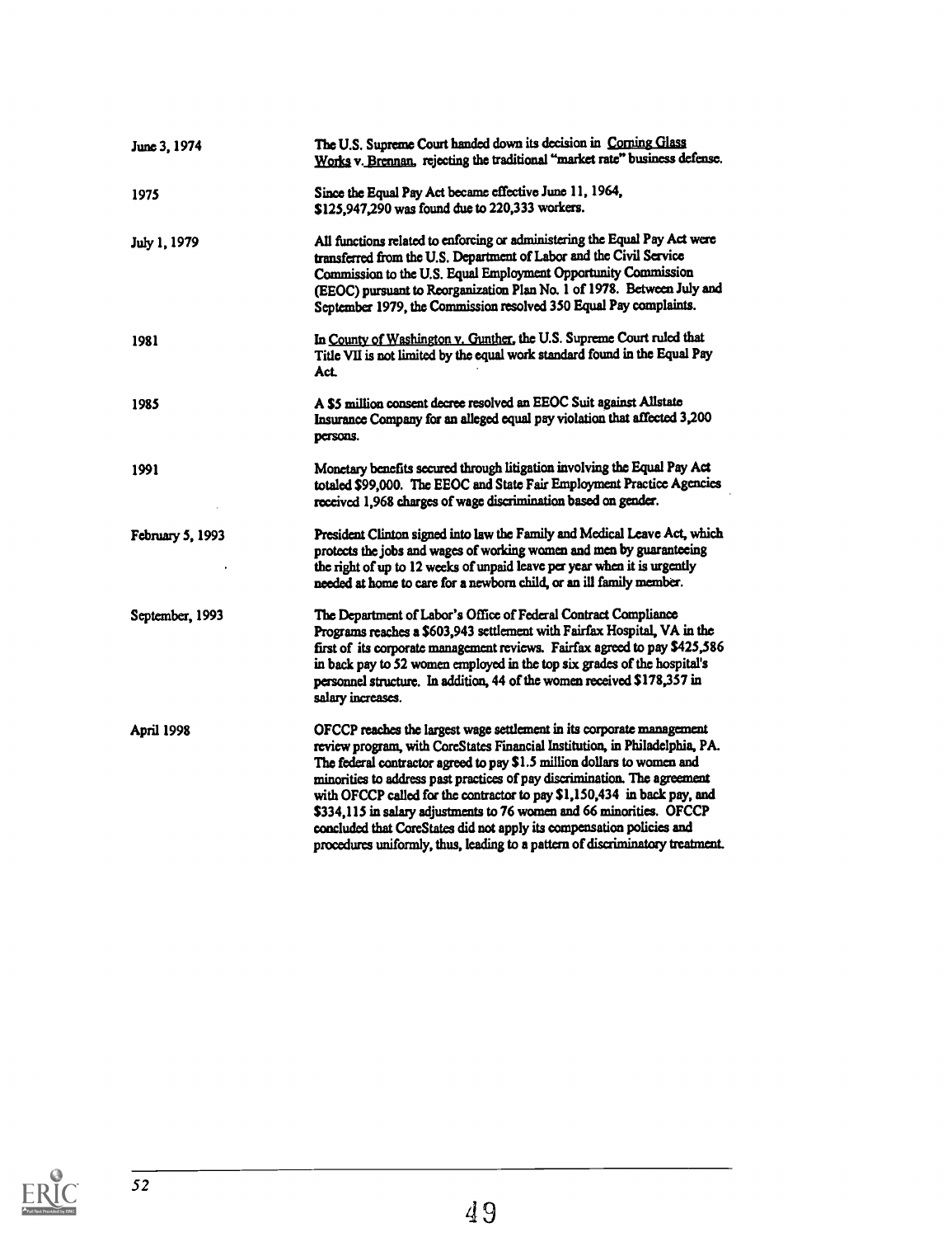| | |
|---|---|
| June 3, 1974 | The U.S. Supreme Court handed down its decision in Corning Glass Works v. Brennan, rejecting the traditional "market rate" business defense. |
| 1975 | Since the Equal Pay Act became effective June 11, 1964, $125,947,290 was found due to 220,333 workers. |
| July 1, 1979 | All functions related to enforcing or administering the Equal Pay Act were transferred from the U.S. Department of Labor and the Civil Service Commission to the U.S. Equal Employment Opportunity Commission (EEOC) pursuant to Reorganization Plan No. 1 of 1978. Between July and September 1979, the Commission resolved 350 Equal Pay complaints. |
| 1981 | In County of Washington v. Gunther, the U.S. Supreme Court ruled that Title VII is not limited by the equal work standard found in the Equal Pay Act. |
| 1985 | A $5 million consent decree resolved an EEOC Suit against Allstate Insurance Company for an alleged equal pay violation that affected 3,200 persons. |
| 1991 | Monetary benefits secured through litigation involving the Equal Pay Act totaled $99,000. The EEOC and State Fair Employment Practice Agencies received 1,968 charges of wage discrimination based on gender. |
| February 5, 1993 | President Clinton signed into law the Family and Medical Leave Act, which protects the jobs and wages of working women and men by guaranteeing the right of up to 12 weeks of unpaid leave per year when it is urgently needed at home to care for a newborn child, or an ill family member. |
| September, 1993 | The Department of Labor's Office of Federal Contract Compliance Programs reaches a $603,943 settlement with Fairfax Hospital, VA in the first of its corporate management reviews. Fairfax agreed to pay $425,586 in back pay to 52 women employed in the top six grades of the hospital's personnel structure. In addition, 44 of the women received $178,357 in salary increases. |
| April 1998 | OFCCP reaches the largest wage settlement in its corporate management review program, with CoreStates Financial Institution, in Philadelphia, PA. The federal contractor agreed to pay $1.5 million dollars to women and minorities to address past practices of pay discrimination. The agreement with OFCCP called for the contractor to pay $1,150,434 in back pay, and $334,115 in salary adjustments to 76 women and 66 minorities. OFCCP concluded that CoreStates did not apply its compensation policies and procedures uniformly, thus, leading to a pattern of discriminatory treatment. |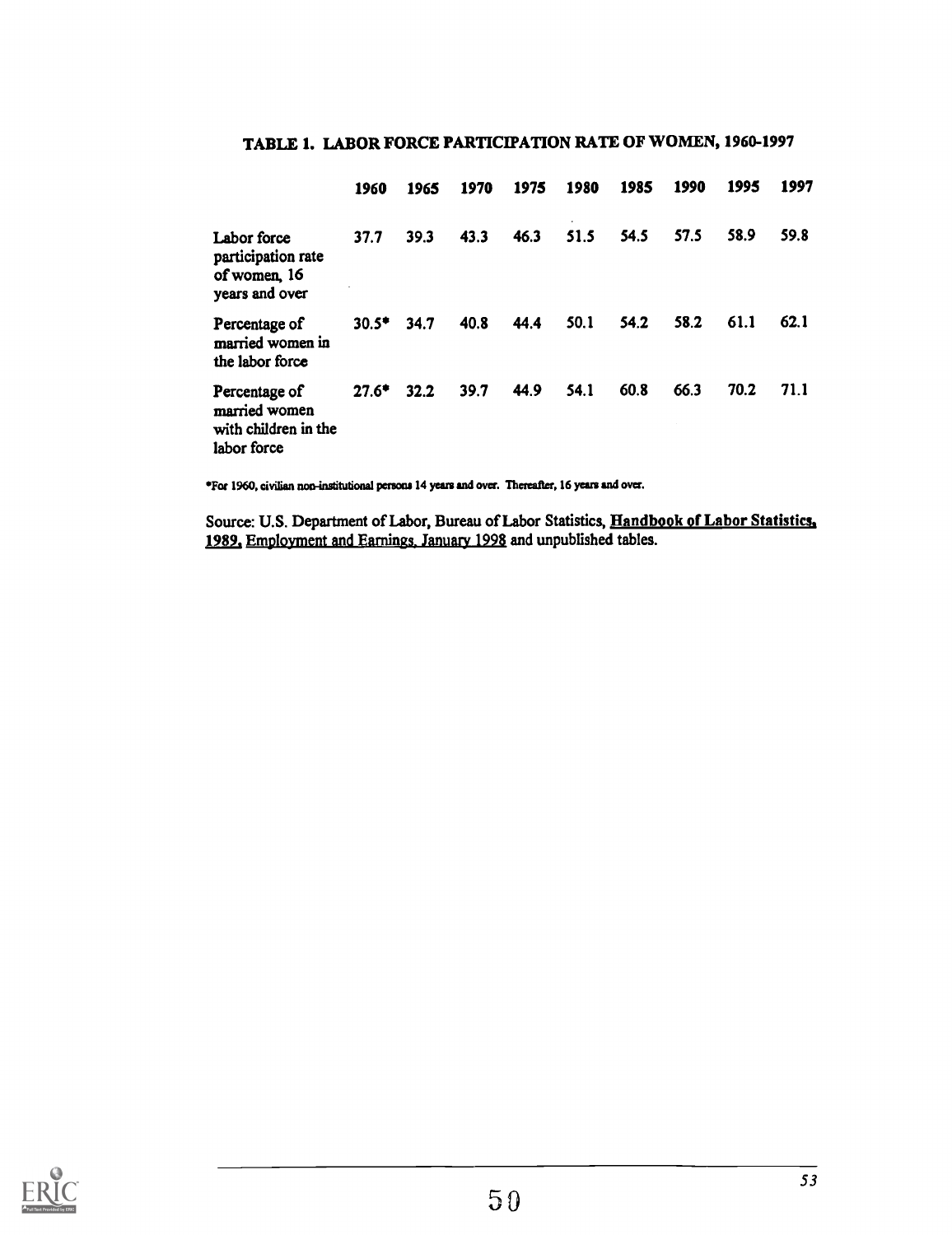## TABLE 1. LABOR FORCE PARTICIPATION RATE OF WOMEN, 1960-1997

| | 1960 | 1965 | 1970 | 1975 | 1980 | 1985 | 1990 | 1995 | 1997 |
|---|---|---|---|---|---|---|---|---|---|
| Labor force participation rate of women, 16 years and over | 37.7 | 39.3 | 43.3 | 46.3 | 51.5 | 54.5 | 57.5 | 58.9 | 59.8 |
| Percentage of married women in the labor force | 30.5* | 34.7 | 40.8 | 44.4 | 50.1 | 54.2 | 58.2 | 61.1 | 62.1 |
| Percentage of married women with children in the labor force | 27.6* | 32.2 | 39.7 | 44.9 | 54.1 | 60.8 | 66.3 | 70.2 | 71.1 |

*For 1960, civilian non-institutional persons 14 years and over. Thereafter, 16 years and over.

Source: U.S. Department of Labor, Bureau of Labor Statistics, Handbook of Labor Statistics, 1989, Employment and Earnings, January 1998 and unpublished tables.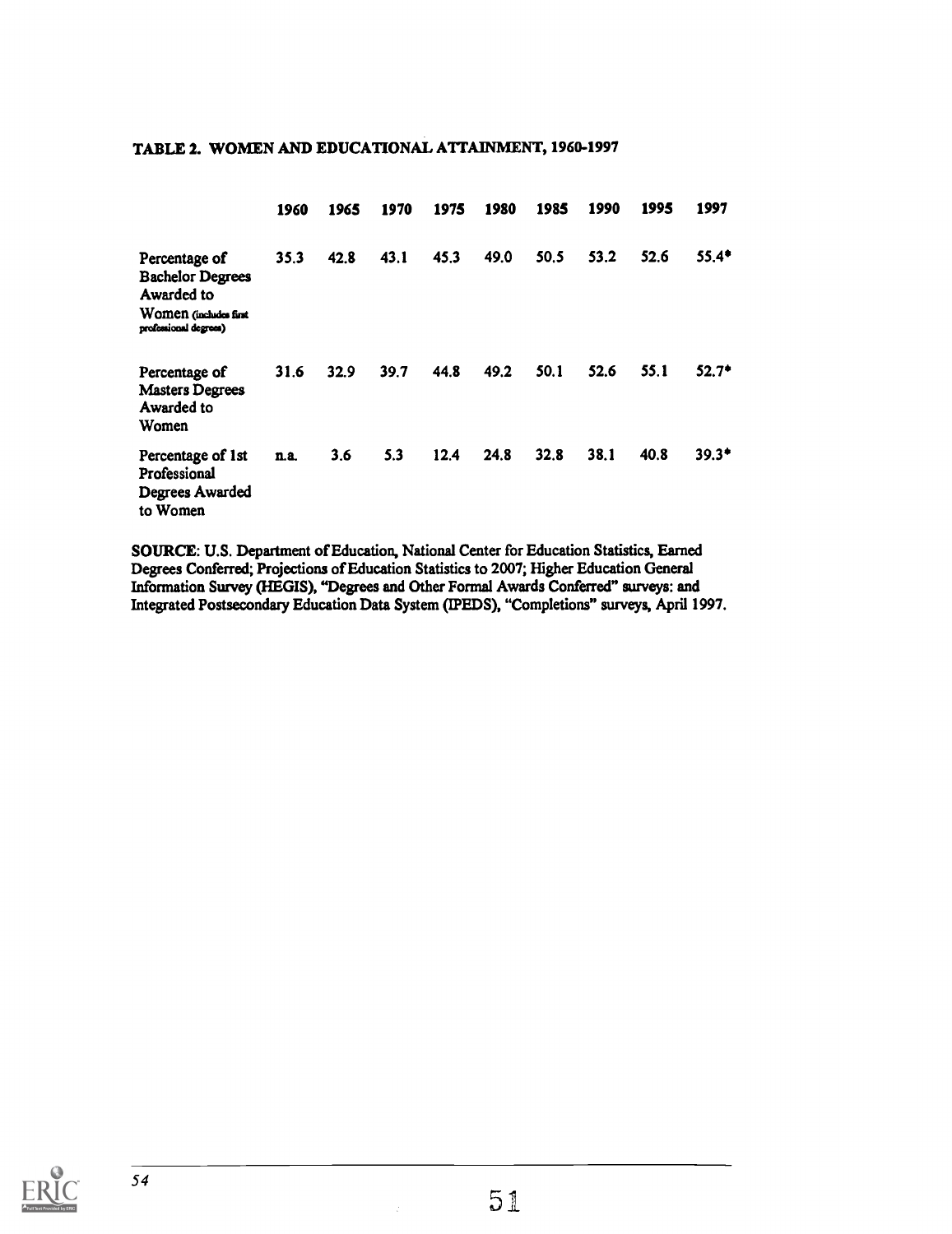**TABLE 2. WOMEN AND EDUCATIONAL ATTAINMENT, 1960-1997**

| | 1960 | 1965 | 1970 | 1975 | 1980 | 1985 | 1990 | 1995 | 1997 |
|---|---|---|---|---|---|---|---|---|---|
| Percentage of Bachelor Degrees Awarded to Women (includes first professional degrees) | 35.3 | 42.8 | 43.1 | 45.3 | 49.0 | 50.5 | 53.2 | 52.6 | 55.4* |
| Percentage of Masters Degrees Awarded to Women | 31.6 | 32.9 | 39.7 | 44.8 | 49.2 | 50.1 | 52.6 | 55.1 | 52.7* |
| Percentage of 1st Professional Degrees Awarded to Women | n.a. | 3.6 | 5.3 | 12.4 | 24.8 | 32.8 | 38.1 | 40.8 | 39.3* |

**SOURCE**: U.S. Department of Education, National Center for Education Statistics, Earned Degrees Conferred; Projections of Education Statistics to 2007; Higher Education General Information Survey (HEGIS), "Degrees and Other Formal Awards Conferred" surveys: and Integrated Postsecondary Education Data System (IPEDS), "Completions" surveys, April 1997.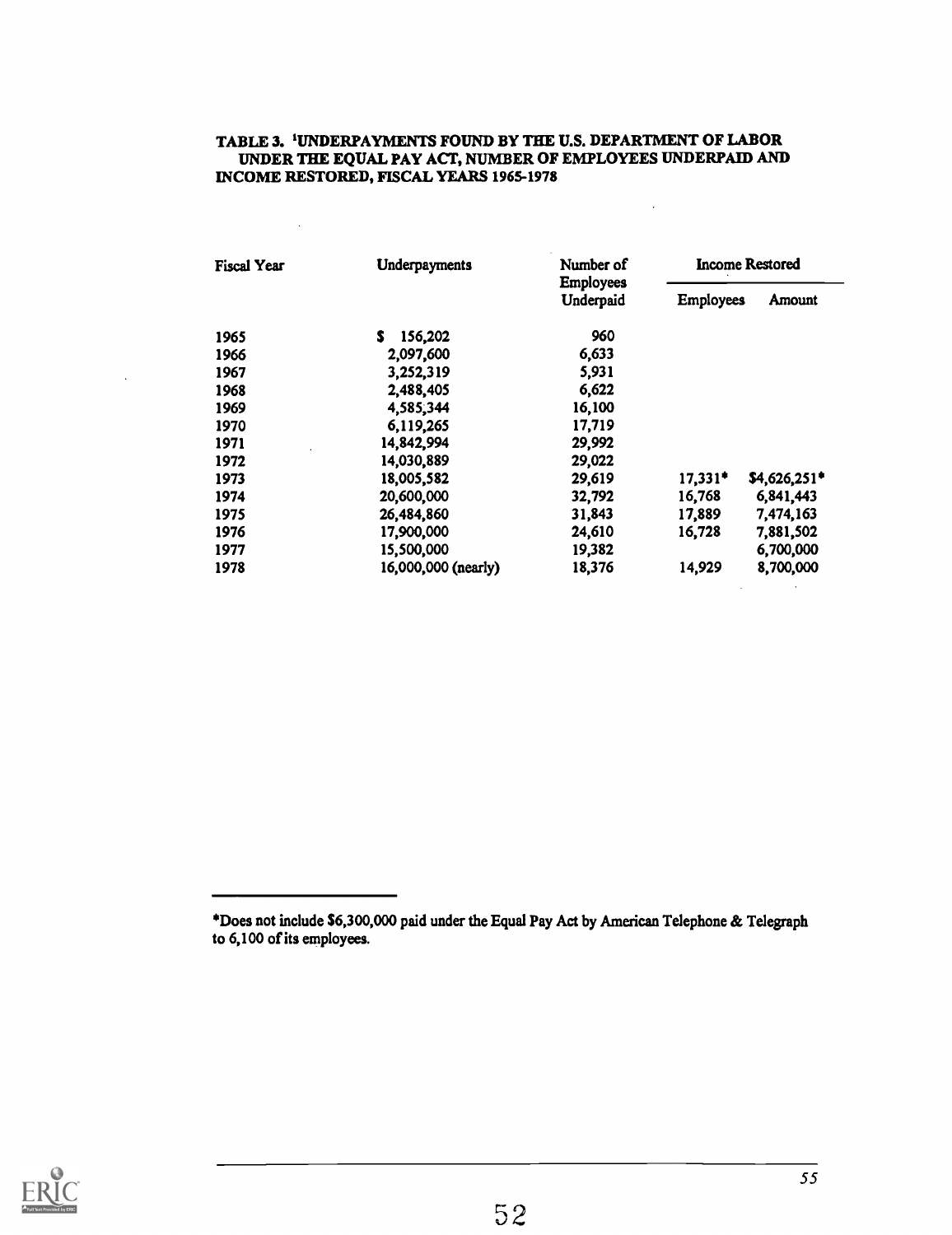**TABLE 3. [1]UNDERPAYMENTS FOUND BY THE U.S. DEPARTMENT OF LABOR UNDER THE EQUAL PAY ACT, NUMBER OF EMPLOYEES UNDERPAID AND INCOME RESTORED, FISCAL YEARS 1965-1978**

| Fiscal Year | Underpayments | Number of Employees Underpaid | Income Restored | |
|---|---|---|---|---|
| | | | Employees | Amount |
| 1965 | $ 156,202 | 960 | | |
| 1966 | 2,097,600 | 6,633 | | |
| 1967 | 3,252,319 | 5,931 | | |
| 1968 | 2,488,405 | 6,622 | | |
| 1969 | 4,585,344 | 16,100 | | |
| 1970 | 6,119,265 | 17,719 | | |
| 1971 | 14,842,994 | 29,992 | | |
| 1972 | 14,030,889 | 29,022 | | |
| 1973 | 18,005,582 | 29,619 | 17,331* | $4,626,251* |
| 1974 | 20,600,000 | 32,792 | 16,768 | 6,841,443 |
| 1975 | 26,484,860 | 31,843 | 17,889 | 7,474,163 |
| 1976 | 17,900,000 | 24,610 | 16,728 | 7,881,502 |
| 1977 | 15,500,000 | 19,382 | | 6,700,000 |
| 1978 | 16,000,000 (nearly) | 18,376 | 14,929 | 8,700,000 |

*Does not include $6,300,000 paid under the Equal Pay Act by American Telephone & Telegraph to 6,100 of its employees.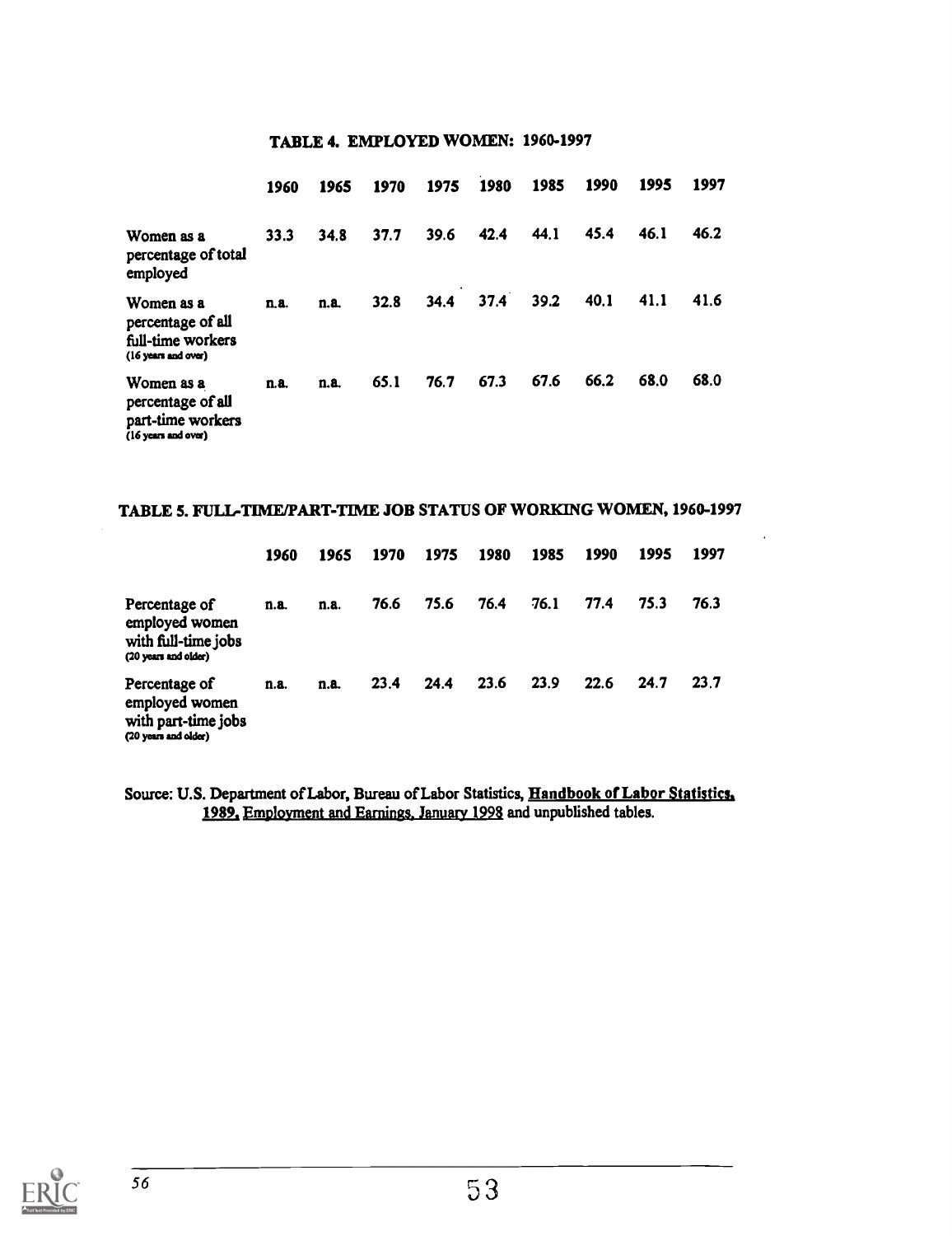### TABLE 4. EMPLOYED WOMEN: 1960-1997

| | 1960 | 1965 | 1970 | 1975 | 1980 | 1985 | 1990 | 1995 | 1997 |
|---|---|---|---|---|---|---|---|---|---|
| Women as a percentage of total employed | 33.3 | 34.8 | 37.7 | 39.6 | 42.4 | 44.1 | 45.4 | 46.1 | 46.2 |
| Women as a percentage of all full-time workers (16 years and over) | n.a. | n.a. | 32.8 | 34.4 | 37.4 | 39.2 | 40.1 | 41.1 | 41.6 |
| Women as a percentage of all part-time workers (16 years and over) | n.a. | n.a. | 65.1 | 76.7 | 67.3 | 67.6 | 66.2 | 68.0 | 68.0 |

### TABLE 5. FULL-TIME/PART-TIME JOB STATUS OF WORKING WOMEN, 1960-1997

| | 1960 | 1965 | 1970 | 1975 | 1980 | 1985 | 1990 | 1995 | 1997 |
|---|---|---|---|---|---|---|---|---|---|
| Percentage of employed women with full-time jobs (20 years and older) | n.a. | n.a. | 76.6 | 75.6 | 76.4 | 76.1 | 77.4 | 75.3 | 76.3 |
| Percentage of employed women with part-time jobs (20 years and older) | n.a. | n.a. | 23.4 | 24.4 | 23.6 | 23.9 | 22.6 | 24.7 | 23.7 |

Source: U.S. Department of Labor, Bureau of Labor Statistics, Handbook of Labor Statistics, 1989, Employment and Earnings, January 1998 and unpublished tables.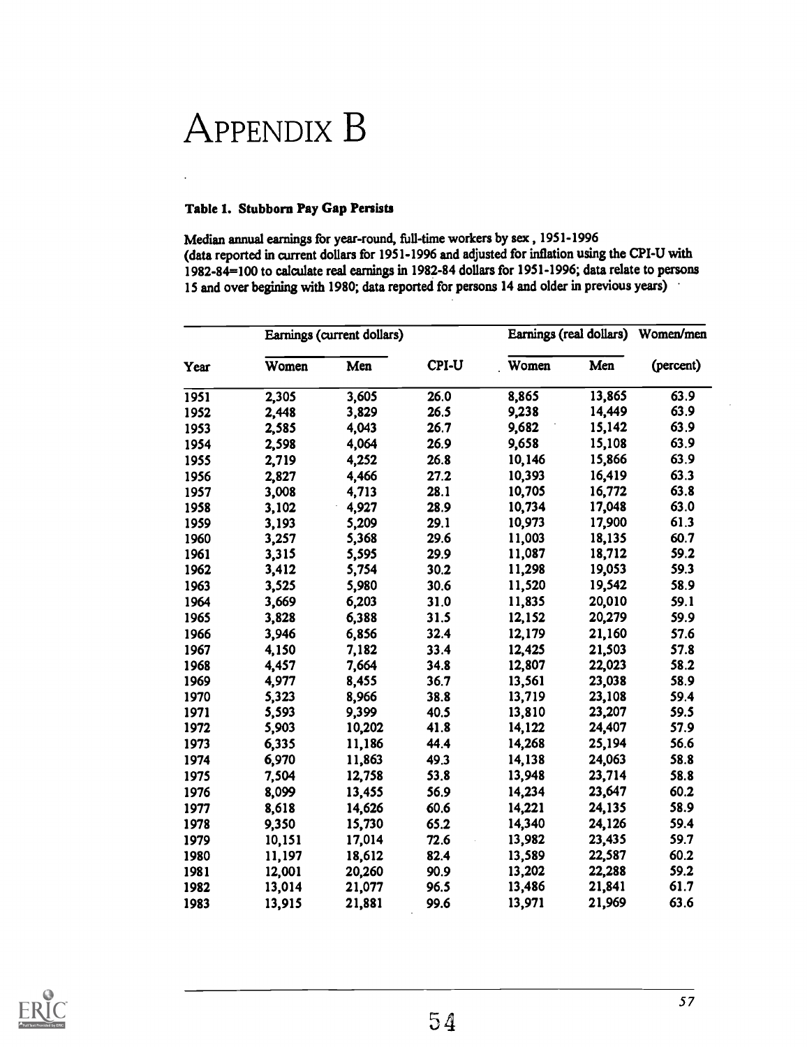# APPENDIX B

### Table 1. Stubborn Pay Gap Persists

Median annual earnings for year-round, full-time workers by sex, 1951-1996
(data reported in current dollars for 1951-1996 and adjusted for inflation using the CPI-U with 1982-84=100 to calculate real earnings in 1982-84 dollars for 1951-1996; data relate to persons 15 and over begining with 1980; data reported for persons 14 and older in previous years)

| | Earnings (current dollars) | | | Earnings (real dollars) | | Women/men |
|---|---|---|---|---|---|---|
| Year | Women | Men | CPI-U | Women | Men | (percent) |
| 1951 | 2,305 | 3,605 | 26.0 | 8,865 | 13,865 | 63.9 |
| 1952 | 2,448 | 3,829 | 26.5 | 9,238 | 14,449 | 63.9 |
| 1953 | 2,585 | 4,043 | 26.7 | 9,682 | 15,142 | 63.9 |
| 1954 | 2,598 | 4,064 | 26.9 | 9,658 | 15,108 | 63.9 |
| 1955 | 2,719 | 4,252 | 26.8 | 10,146 | 15,866 | 63.9 |
| 1956 | 2,827 | 4,466 | 27.2 | 10,393 | 16,419 | 63.3 |
| 1957 | 3,008 | 4,713 | 28.1 | 10,705 | 16,772 | 63.8 |
| 1958 | 3,102 | 4,927 | 28.9 | 10,734 | 17,048 | 63.0 |
| 1959 | 3,193 | 5,209 | 29.1 | 10,973 | 17,900 | 61.3 |
| 1960 | 3,257 | 5,368 | 29.6 | 11,003 | 18,135 | 60.7 |
| 1961 | 3,315 | 5,595 | 29.9 | 11,087 | 18,712 | 59.2 |
| 1962 | 3,412 | 5,754 | 30.2 | 11,298 | 19,053 | 59.3 |
| 1963 | 3,525 | 5,980 | 30.6 | 11,520 | 19,542 | 58.9 |
| 1964 | 3,669 | 6,203 | 31.0 | 11,835 | 20,010 | 59.1 |
| 1965 | 3,828 | 6,388 | 31.5 | 12,152 | 20,279 | 59.9 |
| 1966 | 3,946 | 6,856 | 32.4 | 12,179 | 21,160 | 57.6 |
| 1967 | 4,150 | 7,182 | 33.4 | 12,425 | 21,503 | 57.8 |
| 1968 | 4,457 | 7,664 | 34.8 | 12,807 | 22,023 | 58.2 |
| 1969 | 4,977 | 8,455 | 36.7 | 13,561 | 23,038 | 58.9 |
| 1970 | 5,323 | 8,966 | 38.8 | 13,719 | 23,108 | 59.4 |
| 1971 | 5,593 | 9,399 | 40.5 | 13,810 | 23,207 | 59.5 |
| 1972 | 5,903 | 10,202 | 41.8 | 14,122 | 24,407 | 57.9 |
| 1973 | 6,335 | 11,186 | 44.4 | 14,268 | 25,194 | 56.6 |
| 1974 | 6,970 | 11,863 | 49.3 | 14,138 | 24,063 | 58.8 |
| 1975 | 7,504 | 12,758 | 53.8 | 13,948 | 23,714 | 58.8 |
| 1976 | 8,099 | 13,455 | 56.9 | 14,234 | 23,647 | 60.2 |
| 1977 | 8,618 | 14,626 | 60.6 | 14,221 | 24,135 | 58.9 |
| 1978 | 9,350 | 15,730 | 65.2 | 14,340 | 24,126 | 59.4 |
| 1979 | 10,151 | 17,014 | 72.6 | 13,982 | 23,435 | 59.7 |
| 1980 | 11,197 | 18,612 | 82.4 | 13,589 | 22,587 | 60.2 |
| 1981 | 12,001 | 20,260 | 90.9 | 13,202 | 22,288 | 59.2 |
| 1982 | 13,014 | 21,077 | 96.5 | 13,486 | 21,841 | 61.7 |
| 1983 | 13,915 | 21,881 | 99.6 | 13,971 | 21,969 | 63.6 |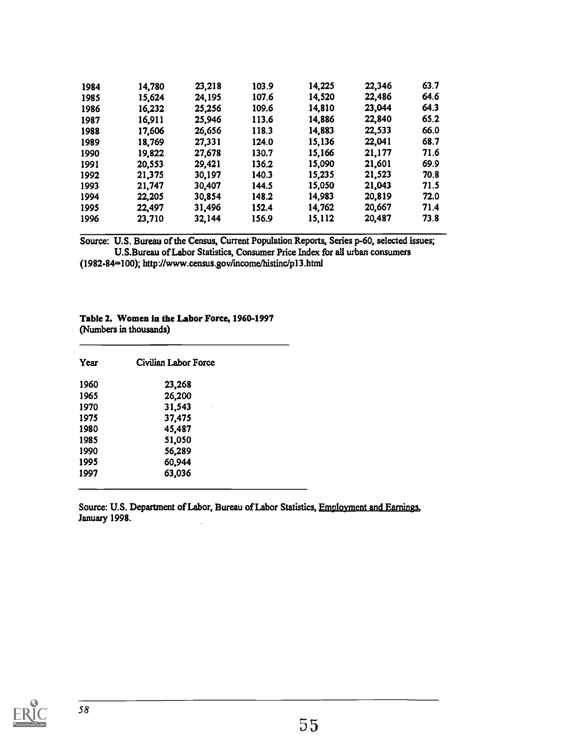| | | | | | | |
|---|---|---|---|---|---|---|
| 1984 | 14,780 | 23,218 | 103.9 | 14,225 | 22,346 | 63.7 |
| 1985 | 15,624 | 24,195 | 107.6 | 14,520 | 22,486 | 64.6 |
| 1986 | 16,232 | 25,256 | 109.6 | 14,810 | 23,044 | 64.3 |
| 1987 | 16,911 | 25,946 | 113.6 | 14,886 | 22,840 | 65.2 |
| 1988 | 17,606 | 26,656 | 118.3 | 14,883 | 22,533 | 66.0 |
| 1989 | 18,769 | 27,331 | 124.0 | 15,136 | 22,041 | 68.7 |
| 1990 | 19,822 | 27,678 | 130.7 | 15,166 | 21,177 | 71.6 |
| 1991 | 20,553 | 29,421 | 136.2 | 15,090 | 21,601 | 69.9 |
| 1992 | 21,375 | 30,197 | 140.3 | 15,235 | 21,523 | 70.8 |
| 1993 | 21,747 | 30,407 | 144.5 | 15,050 | 21,043 | 71.5 |
| 1994 | 22,205 | 30,854 | 148.2 | 14,983 | 20,819 | 72.0 |
| 1995 | 22,497 | 31,496 | 152.4 | 14,762 | 20,667 | 71.4 |
| 1996 | 23,710 | 32,144 | 156.9 | 15,112 | 20,487 | 73.8 |

Source: U.S. Bureau of the Census, Current Population Reports, Series p-60, selected issues; U.S.Bureau of Labor Statistics, Consumer Price Index for all urban consumers (1982-84=100); http://www.census.gov/income/histinc/p13.html

**Table 2. Women in the Labor Force, 1960-1997**
(Numbers in thousands)

| Year | Civilian Labor Force |
|---|---|
| 1960 | 23,268 |
| 1965 | 26,200 |
| 1970 | 31,543 |
| 1975 | 37,475 |
| 1980 | 45,487 |
| 1985 | 51,050 |
| 1990 | 56,289 |
| 1995 | 60,944 |
| 1997 | 63,036 |

Source: U.S. Department of Labor, Bureau of Labor Statistics, Employment and Earnings, January 1998.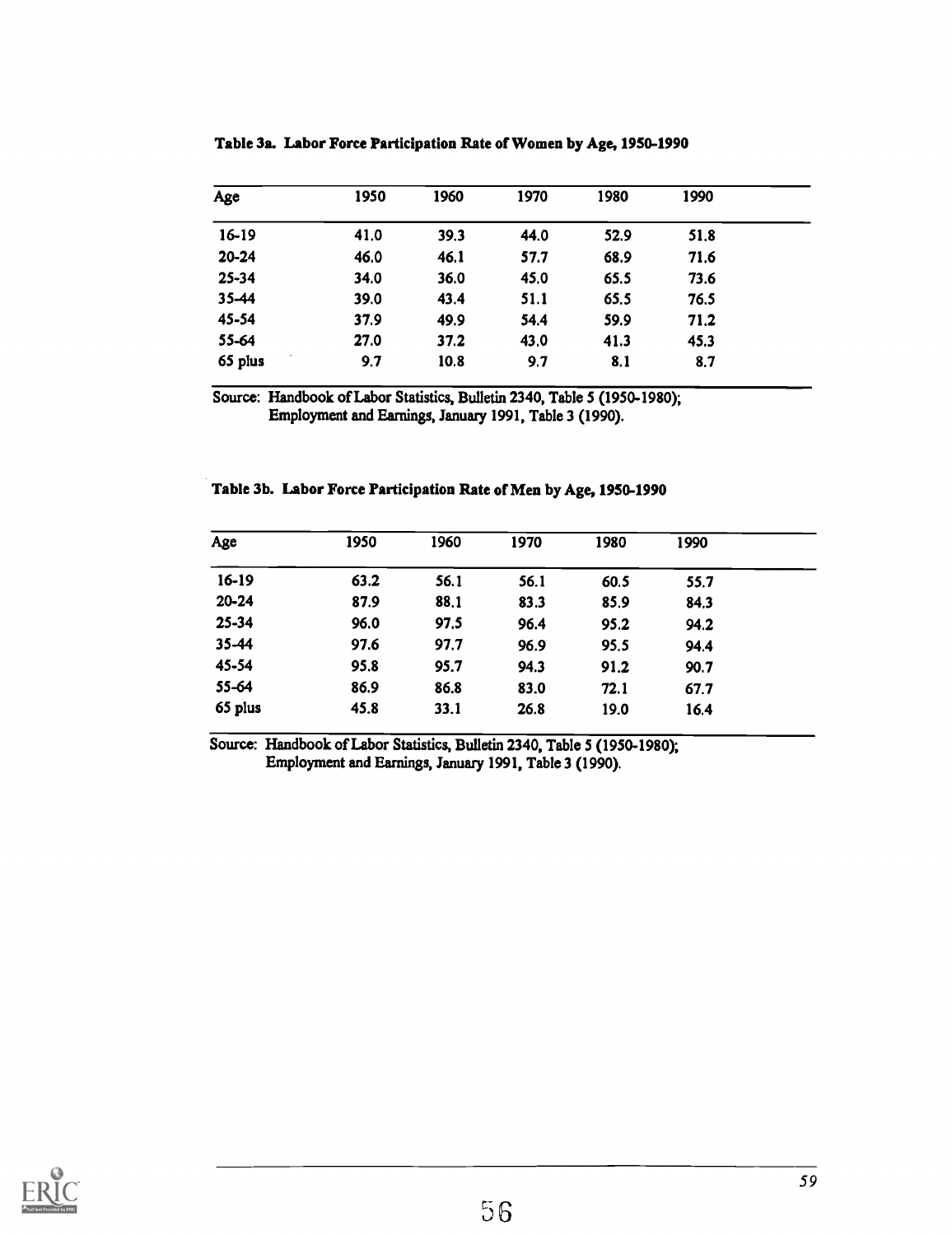**Table 3a. Labor Force Participation Rate of Women by Age, 1950-1990**

| Age | 1950 | 1960 | 1970 | 1980 | 1990 |
|---|---|---|---|---|---|
| 16-19 | 41.0 | 39.3 | 44.0 | 52.9 | 51.8 |
| 20-24 | 46.0 | 46.1 | 57.7 | 68.9 | 71.6 |
| 25-34 | 34.0 | 36.0 | 45.0 | 65.5 | 73.6 |
| 35-44 | 39.0 | 43.4 | 51.1 | 65.5 | 76.5 |
| 45-54 | 37.9 | 49.9 | 54.4 | 59.9 | 71.2 |
| 55-64 | 27.0 | 37.2 | 43.0 | 41.3 | 45.3 |
| 65 plus | 9.7 | 10.8 | 9.7 | 8.1 | 8.7 |

Source: Handbook of Labor Statistics, Bulletin 2340, Table 5 (1950-1980); Employment and Earnings, January 1991, Table 3 (1990).

**Table 3b. Labor Force Participation Rate of Men by Age, 1950-1990**

| Age | 1950 | 1960 | 1970 | 1980 | 1990 |
|---|---|---|---|---|---|
| 16-19 | 63.2 | 56.1 | 56.1 | 60.5 | 55.7 |
| 20-24 | 87.9 | 88.1 | 83.3 | 85.9 | 84.3 |
| 25-34 | 96.0 | 97.5 | 96.4 | 95.2 | 94.2 |
| 35-44 | 97.6 | 97.7 | 96.9 | 95.5 | 94.4 |
| 45-54 | 95.8 | 95.7 | 94.3 | 91.2 | 90.7 |
| 55-64 | 86.9 | 86.8 | 83.0 | 72.1 | 67.7 |
| 65 plus | 45.8 | 33.1 | 26.8 | 19.0 | 16.4 |

Source: Handbook of Labor Statistics, Bulletin 2340, Table 5 (1950-1980); Employment and Earnings, January 1991, Table 3 (1990).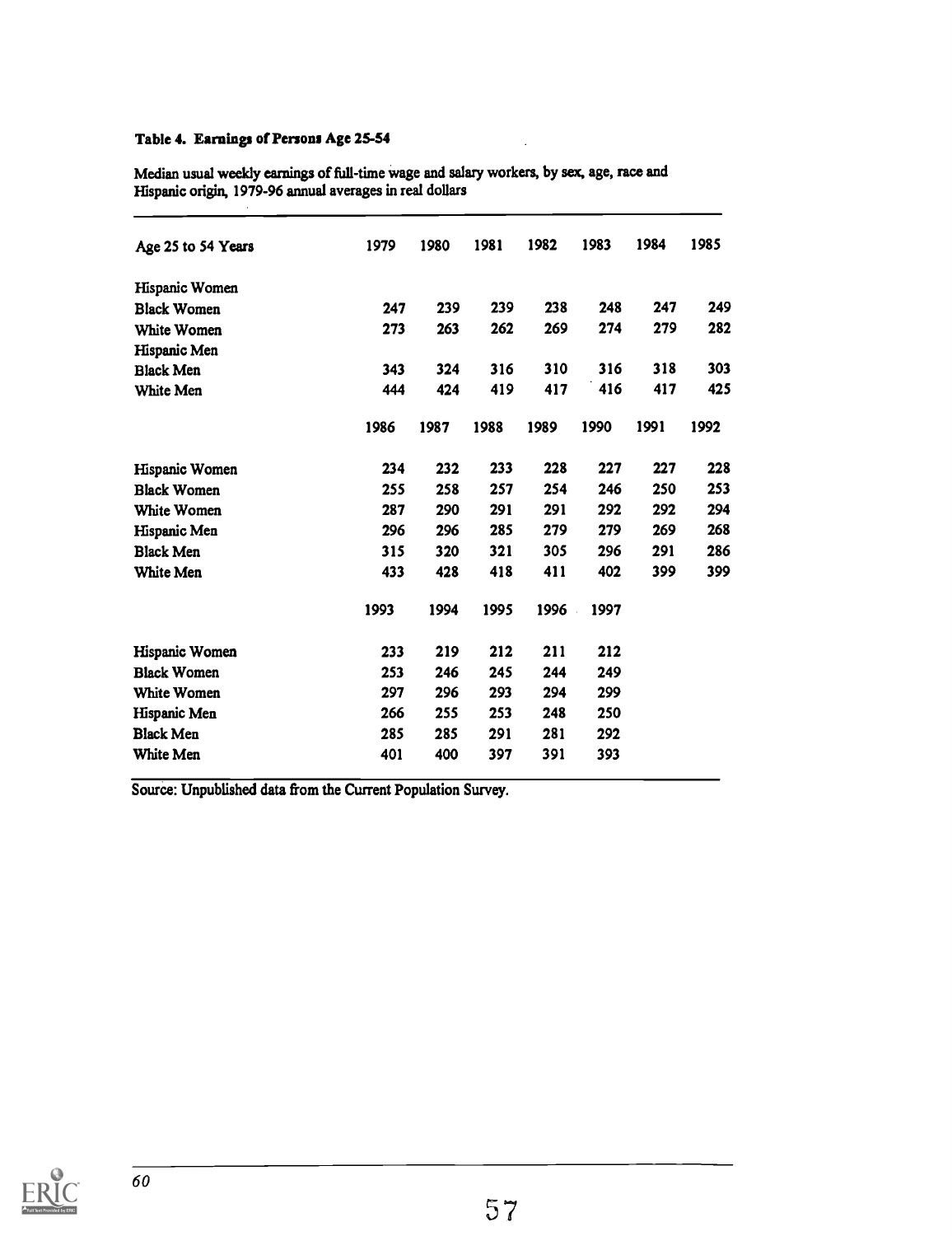### Table 4. Earnings of Persons Age 25-54

Median usual weekly earnings of full-time wage and salary workers, by sex, age, race and Hispanic origin, 1979-96 annual averages in real dollars

| Age 25 to 54 Years | 1979 | 1980 | 1981 | 1982 | 1983 | 1984 | 1985 |
|---|---|---|---|---|---|---|---|
| Hispanic Women | | | | | | | |
| Black Women | 247 | 239 | 239 | 238 | 248 | 247 | 249 |
| White Women | 273 | 263 | 262 | 269 | 274 | 279 | 282 |
| Hispanic Men | | | | | | | |
| Black Men | 343 | 324 | 316 | 310 | 316 | 318 | 303 |
| White Men | 444 | 424 | 419 | 417 | 416 | 417 | 425 |
| | **1986** | **1987** | **1988** | **1989** | **1990** | **1991** | **1992** |
| Hispanic Women | 234 | 232 | 233 | 228 | 227 | 227 | 228 |
| Black Women | 255 | 258 | 257 | 254 | 246 | 250 | 253 |
| White Women | 287 | 290 | 291 | 291 | 292 | 292 | 294 |
| Hispanic Men | 296 | 296 | 285 | 279 | 279 | 269 | 268 |
| Black Men | 315 | 320 | 321 | 305 | 296 | 291 | 286 |
| White Men | 433 | 428 | 418 | 411 | 402 | 399 | 399 |
| | **1993** | **1994** | **1995** | **1996** | **1997** | | |
| Hispanic Women | 233 | 219 | 212 | 211 | 212 | | |
| Black Women | 253 | 246 | 245 | 244 | 249 | | |
| White Women | 297 | 296 | 293 | 294 | 299 | | |
| Hispanic Men | 266 | 255 | 253 | 248 | 250 | | |
| Black Men | 285 | 285 | 291 | 281 | 292 | | |
| White Men | 401 | 400 | 397 | 391 | 393 | | |

Source: Unpublished data from the Current Population Survey.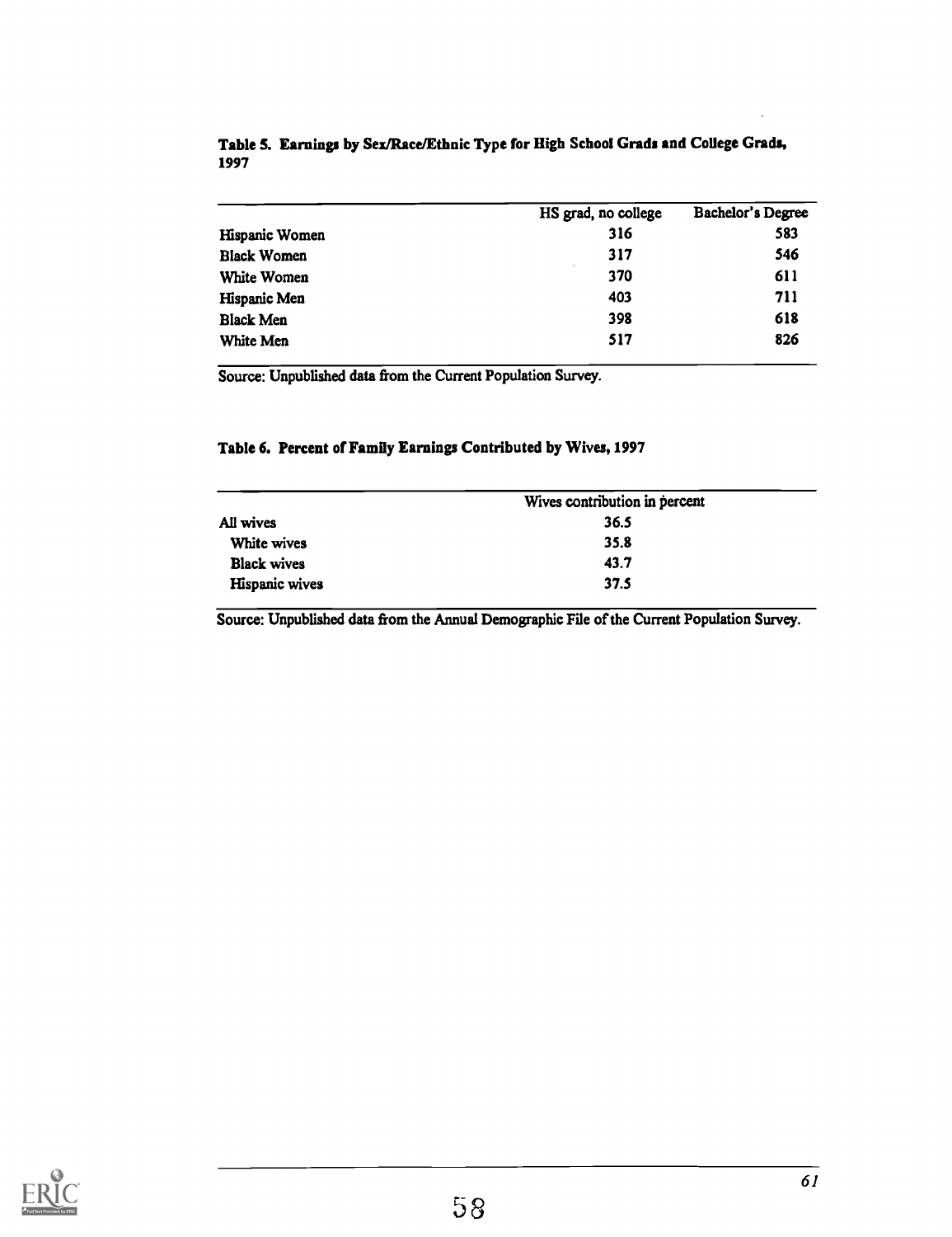**Table 5. Earnings by Sex/Race/Ethnic Type for High School Grads and College Grads, 1997**

| | HS grad, no college | Bachelor's Degree |
|---|---|---|
| Hispanic Women | 316 | 583 |
| Black Women | 317 | 546 |
| White Women | 370 | 611 |
| Hispanic Men | 403 | 711 |
| Black Men | 398 | 618 |
| White Men | 517 | 826 |

Source: Unpublished data from the Current Population Survey.

**Table 6. Percent of Family Earnings Contributed by Wives, 1997**

| | Wives contribution in percent |
|---|---|
| All wives | 36.5 |
| White wives | 35.8 |
| Black wives | 43.7 |
| Hispanic wives | 37.5 |

Source: Unpublished data from the Annual Demographic File of the Current Population Survey.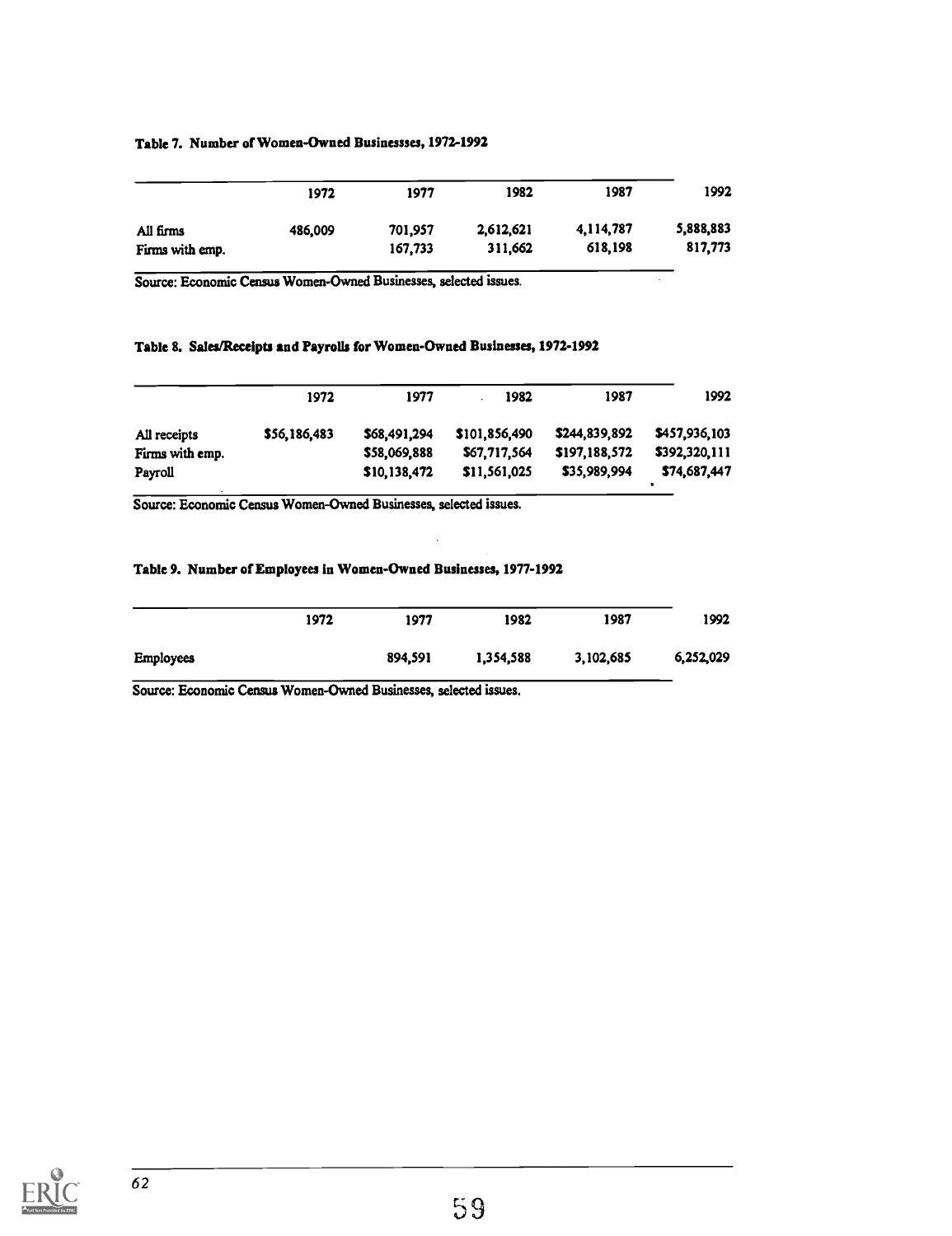**Table 7. Number of Women-Owned Businessses, 1972-1992**

| | 1972 | 1977 | 1982 | 1987 | 1992 |
|---|---|---|---|---|---|
| All firms | 486,009 | 701,957 | 2,612,621 | 4,114,787 | 5,888,883 |
| Firms with emp. | | 167,733 | 311,662 | 618,198 | 817,773 |

Source: Economic Census Women-Owned Businesses, selected issues.

**Table 8. Sales/Receipts and Payrolls for Women-Owned Businesses, 1972-1992**

| | 1972 | 1977 | 1982 | 1987 | 1992 |
|---|---|---|---|---|---|
| All receipts | $56,186,483 | $68,491,294 | $101,856,490 | $244,839,892 | $457,936,103 |
| Firms with emp. | | $58,069,888 | $67,717,564 | $197,188,572 | $392,320,111 |
| Payroll | | $10,138,472 | $11,561,025 | $35,989,994 | $74,687,447 |

Source: Economic Census Women-Owned Businesses, selected issues.

**Table 9. Number of Employees in Women-Owned Businesses, 1977-1992**

| | 1972 | 1977 | 1982 | 1987 | 1992 |
|---|---|---|---|---|---|
| Employees | | 894,591 | 1,354,588 | 3,102,685 | 6,252,029 |

Source: Economic Census Women-Owned Businesses, selected issues.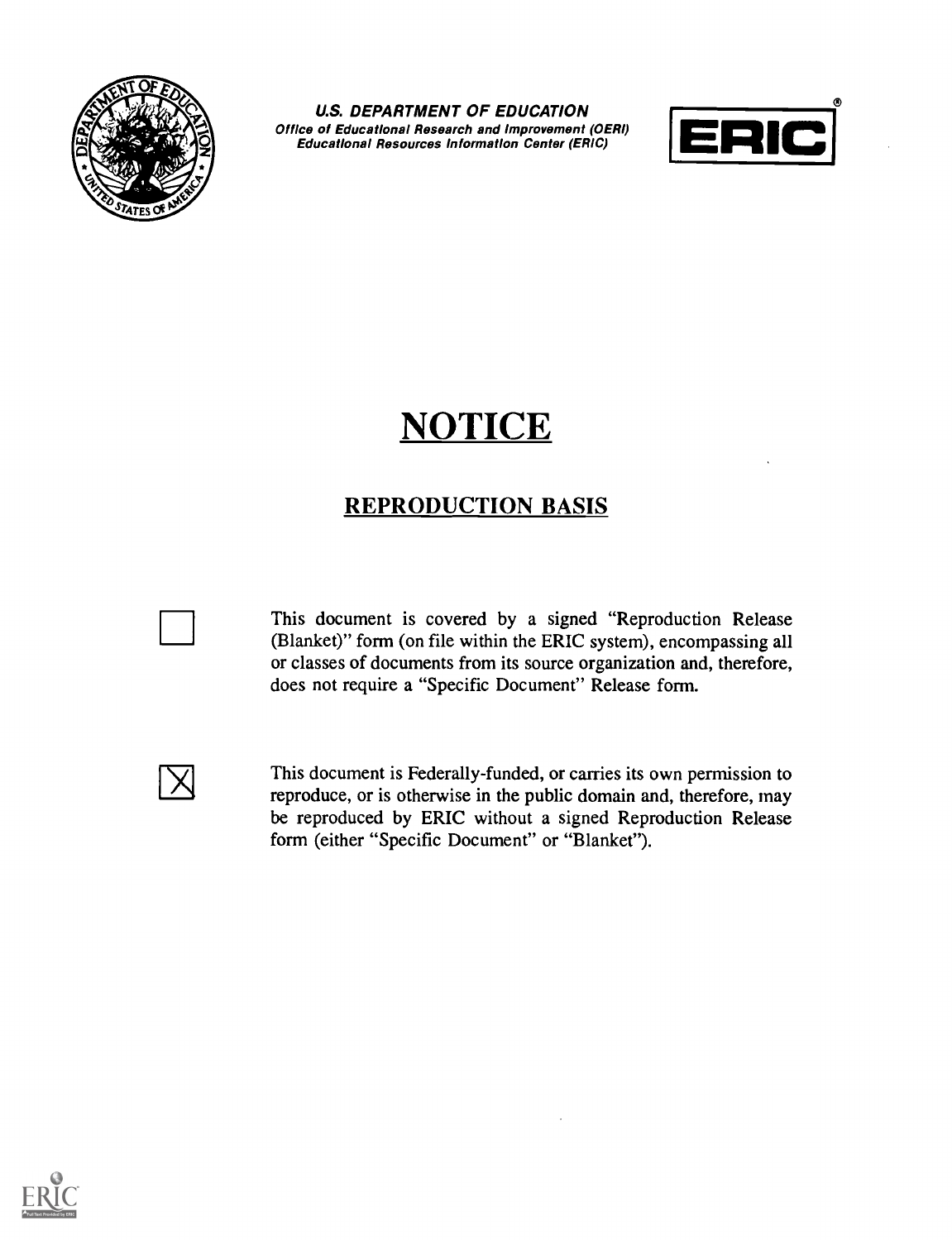**U.S. DEPARTMENT OF EDUCATION**
*Office of Educational Research and Improvement (OERI)*
*Educational Resources Information Center (ERIC)*

ERIC®

# NOTICE

## REPRODUCTION BASIS

☐ This document is covered by a signed "Reproduction Release (Blanket)" form (on file within the ERIC system), encompassing all or classes of documents from its source organization and, therefore, does not require a "Specific Document" Release form.

☒ This document is Federally-funded, or carries its own permission to reproduce, or is otherwise in the public domain and, therefore, may be reproduced by ERIC without a signed Reproduction Release form (either "Specific Document" or "Blanket").